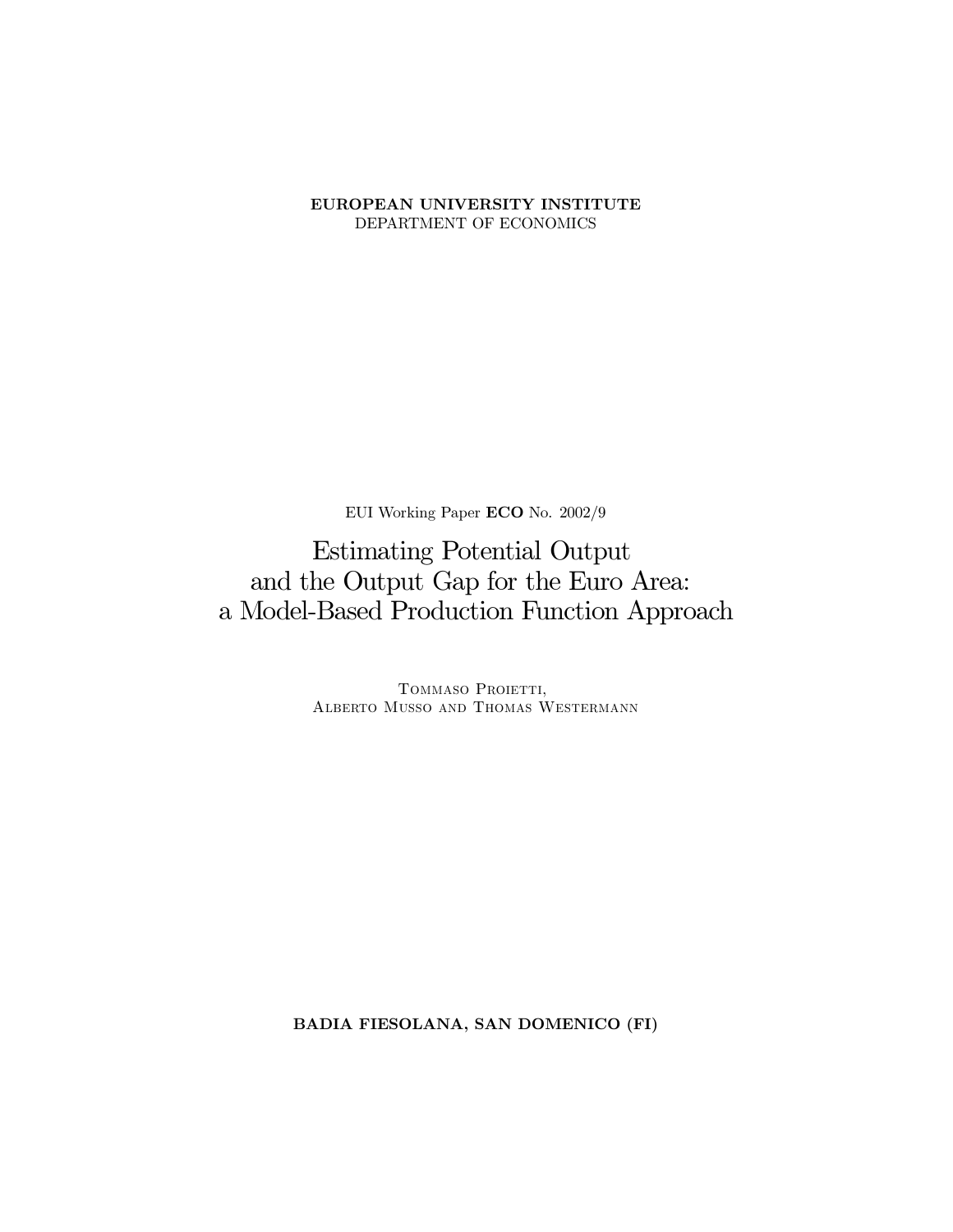**EUROPEAN UNIVERSITY INSTITUTE**
DEPARTMENT OF ECONOMICS

EUI Working Paper **ECO** No. 2002/9

# Estimating Potential Output and the Output Gap for the Euro Area: a Model-Based Production Function Approach

Tommaso Proietti,
Alberto Musso and Thomas Westermann

**BADIA FIESOLANA, SAN DOMENICO (FI)**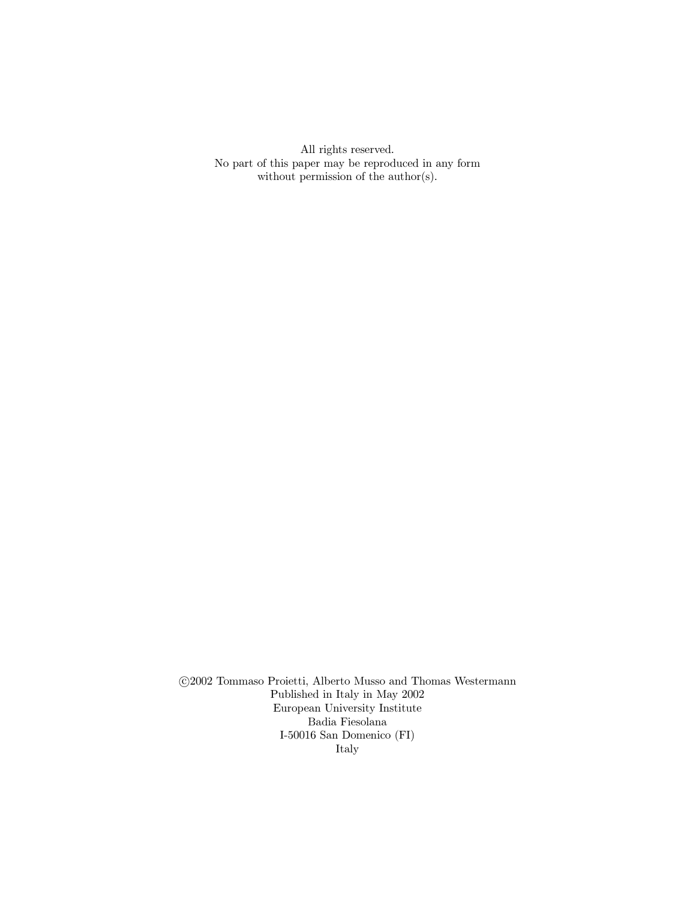All rights reserved.
No part of this paper may be reproduced in any form
without permission of the author(s).

©2002 Tommaso Proietti, Alberto Musso and Thomas Westermann
Published in Italy in May 2002
European University Institute
Badia Fiesolana
I-50016 San Domenico (FI)
Italy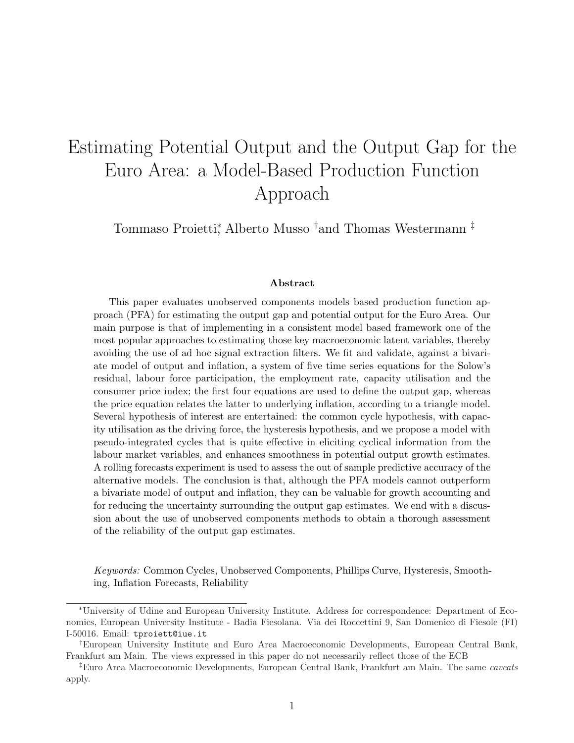# Estimating Potential Output and the Output Gap for the Euro Area: a Model-Based Production Function Approach

Tommaso Proietti[*], Alberto Musso [†] and Thomas Westermann [‡]

### Abstract

This paper evaluates unobserved components models based production function approach (PFA) for estimating the output gap and potential output for the Euro Area. Our main purpose is that of implementing in a consistent model based framework one of the most popular approaches to estimating those key macroeconomic latent variables, thereby avoiding the use of ad hoc signal extraction filters. We fit and validate, against a bivariate model of output and inflation, a system of five time series equations for the Solow's residual, labour force participation, the employment rate, capacity utilisation and the consumer price index; the first four equations are used to define the output gap, whereas the price equation relates the latter to underlying inflation, according to a triangle model. Several hypothesis of interest are entertained: the common cycle hypothesis, with capacity utilisation as the driving force, the hysteresis hypothesis, and we propose a model with pseudo-integrated cycles that is quite effective in eliciting cyclical information from the labour market variables, and enhances smoothness in potential output growth estimates. A rolling forecasts experiment is used to assess the out of sample predictive accuracy of the alternative models. The conclusion is that, although the PFA models cannot outperform a bivariate model of output and inflation, they can be valuable for growth accounting and for reducing the uncertainty surrounding the output gap estimates. We end with a discussion about the use of unobserved components methods to obtain a thorough assessment of the reliability of the output gap estimates.

*Keywords:* Common Cycles, Unobserved Components, Phillips Curve, Hysteresis, Smoothing, Inflation Forecasts, Reliability

---

[*] University of Udine and European University Institute. Address for correspondence: Department of Economics, European University Institute - Badia Fiesolana. Via dei Roccettini 9, San Domenico di Fiesole (FI) I-50016. Email: tproiett@iue.it

[†] European University Institute and Euro Area Macroeconomic Developments, European Central Bank, Frankfurt am Main. The views expressed in this paper do not necessarily reflect those of the ECB

[‡] Euro Area Macroeconomic Developments, European Central Bank, Frankfurt am Main. The same *caveats* apply.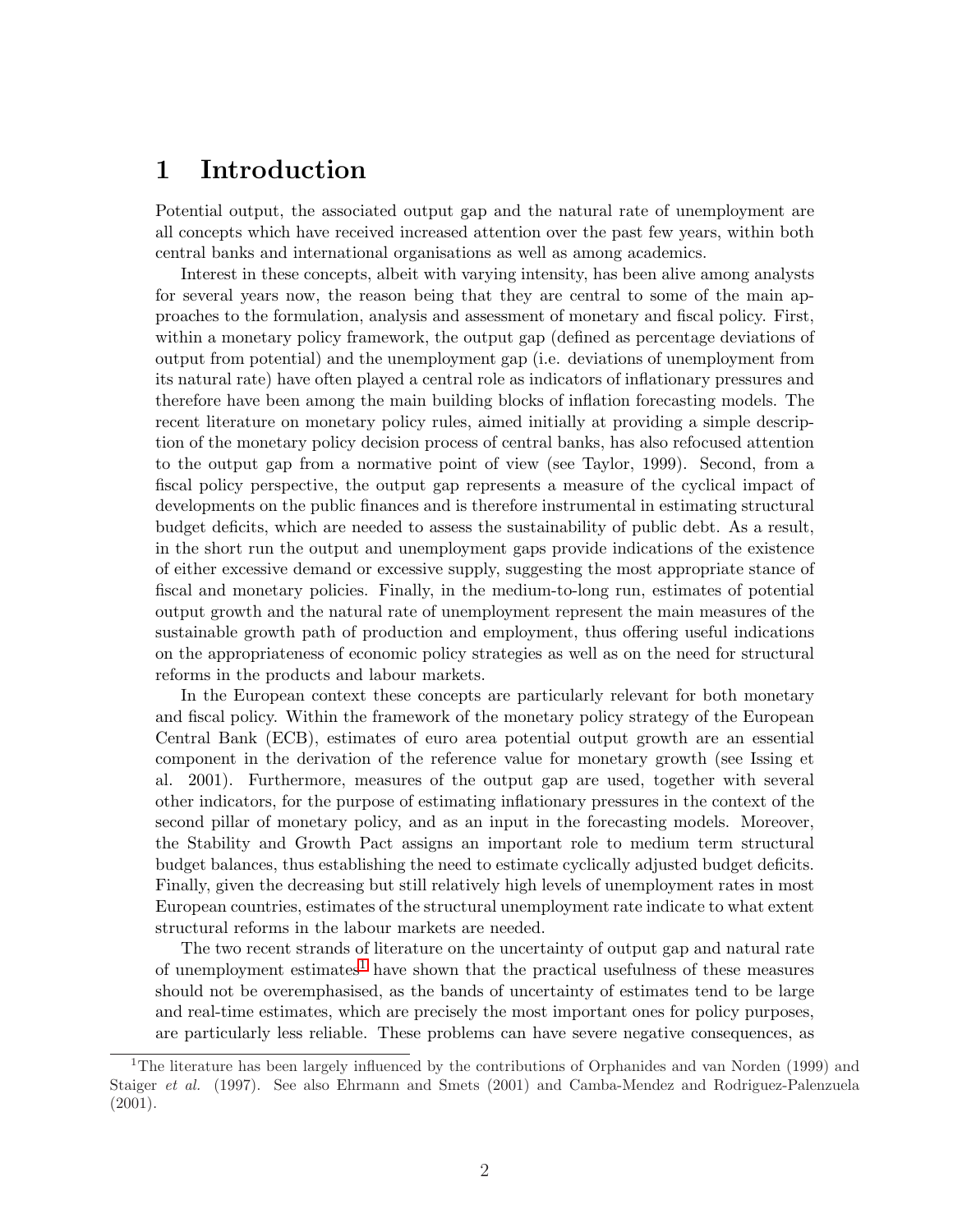# 1 Introduction

Potential output, the associated output gap and the natural rate of unemployment are all concepts which have received increased attention over the past few years, within both central banks and international organisations as well as among academics.

Interest in these concepts, albeit with varying intensity, has been alive among analysts for several years now, the reason being that they are central to some of the main approaches to the formulation, analysis and assessment of monetary and fiscal policy. First, within a monetary policy framework, the output gap (defined as percentage deviations of output from potential) and the unemployment gap (i.e. deviations of unemployment from its natural rate) have often played a central role as indicators of inflationary pressures and therefore have been among the main building blocks of inflation forecasting models. The recent literature on monetary policy rules, aimed initially at providing a simple description of the monetary policy decision process of central banks, has also refocused attention to the output gap from a normative point of view (see Taylor, 1999). Second, from a fiscal policy perspective, the output gap represents a measure of the cyclical impact of developments on the public finances and is therefore instrumental in estimating structural budget deficits, which are needed to assess the sustainability of public debt. As a result, in the short run the output and unemployment gaps provide indications of the existence of either excessive demand or excessive supply, suggesting the most appropriate stance of fiscal and monetary policies. Finally, in the medium-to-long run, estimates of potential output growth and the natural rate of unemployment represent the main measures of the sustainable growth path of production and employment, thus offering useful indications on the appropriateness of economic policy strategies as well as on the need for structural reforms in the products and labour markets.

In the European context these concepts are particularly relevant for both monetary and fiscal policy. Within the framework of the monetary policy strategy of the European Central Bank (ECB), estimates of euro area potential output growth are an essential component in the derivation of the reference value for monetary growth (see Issing et al. 2001). Furthermore, measures of the output gap are used, together with several other indicators, for the purpose of estimating inflationary pressures in the context of the second pillar of monetary policy, and as an input in the forecasting models. Moreover, the Stability and Growth Pact assigns an important role to medium term structural budget balances, thus establishing the need to estimate cyclically adjusted budget deficits. Finally, given the decreasing but still relatively high levels of unemployment rates in most European countries, estimates of the structural unemployment rate indicate to what extent structural reforms in the labour markets are needed.

The two recent strands of literature on the uncertainty of output gap and natural rate of unemployment estimates[1] have shown that the practical usefulness of these measures should not be overemphasised, as the bands of uncertainty of estimates tend to be large and real-time estimates, which are precisely the most important ones for policy purposes, are particularly less reliable. These problems can have severe negative consequences, as

[1] The literature has been largely influenced by the contributions of Orphanides and van Norden (1999) and Staiger *et al.* (1997). See also Ehrmann and Smets (2001) and Camba-Mendez and Rodriguez-Palenzuela (2001).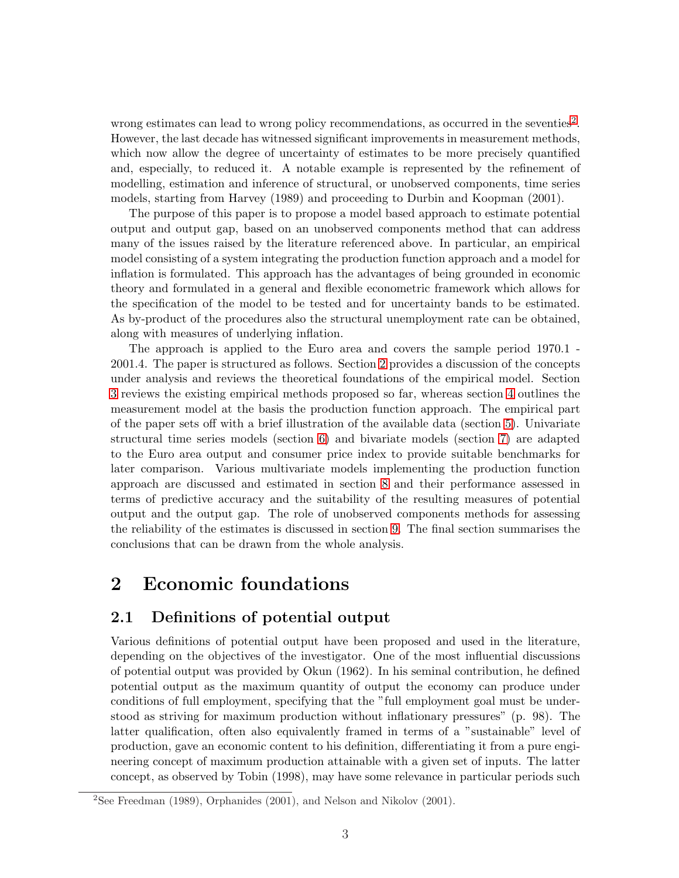wrong estimates can lead to wrong policy recommendations, as occurred in the seventies[2]. However, the last decade has witnessed significant improvements in measurement methods, which now allow the degree of uncertainty of estimates to be more precisely quantified and, especially, to reduced it. A notable example is represented by the refinement of modelling, estimation and inference of structural, or unobserved components, time series models, starting from Harvey (1989) and proceeding to Durbin and Koopman (2001).

The purpose of this paper is to propose a model based approach to estimate potential output and output gap, based on an unobserved components method that can address many of the issues raised by the literature referenced above. In particular, an empirical model consisting of a system integrating the production function approach and a model for inflation is formulated. This approach has the advantages of being grounded in economic theory and formulated in a general and flexible econometric framework which allows for the specification of the model to be tested and for uncertainty bands to be estimated. As by-product of the procedures also the structural unemployment rate can be obtained, along with measures of underlying inflation.

The approach is applied to the Euro area and covers the sample period 1970.1 - 2001.4. The paper is structured as follows. Section 2 provides a discussion of the concepts under analysis and reviews the theoretical foundations of the empirical model. Section 3 reviews the existing empirical methods proposed so far, whereas section 4 outlines the measurement model at the basis the production function approach. The empirical part of the paper sets off with a brief illustration of the available data (section 5). Univariate structural time series models (section 6) and bivariate models (section 7) are adapted to the Euro area output and consumer price index to provide suitable benchmarks for later comparison. Various multivariate models implementing the production function approach are discussed and estimated in section 8 and their performance assessed in terms of predictive accuracy and the suitability of the resulting measures of potential output and the output gap. The role of unobserved components methods for assessing the reliability of the estimates is discussed in section 9. The final section summarises the conclusions that can be drawn from the whole analysis.

# 2 Economic foundations

## 2.1 Definitions of potential output

Various definitions of potential output have been proposed and used in the literature, depending on the objectives of the investigator. One of the most influential discussions of potential output was provided by Okun (1962). In his seminal contribution, he defined potential output as the maximum quantity of output the economy can produce under conditions of full employment, specifying that the "full employment goal must be understood as striving for maximum production without inflationary pressures" (p. 98). The latter qualification, often also equivalently framed in terms of a "sustainable" level of production, gave an economic content to his definition, differentiating it from a pure engineering concept of maximum production attainable with a given set of inputs. The latter concept, as observed by Tobin (1998), may have some relevance in particular periods such

[2] See Freedman (1989), Orphanides (2001), and Nelson and Nikolov (2001).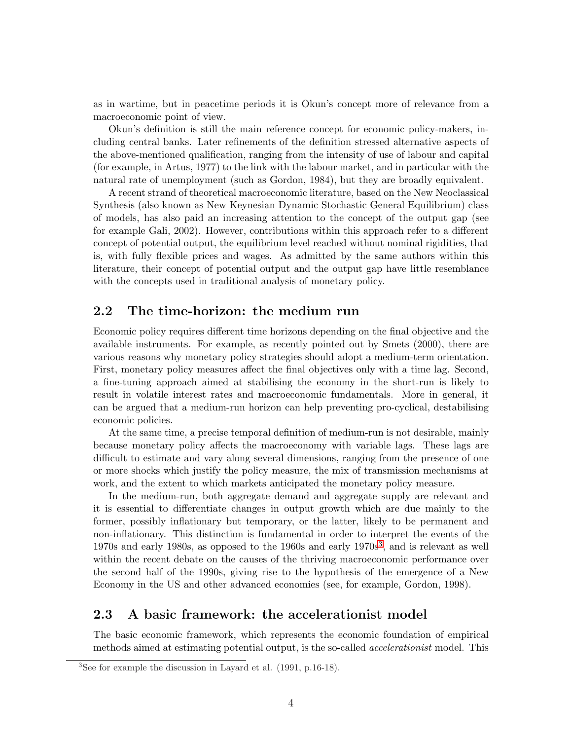as in wartime, but in peacetime periods it is Okun's concept more of relevance from a macroeconomic point of view.

Okun's definition is still the main reference concept for economic policy-makers, including central banks. Later refinements of the definition stressed alternative aspects of the above-mentioned qualification, ranging from the intensity of use of labour and capital (for example, in Artus, 1977) to the link with the labour market, and in particular with the natural rate of unemployment (such as Gordon, 1984), but they are broadly equivalent.

A recent strand of theoretical macroeconomic literature, based on the New Neoclassical Synthesis (also known as New Keynesian Dynamic Stochastic General Equilibrium) class of models, has also paid an increasing attention to the concept of the output gap (see for example Gali, 2002). However, contributions within this approach refer to a different concept of potential output, the equilibrium level reached without nominal rigidities, that is, with fully flexible prices and wages. As admitted by the same authors within this literature, their concept of potential output and the output gap have little resemblance with the concepts used in traditional analysis of monetary policy.

## 2.2 The time-horizon: the medium run

Economic policy requires different time horizons depending on the final objective and the available instruments. For example, as recently pointed out by Smets (2000), there are various reasons why monetary policy strategies should adopt a medium-term orientation. First, monetary policy measures affect the final objectives only with a time lag. Second, a fine-tuning approach aimed at stabilising the economy in the short-run is likely to result in volatile interest rates and macroeconomic fundamentals. More in general, it can be argued that a medium-run horizon can help preventing pro-cyclical, destabilising economic policies.

At the same time, a precise temporal definition of medium-run is not desirable, mainly because monetary policy affects the macroeconomy with variable lags. These lags are difficult to estimate and vary along several dimensions, ranging from the presence of one or more shocks which justify the policy measure, the mix of transmission mechanisms at work, and the extent to which markets anticipated the monetary policy measure.

In the medium-run, both aggregate demand and aggregate supply are relevant and it is essential to differentiate changes in output growth which are due mainly to the former, possibly inflationary but temporary, or the latter, likely to be permanent and non-inflationary. This distinction is fundamental in order to interpret the events of the 1970s and early 1980s, as opposed to the 1960s and early 1970s[3], and is relevant as well within the recent debate on the causes of the thriving macroeconomic performance over the second half of the 1990s, giving rise to the hypothesis of the emergence of a New Economy in the US and other advanced economies (see, for example, Gordon, 1998).

## 2.3 A basic framework: the accelerationist model

The basic economic framework, which represents the economic foundation of empirical methods aimed at estimating potential output, is the so-called *accelerationist* model. This

[3] See for example the discussion in Layard et al. (1991, p.16-18).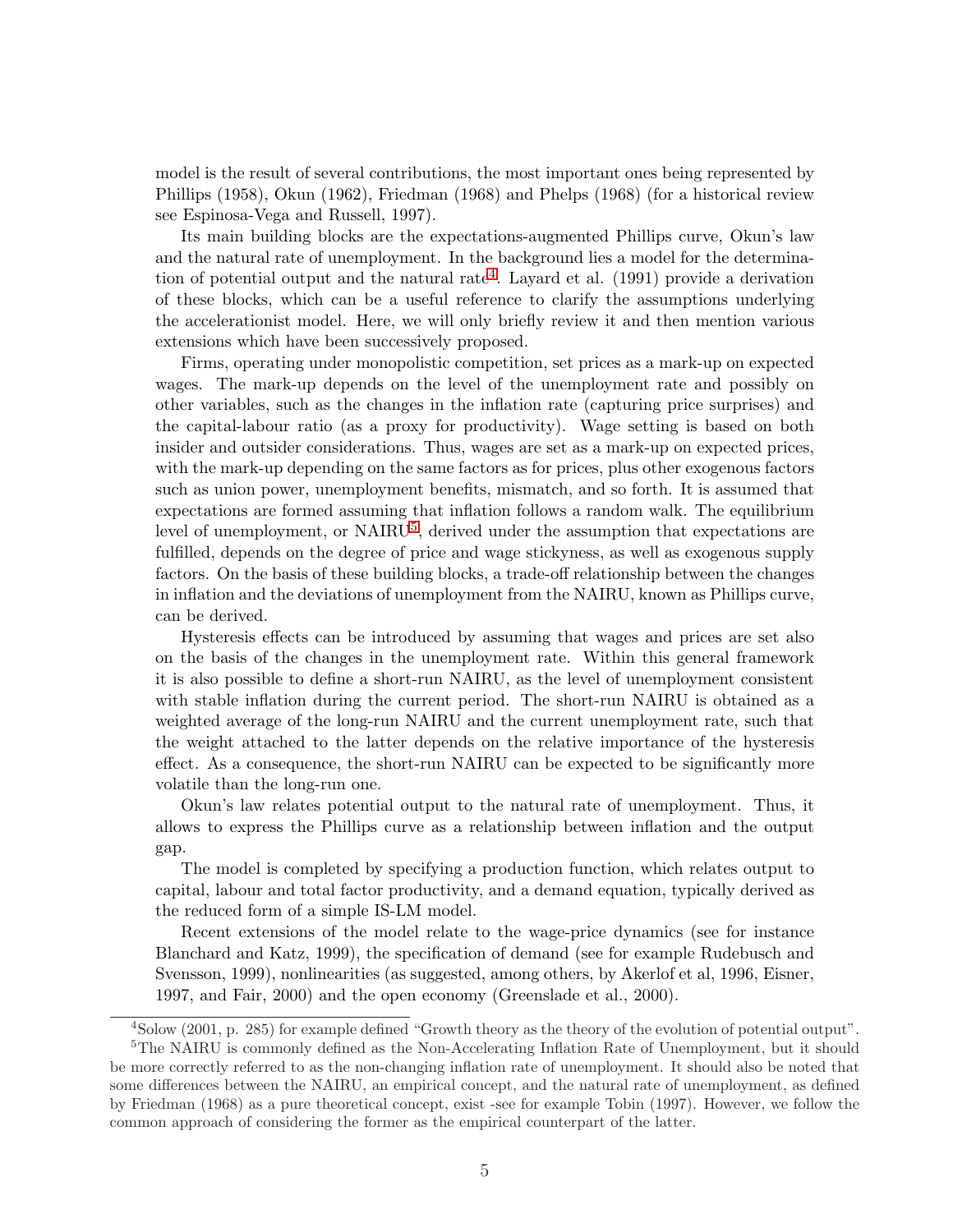model is the result of several contributions, the most important ones being represented by Phillips (1958), Okun (1962), Friedman (1968) and Phelps (1968) (for a historical review see Espinosa-Vega and Russell, 1997).

Its main building blocks are the expectations-augmented Phillips curve, Okun's law and the natural rate of unemployment. In the background lies a model for the determination of potential output and the natural rate[4]. Layard et al. (1991) provide a derivation of these blocks, which can be a useful reference to clarify the assumptions underlying the accelerationist model. Here, we will only briefly review it and then mention various extensions which have been successively proposed.

Firms, operating under monopolistic competition, set prices as a mark-up on expected wages. The mark-up depends on the level of the unemployment rate and possibly on other variables, such as the changes in the inflation rate (capturing price surprises) and the capital-labour ratio (as a proxy for productivity). Wage setting is based on both insider and outsider considerations. Thus, wages are set as a mark-up on expected prices, with the mark-up depending on the same factors as for prices, plus other exogenous factors such as union power, unemployment benefits, mismatch, and so forth. It is assumed that expectations are formed assuming that inflation follows a random walk. The equilibrium level of unemployment, or NAIRU[5], derived under the assumption that expectations are fulfilled, depends on the degree of price and wage stickyness, as well as exogenous supply factors. On the basis of these building blocks, a trade-off relationship between the changes in inflation and the deviations of unemployment from the NAIRU, known as Phillips curve, can be derived.

Hysteresis effects can be introduced by assuming that wages and prices are set also on the basis of the changes in the unemployment rate. Within this general framework it is also possible to define a short-run NAIRU, as the level of unemployment consistent with stable inflation during the current period. The short-run NAIRU is obtained as a weighted average of the long-run NAIRU and the current unemployment rate, such that the weight attached to the latter depends on the relative importance of the hysteresis effect. As a consequence, the short-run NAIRU can be expected to be significantly more volatile than the long-run one.

Okun's law relates potential output to the natural rate of unemployment. Thus, it allows to express the Phillips curve as a relationship between inflation and the output gap.

The model is completed by specifying a production function, which relates output to capital, labour and total factor productivity, and a demand equation, typically derived as the reduced form of a simple IS-LM model.

Recent extensions of the model relate to the wage-price dynamics (see for instance Blanchard and Katz, 1999), the specification of demand (see for example Rudebusch and Svensson, 1999), nonlinearities (as suggested, among others, by Akerlof et al, 1996, Eisner, 1997, and Fair, 2000) and the open economy (Greenslade et al., 2000).

---

[4] Solow (2001, p. 285) for example defined "Growth theory as the theory of the evolution of potential output".

[5] The NAIRU is commonly defined as the Non-Accelerating Inflation Rate of Unemployment, but it should be more correctly referred to as the non-changing inflation rate of unemployment. It should also be noted that some differences between the NAIRU, an empirical concept, and the natural rate of unemployment, as defined by Friedman (1968) as a pure theoretical concept, exist -see for example Tobin (1997). However, we follow the common approach of considering the former as the empirical counterpart of the latter.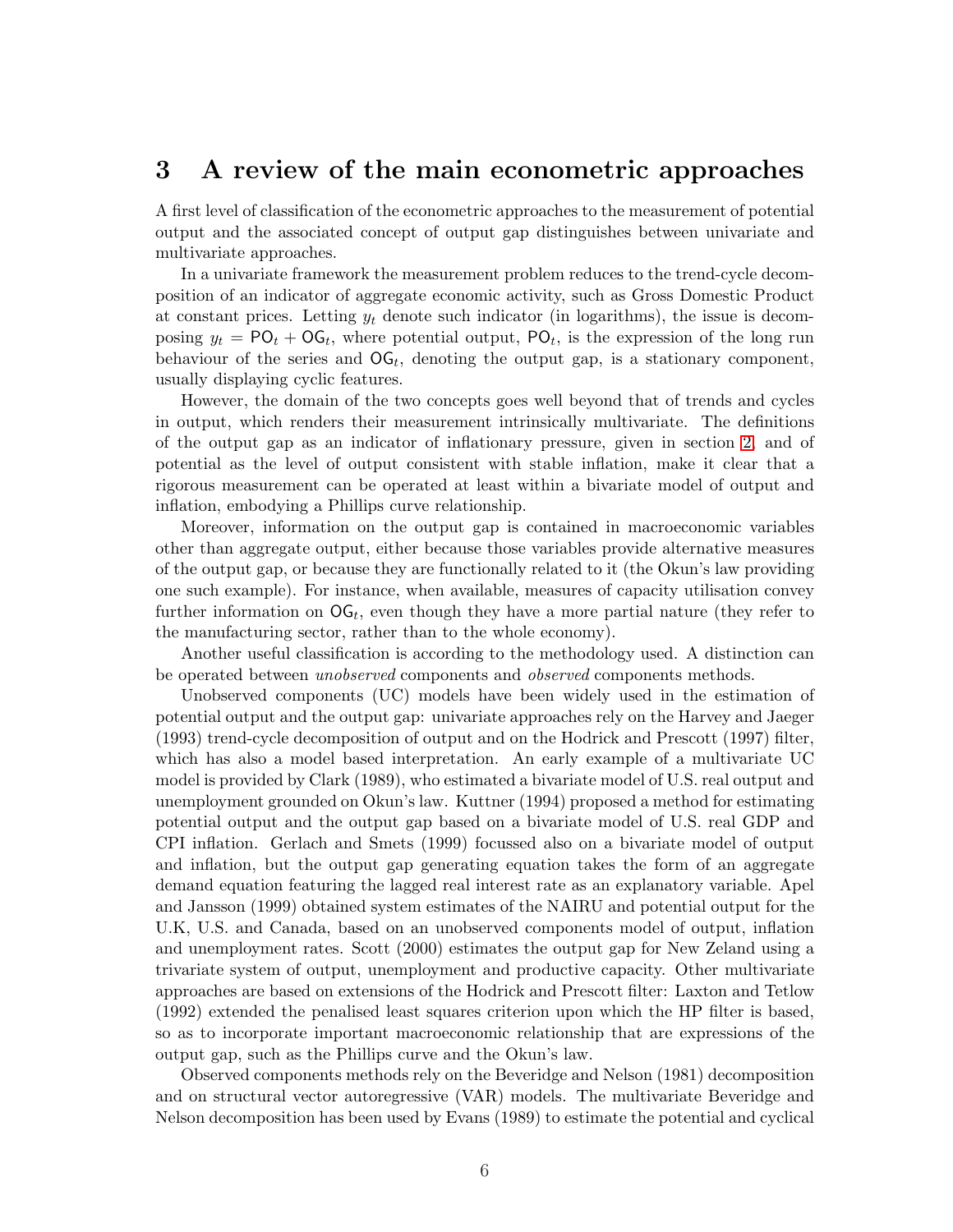# 3 A review of the main econometric approaches

A first level of classification of the econometric approaches to the measurement of potential output and the associated concept of output gap distinguishes between univariate and multivariate approaches.

In a univariate framework the measurement problem reduces to the trend-cycle decomposition of an indicator of aggregate economic activity, such as Gross Domestic Product at constant prices. Letting $y_t$ denote such indicator (in logarithms), the issue is decomposing $y_t = \mathsf{PO}_t + \mathsf{OG}_t$, where potential output, $\mathsf{PO}_t$, is the expression of the long run behaviour of the series and $\mathsf{OG}_t$, denoting the output gap, is a stationary component, usually displaying cyclic features.

However, the domain of the two concepts goes well beyond that of trends and cycles in output, which renders their measurement intrinsically multivariate. The definitions of the output gap as an indicator of inflationary pressure, given in section 2, and of potential as the level of output consistent with stable inflation, make it clear that a rigorous measurement can be operated at least within a bivariate model of output and inflation, embodying a Phillips curve relationship.

Moreover, information on the output gap is contained in macroeconomic variables other than aggregate output, either because those variables provide alternative measures of the output gap, or because they are functionally related to it (the Okun's law providing one such example). For instance, when available, measures of capacity utilisation convey further information on $\mathsf{OG}_t$, even though they have a more partial nature (they refer to the manufacturing sector, rather than to the whole economy).

Another useful classification is according to the methodology used. A distinction can be operated between *unobserved* components and *observed* components methods.

Unobserved components (UC) models have been widely used in the estimation of potential output and the output gap: univariate approaches rely on the Harvey and Jaeger (1993) trend-cycle decomposition of output and on the Hodrick and Prescott (1997) filter, which has also a model based interpretation. An early example of a multivariate UC model is provided by Clark (1989), who estimated a bivariate model of U.S. real output and unemployment grounded on Okun's law. Kuttner (1994) proposed a method for estimating potential output and the output gap based on a bivariate model of U.S. real GDP and CPI inflation. Gerlach and Smets (1999) focussed also on a bivariate model of output and inflation, but the output gap generating equation takes the form of an aggregate demand equation featuring the lagged real interest rate as an explanatory variable. Apel and Jansson (1999) obtained system estimates of the NAIRU and potential output for the U.K, U.S. and Canada, based on an unobserved components model of output, inflation and unemployment rates. Scott (2000) estimates the output gap for New Zeland using a trivariate system of output, unemployment and productive capacity. Other multivariate approaches are based on extensions of the Hodrick and Prescott filter: Laxton and Tetlow (1992) extended the penalised least squares criterion upon which the HP filter is based, so as to incorporate important macroeconomic relationship that are expressions of the output gap, such as the Phillips curve and the Okun's law.

Observed components methods rely on the Beveridge and Nelson (1981) decomposition and on structural vector autoregressive (VAR) models. The multivariate Beveridge and Nelson decomposition has been used by Evans (1989) to estimate the potential and cyclical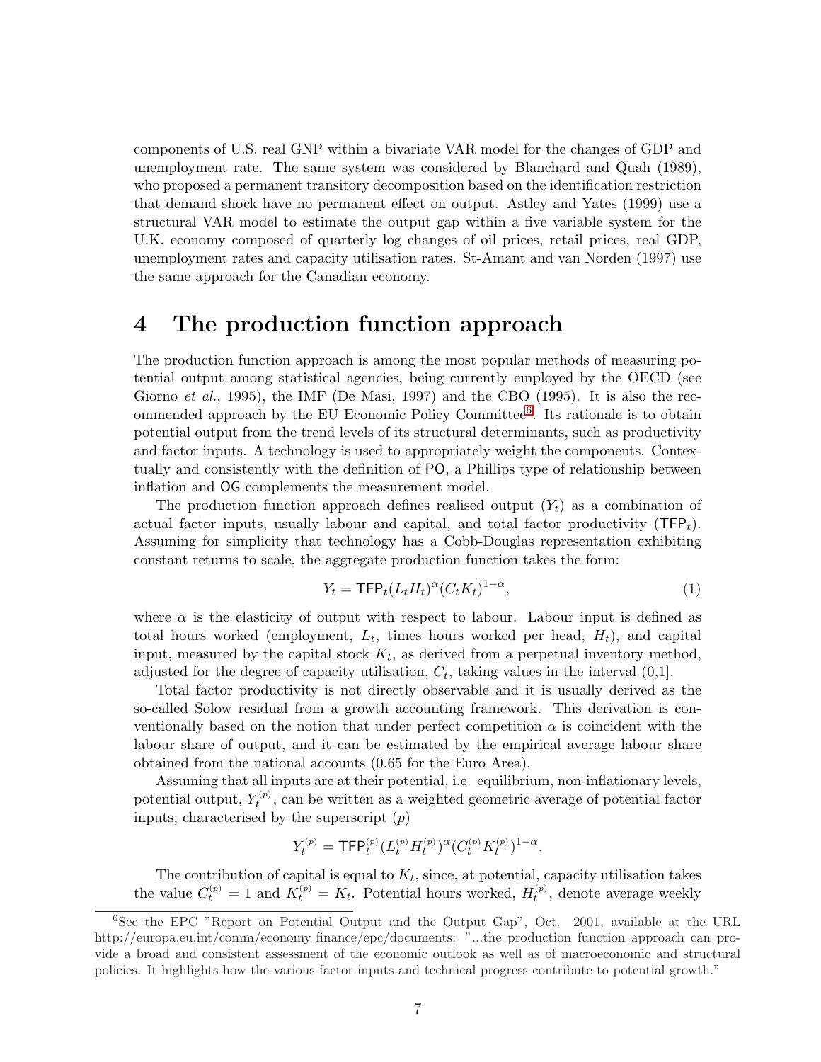components of U.S. real GNP within a bivariate VAR model for the changes of GDP and unemployment rate. The same system was considered by Blanchard and Quah (1989), who proposed a permanent transitory decomposition based on the identification restriction that demand shock have no permanent effect on output. Astley and Yates (1999) use a structural VAR model to estimate the output gap within a five variable system for the U.K. economy composed of quarterly log changes of oil prices, retail prices, real GDP, unemployment rates and capacity utilisation rates. St-Amant and van Norden (1997) use the same approach for the Canadian economy.

# 4 The production function approach

The production function approach is among the most popular methods of measuring potential output among statistical agencies, being currently employed by the OECD (see Giorno *et al.*, 1995), the IMF (De Masi, 1997) and the CBO (1995). It is also the recommended approach by the EU Economic Policy Committee[6]. Its rationale is to obtain potential output from the trend levels of its structural determinants, such as productivity and factor inputs. A technology is used to appropriately weight the components. Contextually and consistently with the definition of PO, a Phillips type of relationship between inflation and OG complements the measurement model.

The production function approach defines realised output ($Y_t$) as a combination of actual factor inputs, usually labour and capital, and total factor productivity ($\mathsf{TFP}_t$). Assuming for simplicity that technology has a Cobb-Douglas representation exhibiting constant returns to scale, the aggregate production function takes the form:

$$Y_t = \mathsf{TFP}_t (L_t H_t)^{\alpha} (C_t K_t)^{1-\alpha}, \tag{1}$$

where $\alpha$ is the elasticity of output with respect to labour. Labour input is defined as total hours worked (employment, $L_t$, times hours worked per head, $H_t$), and capital input, measured by the capital stock $K_t$, as derived from a perpetual inventory method, adjusted for the degree of capacity utilisation, $C_t$, taking values in the interval (0,1].

Total factor productivity is not directly observable and it is usually derived as the so-called Solow residual from a growth accounting framework. This derivation is conventionally based on the notion that under perfect competition $\alpha$ is coincident with the labour share of output, and it can be estimated by the empirical average labour share obtained from the national accounts (0.65 for the Euro Area).

Assuming that all inputs are at their potential, i.e. equilibrium, non-inflationary levels, potential output, $Y_t^{(p)}$, can be written as a weighted geometric average of potential factor inputs, characterised by the superscript $(p)$

$$Y_t^{(p)} = \mathsf{TFP}_t^{(p)} (L_t^{(p)} H_t^{(p)})^{\alpha} (C_t^{(p)} K_t^{(p)})^{1-\alpha}.$$

The contribution of capital is equal to $K_t$, since, at potential, capacity utilisation takes the value $C_t^{(p)} = 1$ and $K_t^{(p)} = K_t$. Potential hours worked, $H_t^{(p)}$, denote average weekly

[6] See the EPC "Report on Potential Output and the Output Gap", Oct. 2001, available at the URL http://europa.eu.int/comm/economy_finance/epc/documents: "...the production function approach can provide a broad and consistent assessment of the economic outlook as well as of macroeconomic and structural policies. It highlights how the various factor inputs and technical progress contribute to potential growth."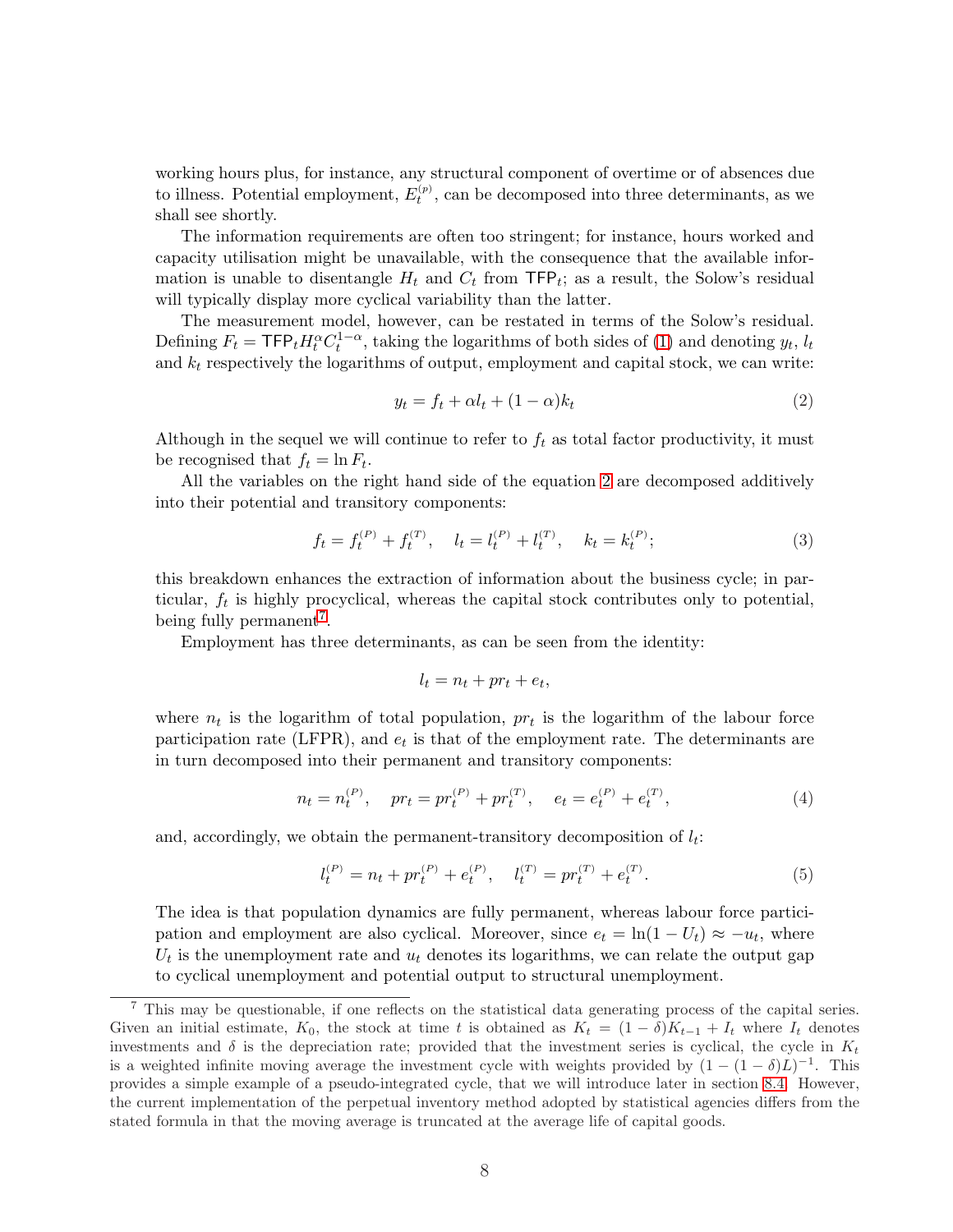working hours plus, for instance, any structural component of overtime or of absences due to illness. Potential employment, $E_t^{(p)}$, can be decomposed into three determinants, as we shall see shortly.

The information requirements are often too stringent; for instance, hours worked and capacity utilisation might be unavailable, with the consequence that the available information is unable to disentangle $H_t$ and $C_t$ from $\mathsf{TFP}_t$; as a result, the Solow's residual will typically display more cyclical variability than the latter.

The measurement model, however, can be restated in terms of the Solow's residual. Defining $F_t = \mathsf{TFP}_t H_t^{\alpha} C_t^{1-\alpha}$, taking the logarithms of both sides of (1) and denoting $y_t$, $l_t$ and $k_t$ respectively the logarithms of output, employment and capital stock, we can write:

$$y_t = f_t + \alpha l_t + (1-\alpha) k_t \tag{2}$$

Although in the sequel we will continue to refer to $f_t$ as total factor productivity, it must be recognised that $f_t = \ln F_t$.

All the variables on the right hand side of the equation 2 are decomposed additively into their potential and transitory components:

$$f_t = f_t^{(P)} + f_t^{(T)}, \quad l_t = l_t^{(P)} + l_t^{(T)}, \quad k_t = k_t^{(P)}; \tag{3}$$

this breakdown enhances the extraction of information about the business cycle; in particular, $f_t$ is highly procyclical, whereas the capital stock contributes only to potential, being fully permanent[7].

Employment has three determinants, as can be seen from the identity:

$$l_t = n_t + pr_t + e_t,$$

where $n_t$ is the logarithm of total population, $pr_t$ is the logarithm of the labour force participation rate (LFPR), and $e_t$ is that of the employment rate. The determinants are in turn decomposed into their permanent and transitory components:

$$n_t = n_t^{(P)}, \quad pr_t = pr_t^{(P)} + pr_t^{(T)}, \quad e_t = e_t^{(P)} + e_t^{(T)}, \tag{4}$$

and, accordingly, we obtain the permanent-transitory decomposition of $l_t$:

$$l_t^{(P)} = n_t + pr_t^{(P)} + e_t^{(P)}, \quad l_t^{(T)} = pr_t^{(T)} + e_t^{(T)}. \tag{5}$$

The idea is that population dynamics are fully permanent, whereas labour force participation and employment are also cyclical. Moreover, since $e_t = \ln(1 - U_t) \approx -u_t$, where $U_t$ is the unemployment rate and $u_t$ denotes its logarithms, we can relate the output gap to cyclical unemployment and potential output to structural unemployment.

---

[7] This may be questionable, if one reflects on the statistical data generating process of the capital series. Given an initial estimate, $K_0$, the stock at time $t$ is obtained as $K_t = (1-\delta)K_{t-1} + I_t$ where $I_t$ denotes investments and $\delta$ is the depreciation rate; provided that the investment series is cyclical, the cycle in $K_t$ is a weighted infinite moving average the investment cycle with weights provided by $(1-(1-\delta)L)^{-1}$. This provides a simple example of a pseudo-integrated cycle, that we will introduce later in section 8.4. However, the current implementation of the perpetual inventory method adopted by statistical agencies differs from the stated formula in that the moving average is truncated at the average life of capital goods.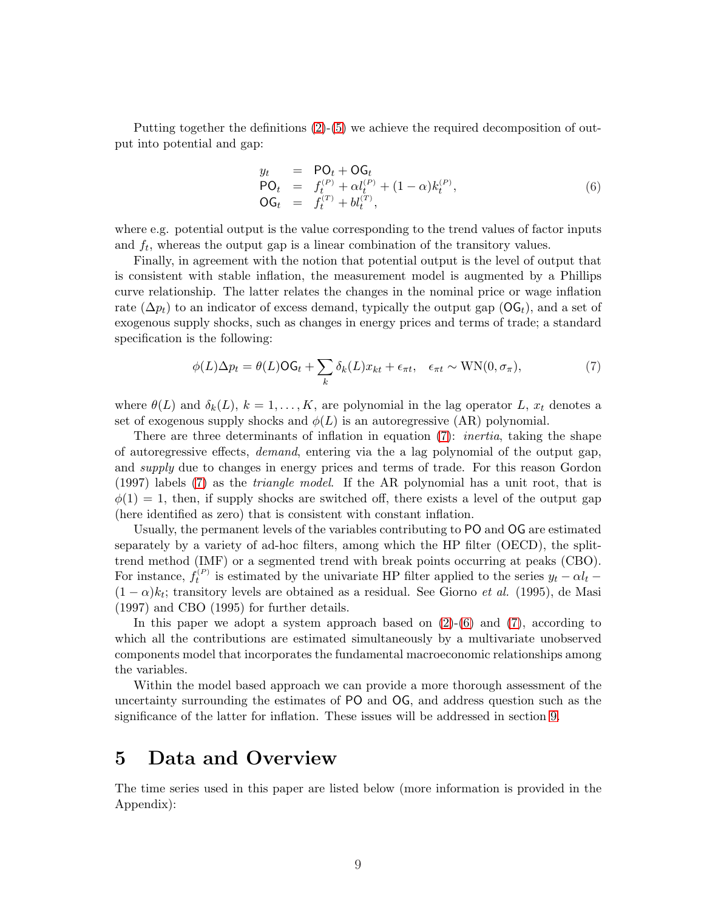Putting together the definitions (2)-(5) we achieve the required decomposition of output into potential and gap:

$$
\begin{array}{rcl}
y_t & = & \mathsf{PO}_t + \mathsf{OG}_t \\
\mathsf{PO}_t & = & f_t^{(P)} + \alpha l_t^{(P)} + (1-\alpha) k_t^{(P)}, \\
\mathsf{OG}_t & = & f_t^{(T)} + b l_t^{(T)},
\end{array}
\tag{6}
$$

where e.g. potential output is the value corresponding to the trend values of factor inputs and $f_t$, whereas the output gap is a linear combination of the transitory values.

Finally, in agreement with the notion that potential output is the level of output that is consistent with stable inflation, the measurement model is augmented by a Phillips curve relationship. The latter relates the changes in the nominal price or wage inflation rate ($\Delta p_t$) to an indicator of excess demand, typically the output gap ($\mathsf{OG}_t$), and a set of exogenous supply shocks, such as changes in energy prices and terms of trade; a standard specification is the following:

$$
\phi(L)\Delta p_t = \theta(L)\mathsf{OG}_t + \sum_k \delta_k(L) x_{kt} + \epsilon_{\pi t}, \quad \epsilon_{\pi t} \sim \mathrm{WN}(0, \sigma_\pi),
\tag{7}
$$

where $\theta(L)$ and $\delta_k(L)$, $k = 1, \ldots, K$, are polynomial in the lag operator $L$, $x_t$ denotes a set of exogenous supply shocks and $\phi(L)$ is an autoregressive (AR) polynomial.

There are three determinants of inflation in equation (7): *inertia*, taking the shape of autoregressive effects, *demand*, entering via the a lag polynomial of the output gap, and *supply* due to changes in energy prices and terms of trade. For this reason Gordon (1997) labels (7) as the *triangle model*. If the AR polynomial has a unit root, that is $\phi(1) = 1$, then, if supply shocks are switched off, there exists a level of the output gap (here identified as zero) that is consistent with constant inflation.

Usually, the permanent levels of the variables contributing to $\mathsf{PO}$ and $\mathsf{OG}$ are estimated separately by a variety of ad-hoc filters, among which the HP filter (OECD), the split-trend method (IMF) or a segmented trend with break points occurring at peaks (CBO). For instance, $f_t^{(P)}$ is estimated by the univariate HP filter applied to the series $y_t - \alpha l_t - (1-\alpha)k_t$; transitory levels are obtained as a residual. See Giorno *et al.* (1995), de Masi (1997) and CBO (1995) for further details.

In this paper we adopt a system approach based on (2)-(6) and (7), according to which all the contributions are estimated simultaneously by a multivariate unobserved components model that incorporates the fundamental macroeconomic relationships among the variables.

Within the model based approach we can provide a more thorough assessment of the uncertainty surrounding the estimates of $\mathsf{PO}$ and $\mathsf{OG}$, and address question such as the significance of the latter for inflation. These issues will be addressed in section 9.

# 5 Data and Overview

The time series used in this paper are listed below (more information is provided in the Appendix):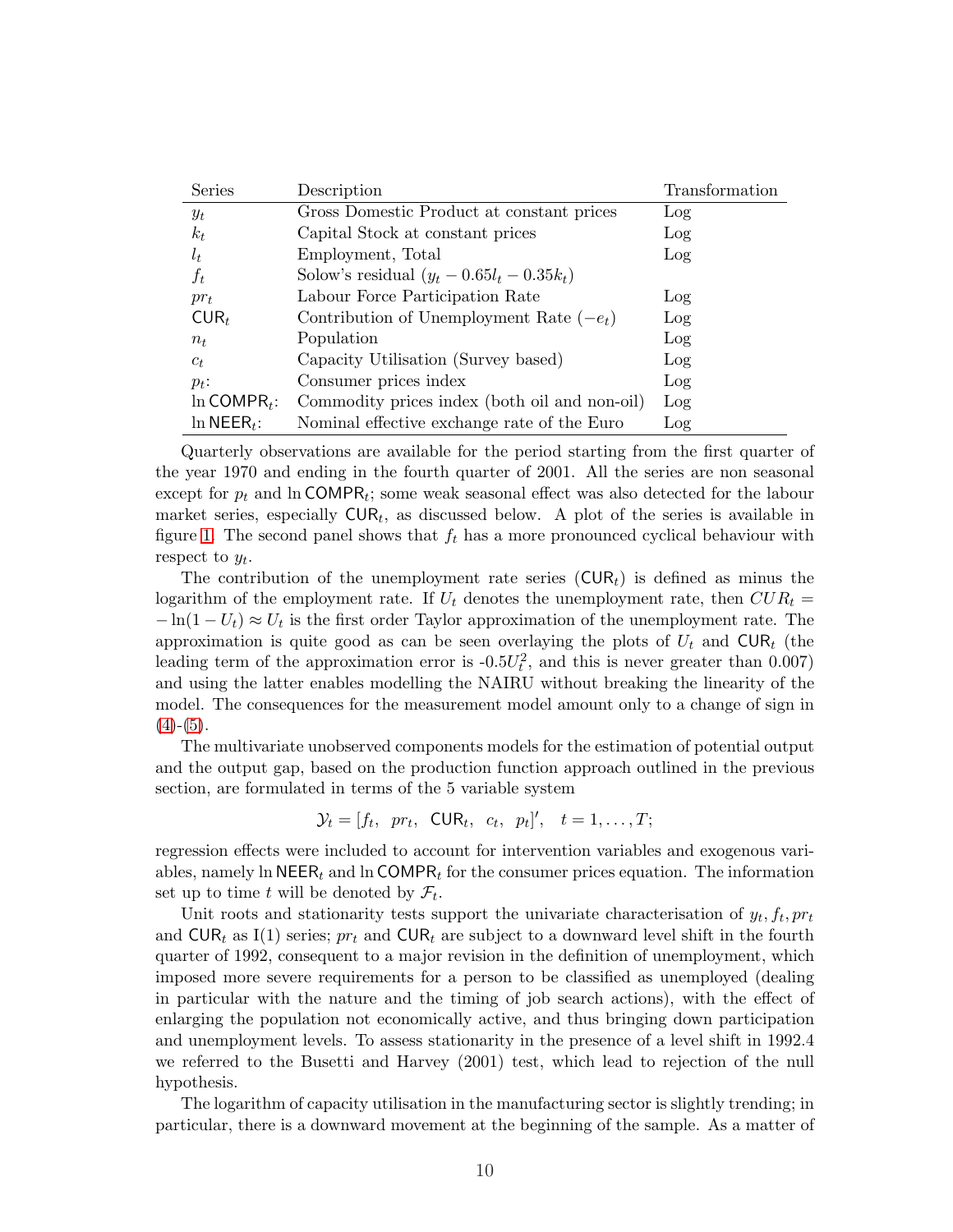| Series | Description | Transformation |
|---|---|---|
| $y_t$ | Gross Domestic Product at constant prices | Log |
| $k_t$ | Capital Stock at constant prices | Log |
| $l_t$ | Employment, Total | Log |
| $f_t$ | Solow's residual ($y_t - 0.65l_t - 0.35k_t$) | |
| $pr_t$ | Labour Force Participation Rate | Log |
| $\mathsf{CUR}_t$ | Contribution of Unemployment Rate ($-e_t$) | Log |
| $n_t$ | Population | Log |
| $c_t$ | Capacity Utilisation (Survey based) | Log |
| $p_t$: | Consumer prices index | Log |
| $\ln \mathsf{COMPR}_t$: | Commodity prices index (both oil and non-oil) | Log |
| $\ln \mathsf{NEER}_t$: | Nominal effective exchange rate of the Euro | Log |

Quarterly observations are available for the period starting from the first quarter of the year 1970 and ending in the fourth quarter of 2001. All the series are non seasonal except for $p_t$ and $\ln \mathsf{COMPR}_t$; some weak seasonal effect was also detected for the labour market series, especially $\mathsf{CUR}_t$, as discussed below. A plot of the series is available in figure 1. The second panel shows that $f_t$ has a more pronounced cyclical behaviour with respect to $y_t$.

The contribution of the unemployment rate series ($\mathsf{CUR}_t$) is defined as minus the logarithm of the employment rate. If $U_t$ denotes the unemployment rate, then $CUR_t = -\ln(1 - U_t) \approx U_t$ is the first order Taylor approximation of the unemployment rate. The approximation is quite good as can be seen overlaying the plots of $U_t$ and $\mathsf{CUR}_t$ (the leading term of the approximation error is $-0.5U_t^2$, and this is never greater than 0.007) and using the latter enables modelling the NAIRU without breaking the linearity of the model. The consequences for the measurement model amount only to a change of sign in (4)-(5).

The multivariate unobserved components models for the estimation of potential output and the output gap, based on the production function approach outlined in the previous section, are formulated in terms of the 5 variable system

$$\mathcal{Y}_t = [f_t, \;\; pr_t, \;\; \mathsf{CUR}_t, \;\; c_t, \;\; p_t]', \quad t = 1, \ldots, T;$$

regression effects were included to account for intervention variables and exogenous variables, namely $\ln \mathsf{NEER}_t$ and $\ln \mathsf{COMPR}_t$ for the consumer prices equation. The information set up to time $t$ will be denoted by $\mathcal{F}_t$.

Unit roots and stationarity tests support the univariate characterisation of $y_t, f_t, pr_t$ and $\mathsf{CUR}_t$ as I(1) series; $pr_t$ and $\mathsf{CUR}_t$ are subject to a downward level shift in the fourth quarter of 1992, consequent to a major revision in the definition of unemployment, which imposed more severe requirements for a person to be classified as unemployed (dealing in particular with the nature and the timing of job search actions), with the effect of enlarging the population not economically active, and thus bringing down participation and unemployment levels. To assess stationarity in the presence of a level shift in 1992.4 we referred to the Busetti and Harvey (2001) test, which lead to rejection of the null hypothesis.

The logarithm of capacity utilisation in the manufacturing sector is slightly trending; in particular, there is a downward movement at the beginning of the sample. As a matter of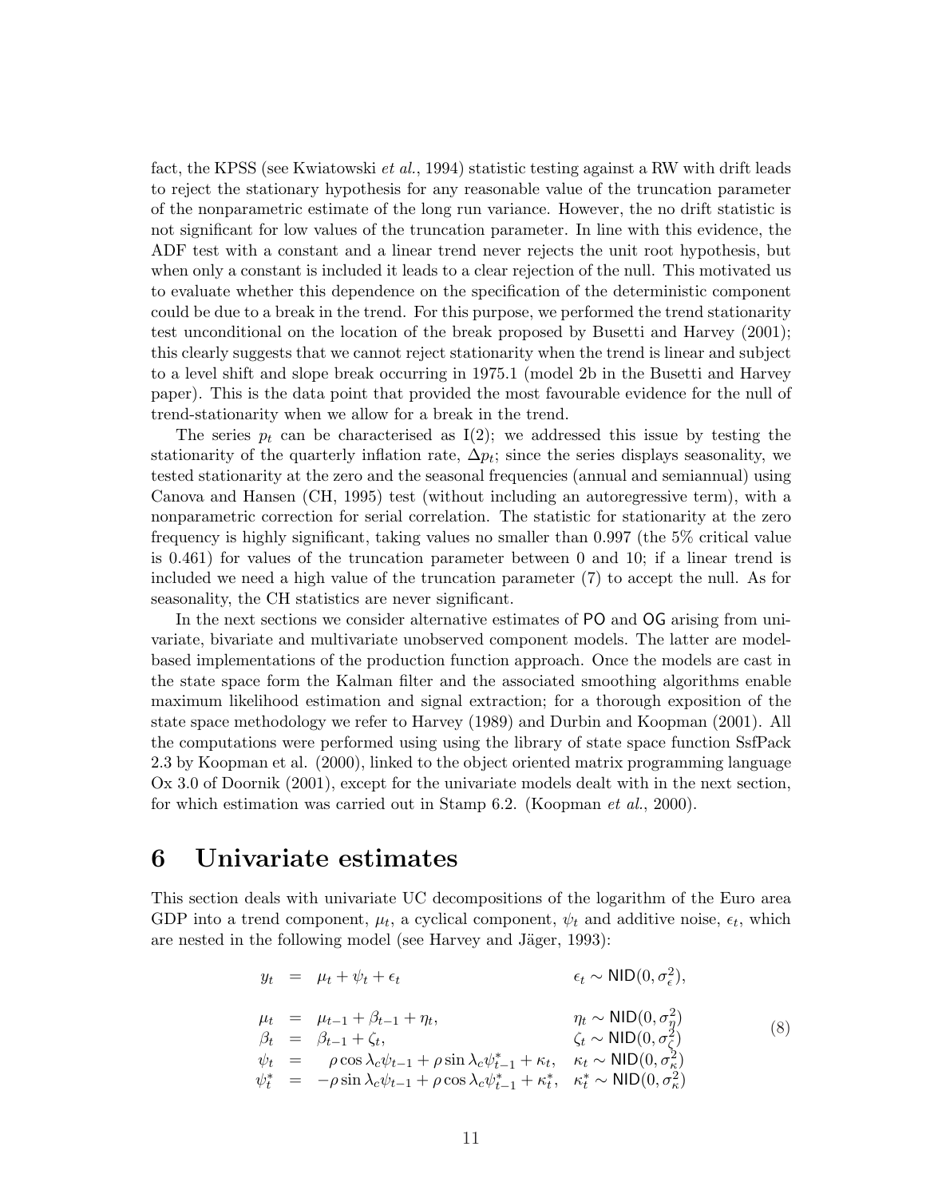fact, the KPSS (see Kwiatowski *et al.*, 1994) statistic testing against a RW with drift leads to reject the stationary hypothesis for any reasonable value of the truncation parameter of the nonparametric estimate of the long run variance. However, the no drift statistic is not significant for low values of the truncation parameter. In line with this evidence, the ADF test with a constant and a linear trend never rejects the unit root hypothesis, but when only a constant is included it leads to a clear rejection of the null. This motivated us to evaluate whether this dependence on the specification of the deterministic component could be due to a break in the trend. For this purpose, we performed the trend stationarity test unconditional on the location of the break proposed by Busetti and Harvey (2001); this clearly suggests that we cannot reject stationarity when the trend is linear and subject to a level shift and slope break occurring in 1975.1 (model 2b in the Busetti and Harvey paper). This is the data point that provided the most favourable evidence for the null of trend-stationarity when we allow for a break in the trend.

The series $p_t$ can be characterised as I(2); we addressed this issue by testing the stationarity of the quarterly inflation rate, $\Delta p_t$; since the series displays seasonality, we tested stationarity at the zero and the seasonal frequencies (annual and semiannual) using Canova and Hansen (CH, 1995) test (without including an autoregressive term), with a nonparametric correction for serial correlation. The statistic for stationarity at the zero frequency is highly significant, taking values no smaller than 0.997 (the 5% critical value is 0.461) for values of the truncation parameter between 0 and 10; if a linear trend is included we need a high value of the truncation parameter (7) to accept the null. As for seasonality, the CH statistics are never significant.

In the next sections we consider alternative estimates of PO and OG arising from univariate, bivariate and multivariate unobserved component models. The latter are model-based implementations of the production function approach. Once the models are cast in the state space form the Kalman filter and the associated smoothing algorithms enable maximum likelihood estimation and signal extraction; for a thorough exposition of the state space methodology we refer to Harvey (1989) and Durbin and Koopman (2001). All the computations were performed using using the library of state space function SsfPack 2.3 by Koopman et al. (2000), linked to the object oriented matrix programming language Ox 3.0 of Doornik (2001), except for the univariate models dealt with in the next section, for which estimation was carried out in Stamp 6.2. (Koopman *et al.*, 2000).

# 6 Univariate estimates

This section deals with univariate UC decompositions of the logarithm of the Euro area GDP into a trend component, $\mu_t$, a cyclical component, $\psi_t$ and additive noise, $\epsilon_t$, which are nested in the following model (see Harvey and Jäger, 1993):

$$
\begin{array}{rcll}
y_t &=& \mu_t + \psi_t + \epsilon_t & \epsilon_t \sim \mathsf{NID}(0, \sigma^2_\epsilon), \\
\\
\mu_t &=& \mu_{t-1} + \beta_{t-1} + \eta_t, & \eta_t \sim \mathsf{NID}(0, \sigma^2_\eta) \\
\beta_t &=& \beta_{t-1} + \zeta_t, & \zeta_t \sim \mathsf{NID}(0, \sigma^2_\zeta) \\
\psi_t &=& \rho \cos \lambda_c \psi_{t-1} + \rho \sin \lambda_c \psi^*_{t-1} + \kappa_t, & \kappa_t \sim \mathsf{NID}(0, \sigma^2_\kappa) \\
\psi^*_t &=& -\rho \sin \lambda_c \psi_{t-1} + \rho \cos \lambda_c \psi^*_{t-1} + \kappa^*_t, & \kappa^*_t \sim \mathsf{NID}(0, \sigma^2_\kappa)
\end{array}
\qquad (8)
$$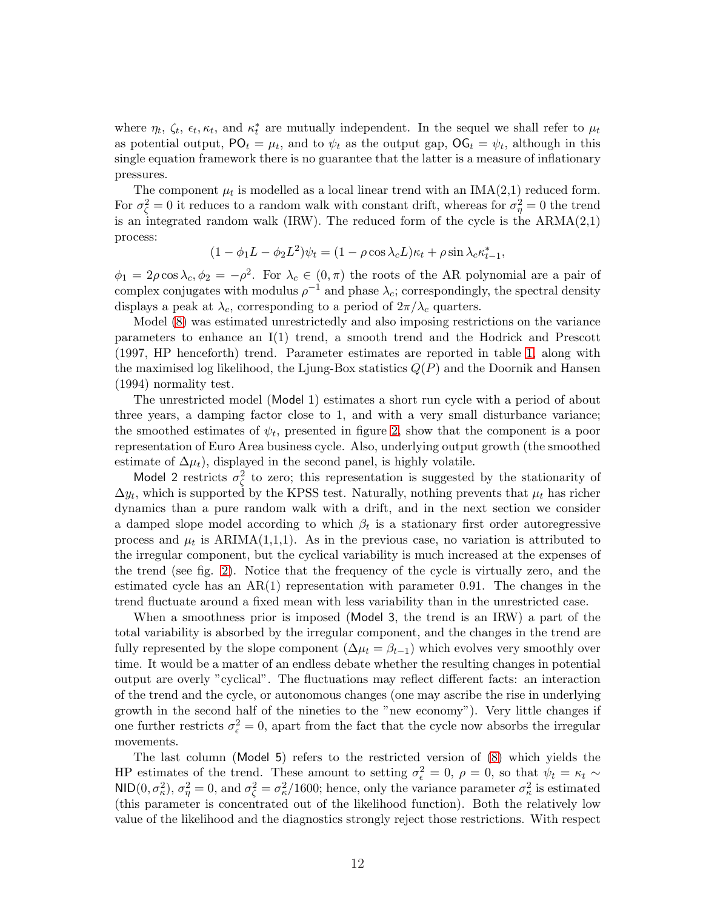where $\eta_t$, $\zeta_t$, $\epsilon_t, \kappa_t$, and $\kappa_t^*$ are mutually independent. In the sequel we shall refer to $\mu_t$ as potential output, $\mathsf{PO}_t = \mu_t$, and to $\psi_t$ as the output gap, $\mathsf{OG}_t = \psi_t$, although in this single equation framework there is no guarantee that the latter is a measure of inflationary pressures.

The component $\mu_t$ is modelled as a local linear trend with an IMA(2,1) reduced form. For $\sigma^2_\zeta = 0$ it reduces to a random walk with constant drift, whereas for $\sigma^2_\eta = 0$ the trend is an integrated random walk (IRW). The reduced form of the cycle is the ARMA(2,1) process:

$$(1 - \phi_1 L - \phi_2 L^2)\psi_t = (1 - \rho \cos \lambda_c L)\kappa_t + \rho \sin \lambda_c \kappa^*_{t-1},$$

$\phi_1 = 2\rho \cos \lambda_c, \phi_2 = -\rho^2$. For $\lambda_c \in (0, \pi)$ the roots of the AR polynomial are a pair of complex conjugates with modulus $\rho^{-1}$ and phase $\lambda_c$; correspondingly, the spectral density displays a peak at $\lambda_c$, corresponding to a period of $2\pi/\lambda_c$ quarters.

Model (8) was estimated unrestrictedly and also imposing restrictions on the variance parameters to enhance an I(1) trend, a smooth trend and the Hodrick and Prescott (1997, HP henceforth) trend. Parameter estimates are reported in table 1, along with the maximised log likelihood, the Ljung-Box statistics $Q(P)$ and the Doornik and Hansen (1994) normality test.

The unrestricted model (Model 1) estimates a short run cycle with a period of about three years, a damping factor close to 1, and with a very small disturbance variance; the smoothed estimates of $\psi_t$, presented in figure 2, show that the component is a poor representation of Euro Area business cycle. Also, underlying output growth (the smoothed estimate of $\Delta\mu_t$), displayed in the second panel, is highly volatile.

Model 2 restricts $\sigma^2_\zeta$ to zero; this representation is suggested by the stationarity of $\Delta y_t$, which is supported by the KPSS test. Naturally, nothing prevents that $\mu_t$ has richer dynamics than a pure random walk with a drift, and in the next section we consider a damped slope model according to which $\beta_t$ is a stationary first order autoregressive process and $\mu_t$ is ARIMA(1,1,1). As in the previous case, no variation is attributed to the irregular component, but the cyclical variability is much increased at the expenses of the trend (see fig. 2). Notice that the frequency of the cycle is virtually zero, and the estimated cycle has an AR(1) representation with parameter 0.91. The changes in the trend fluctuate around a fixed mean with less variability than in the unrestricted case.

When a smoothness prior is imposed (Model 3, the trend is an IRW) a part of the total variability is absorbed by the irregular component, and the changes in the trend are fully represented by the slope component ($\Delta\mu_t = \beta_{t-1}$) which evolves very smoothly over time. It would be a matter of an endless debate whether the resulting changes in potential output are overly "cyclical". The fluctuations may reflect different facts: an interaction of the trend and the cycle, or autonomous changes (one may ascribe the rise in underlying growth in the second half of the nineties to the "new economy"). Very little changes if one further restricts $\sigma^2_\epsilon = 0$, apart from the fact that the cycle now absorbs the irregular movements.

The last column (Model 5) refers to the restricted version of (8) which yields the HP estimates of the trend. These amount to setting $\sigma^2_\epsilon = 0$, $\rho = 0$, so that $\psi_t = \kappa_t \sim \mathsf{NID}(0, \sigma^2_\kappa)$, $\sigma^2_\eta = 0$, and $\sigma^2_\zeta = \sigma^2_\kappa/1600$; hence, only the variance parameter $\sigma^2_\kappa$ is estimated (this parameter is concentrated out of the likelihood function). Both the relatively low value of the likelihood and the diagnostics strongly reject those restrictions. With respect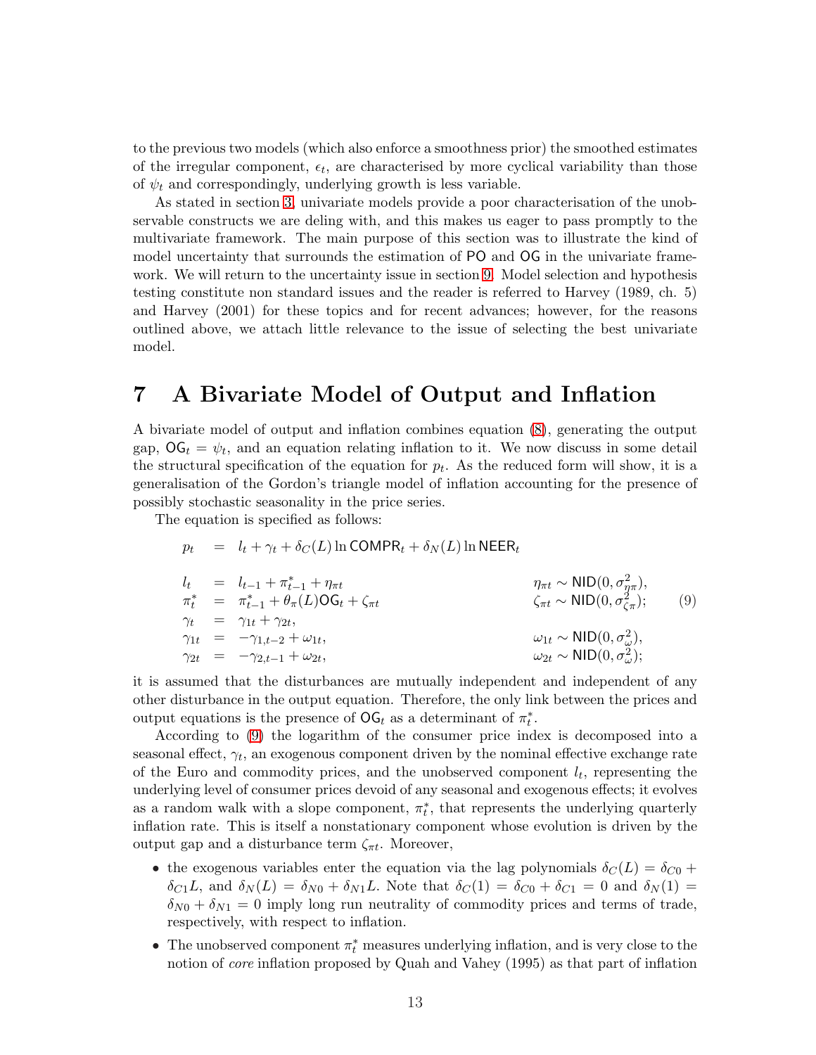to the previous two models (which also enforce a smoothness prior) the smoothed estimates of the irregular component, $\epsilon_t$, are characterised by more cyclical variability than those of $\psi_t$ and correspondingly, underlying growth is less variable.

As stated in section 3, univariate models provide a poor characterisation of the unobservable constructs we are deling with, and this makes us eager to pass promptly to the multivariate framework. The main purpose of this section was to illustrate the kind of model uncertainty that surrounds the estimation of $\mathsf{PO}$ and $\mathsf{OG}$ in the univariate framework. We will return to the uncertainty issue in section 9. Model selection and hypothesis testing constitute non standard issues and the reader is referred to Harvey (1989, ch. 5) and Harvey (2001) for these topics and for recent advances; however, for the reasons outlined above, we attach little relevance to the issue of selecting the best univariate model.

# 7 A Bivariate Model of Output and Inflation

A bivariate model of output and inflation combines equation (8), generating the output gap, $\mathsf{OG}_t = \psi_t$, and an equation relating inflation to it. We now discuss in some detail the structural specification of the equation for $p_t$. As the reduced form will show, it is a generalisation of the Gordon's triangle model of inflation accounting for the presence of possibly stochastic seasonality in the price series.

The equation is specified as follows:

$$
\begin{array}{rcll}
p_t & = & l_t + \gamma_t + \delta_C(L)\ln \mathsf{COMPR}_t + \delta_N(L)\ln \mathsf{NEER}_t & \\
 & & & \\
l_t & = & l_{t-1} + \pi^*_{t-1} + \eta_{\pi t} & \eta_{\pi t} \sim \mathsf{NID}(0, \sigma^2_{\eta\pi}), \\
\pi^*_t & = & \pi^*_{t-1} + \theta_\pi(L)\mathsf{OG}_t + \zeta_{\pi t} & \zeta_{\pi t} \sim \mathsf{NID}(0, \sigma^2_{\zeta\pi}); \\
\gamma_t & = & \gamma_{1t} + \gamma_{2t}, & \\
\gamma_{1t} & = & -\gamma_{1,t-2} + \omega_{1t}, & \omega_{1t} \sim \mathsf{NID}(0, \sigma^2_{\omega}), \\
\gamma_{2t} & = & -\gamma_{2,t-1} + \omega_{2t}, & \omega_{2t} \sim \mathsf{NID}(0, \sigma^2_{\omega});
\end{array}
\qquad (9)
$$

it is assumed that the disturbances are mutually independent and independent of any other disturbance in the output equation. Therefore, the only link between the prices and output equations is the presence of $\mathsf{OG}_t$ as a determinant of $\pi^*_t$.

According to (9) the logarithm of the consumer price index is decomposed into a seasonal effect, $\gamma_t$, an exogenous component driven by the nominal effective exchange rate of the Euro and commodity prices, and the unobserved component $l_t$, representing the underlying level of consumer prices devoid of any seasonal and exogenous effects; it evolves as a random walk with a slope component, $\pi^*_t$, that represents the underlying quarterly inflation rate. This is itself a nonstationary component whose evolution is driven by the output gap and a disturbance term $\zeta_{\pi t}$. Moreover,

- the exogenous variables enter the equation via the lag polynomials $\delta_C(L) = \delta_{C0} + \delta_{C1}L$, and $\delta_N(L) = \delta_{N0} + \delta_{N1}L$. Note that $\delta_C(1) = \delta_{C0} + \delta_{C1} = 0$ and $\delta_N(1) = \delta_{N0} + \delta_{N1} = 0$ imply long run neutrality of commodity prices and terms of trade, respectively, with respect to inflation.
- The unobserved component $\pi^*_t$ measures underlying inflation, and is very close to the notion of *core* inflation proposed by Quah and Vahey (1995) as that part of inflation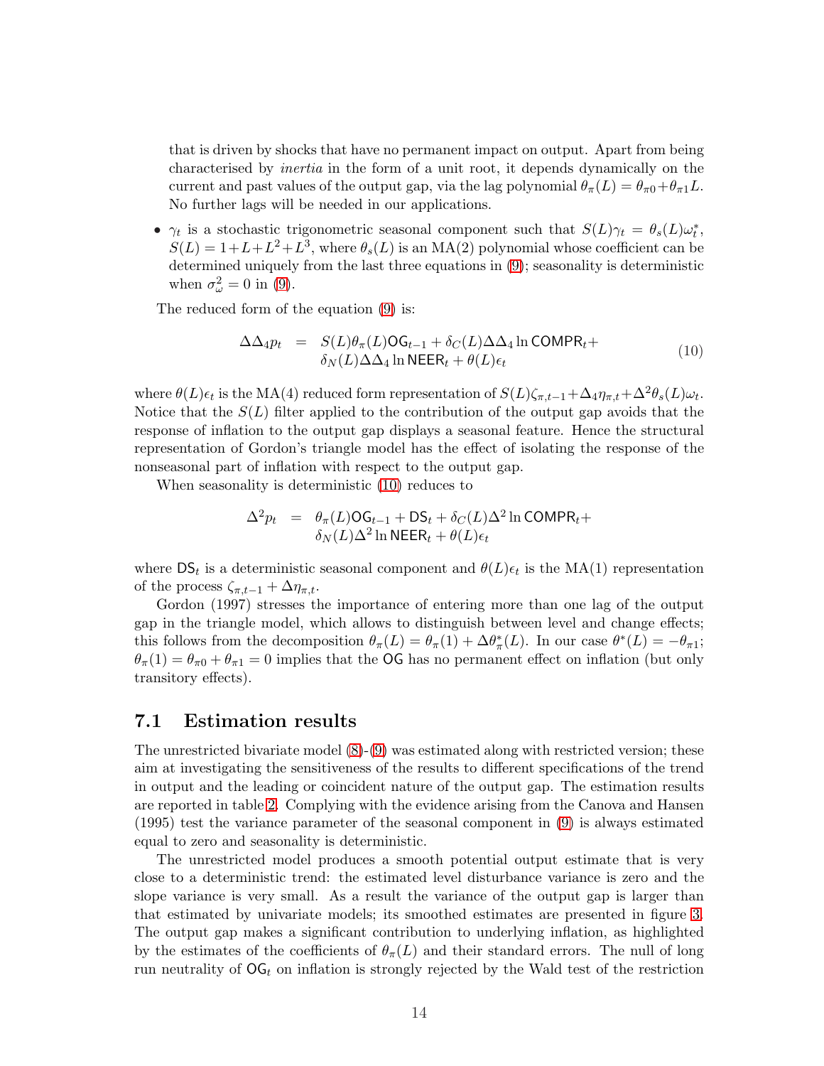that is driven by shocks that have no permanent impact on output. Apart from being characterised by *inertia* in the form of a unit root, it depends dynamically on the current and past values of the output gap, via the lag polynomial $\theta_\pi(L) = \theta_{\pi 0} + \theta_{\pi 1} L$. No further lags will be needed in our applications.

- $\gamma_t$ is a stochastic trigonometric seasonal component such that $S(L)\gamma_t = \theta_s(L)\omega_t^*$, $S(L) = 1 + L + L^2 + L^3$, where $\theta_s(L)$ is an MA(2) polynomial whose coefficient can be determined uniquely from the last three equations in (9); seasonality is deterministic when $\sigma_\omega^2 = 0$ in (9).

The reduced form of the equation (9) is:

$$
\begin{aligned}
\Delta\Delta_4 p_t \;\; = \;\; & S(L)\theta_\pi(L)\mathsf{OG}_{t-1} + \delta_C(L)\Delta\Delta_4 \ln \mathsf{COMPR}_t + \\
& \delta_N(L)\Delta\Delta_4 \ln \mathsf{NEER}_t + \theta(L)\epsilon_t
\end{aligned}
\tag{10}
$$

where $\theta(L)\epsilon_t$ is the MA(4) reduced form representation of $S(L)\zeta_{\pi,t-1} + \Delta_4\eta_{\pi,t} + \Delta^2\theta_s(L)\omega_t$. Notice that the $S(L)$ filter applied to the contribution of the output gap avoids that the response of inflation to the output gap displays a seasonal feature. Hence the structural representation of Gordon's triangle model has the effect of isolating the response of the nonseasonal part of inflation with respect to the output gap.

When seasonality is deterministic (10) reduces to

$$
\begin{aligned}
\Delta^2 p_t \;\; = \;\; & \theta_\pi(L)\mathsf{OG}_{t-1} + \mathsf{DS}_t + \delta_C(L)\Delta^2 \ln \mathsf{COMPR}_t + \\
& \delta_N(L)\Delta^2 \ln \mathsf{NEER}_t + \theta(L)\epsilon_t
\end{aligned}
$$

where $\mathsf{DS}_t$ is a deterministic seasonal component and $\theta(L)\epsilon_t$ is the MA(1) representation of the process $\zeta_{\pi,t-1} + \Delta\eta_{\pi,t}$.

Gordon (1997) stresses the importance of entering more than one lag of the output gap in the triangle model, which allows to distinguish between level and change effects; this follows from the decomposition $\theta_\pi(L) = \theta_\pi(1) + \Delta\theta_\pi^*(L)$. In our case $\theta^*(L) = -\theta_{\pi 1}$; $\theta_\pi(1) = \theta_{\pi 0} + \theta_{\pi 1} = 0$ implies that the $\mathsf{OG}$ has no permanent effect on inflation (but only transitory effects).

## 7.1 Estimation results

The unrestricted bivariate model (8)-(9) was estimated along with restricted version; these aim at investigating the sensitiveness of the results to different specifications of the trend in output and the leading or coincident nature of the output gap. The estimation results are reported in table 2. Complying with the evidence arising from the Canova and Hansen (1995) test the variance parameter of the seasonal component in (9) is always estimated equal to zero and seasonality is deterministic.

The unrestricted model produces a smooth potential output estimate that is very close to a deterministic trend: the estimated level disturbance variance is zero and the slope variance is very small. As a result the variance of the output gap is larger than that estimated by univariate models; its smoothed estimates are presented in figure 3. The output gap makes a significant contribution to underlying inflation, as highlighted by the estimates of the coefficients of $\theta_\pi(L)$ and their standard errors. The null of long run neutrality of $\mathsf{OG}_t$ on inflation is strongly rejected by the Wald test of the restriction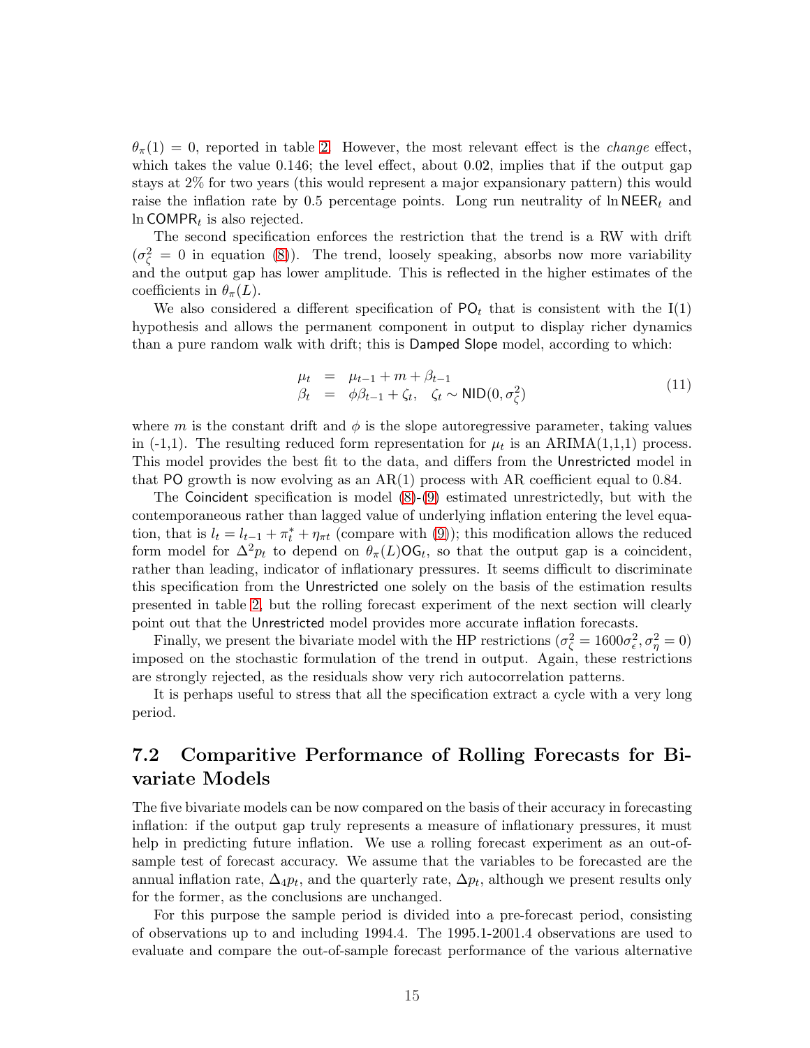$\theta_\pi(1) = 0$, reported in table 2. However, the most relevant effect is the *change* effect, which takes the value 0.146; the level effect, about 0.02, implies that if the output gap stays at 2% for two years (this would represent a major expansionary pattern) this would raise the inflation rate by 0.5 percentage points. Long run neutrality of $\ln \mathsf{NEER}_t$ and $\ln \mathsf{COMPR}_t$ is also rejected.

The second specification enforces the restriction that the trend is a RW with drift ($\sigma^2_\zeta = 0$ in equation (8)). The trend, loosely speaking, absorbs now more variability and the output gap has lower amplitude. This is reflected in the higher estimates of the coefficients in $\theta_\pi(L)$.

We also considered a different specification of $\mathsf{PO}_t$ that is consistent with the I(1) hypothesis and allows the permanent component in output to display richer dynamics than a pure random walk with drift; this is Damped Slope model, according to which:

$$
\begin{aligned}
\mu_t &= \mu_{t-1} + m + \beta_{t-1} \\
\beta_t &= \phi\beta_{t-1} + \zeta_t, \quad \zeta_t \sim \mathsf{NID}(0, \sigma^2_\zeta)
\end{aligned}
\tag{11}
$$

where $m$ is the constant drift and $\phi$ is the slope autoregressive parameter, taking values in (-1,1). The resulting reduced form representation for $\mu_t$ is an ARIMA(1,1,1) process. This model provides the best fit to the data, and differs from the Unrestricted model in that PO growth is now evolving as an AR(1) process with AR coefficient equal to 0.84.

The Coincident specification is model (8)-(9) estimated unrestrictedly, but with the contemporaneous rather than lagged value of underlying inflation entering the level equation, that is $l_t = l_{t-1} + \pi^*_t + \eta_{\pi t}$ (compare with (9)); this modification allows the reduced form model for $\Delta^2 p_t$ to depend on $\theta_\pi(L)\mathsf{OG}_t$, so that the output gap is a coincident, rather than leading, indicator of inflationary pressures. It seems difficult to discriminate this specification from the Unrestricted one solely on the basis of the estimation results presented in table 2, but the rolling forecast experiment of the next section will clearly point out that the Unrestricted model provides more accurate inflation forecasts.

Finally, we present the bivariate model with the HP restrictions ($\sigma^2_\zeta = 1600\sigma^2_\epsilon, \sigma^2_\eta = 0$) imposed on the stochastic formulation of the trend in output. Again, these restrictions are strongly rejected, as the residuals show very rich autocorrelation patterns.

It is perhaps useful to stress that all the specification extract a cycle with a very long period.

## 7.2 Comparitive Performance of Rolling Forecasts for Bivariate Models

The five bivariate models can be now compared on the basis of their accuracy in forecasting inflation: if the output gap truly represents a measure of inflationary pressures, it must help in predicting future inflation. We use a rolling forecast experiment as an out-of-sample test of forecast accuracy. We assume that the variables to be forecasted are the annual inflation rate, $\Delta_4 p_t$, and the quarterly rate, $\Delta p_t$, although we present results only for the former, as the conclusions are unchanged.

For this purpose the sample period is divided into a pre-forecast period, consisting of observations up to and including 1994.4. The 1995.1-2001.4 observations are used to evaluate and compare the out-of-sample forecast performance of the various alternative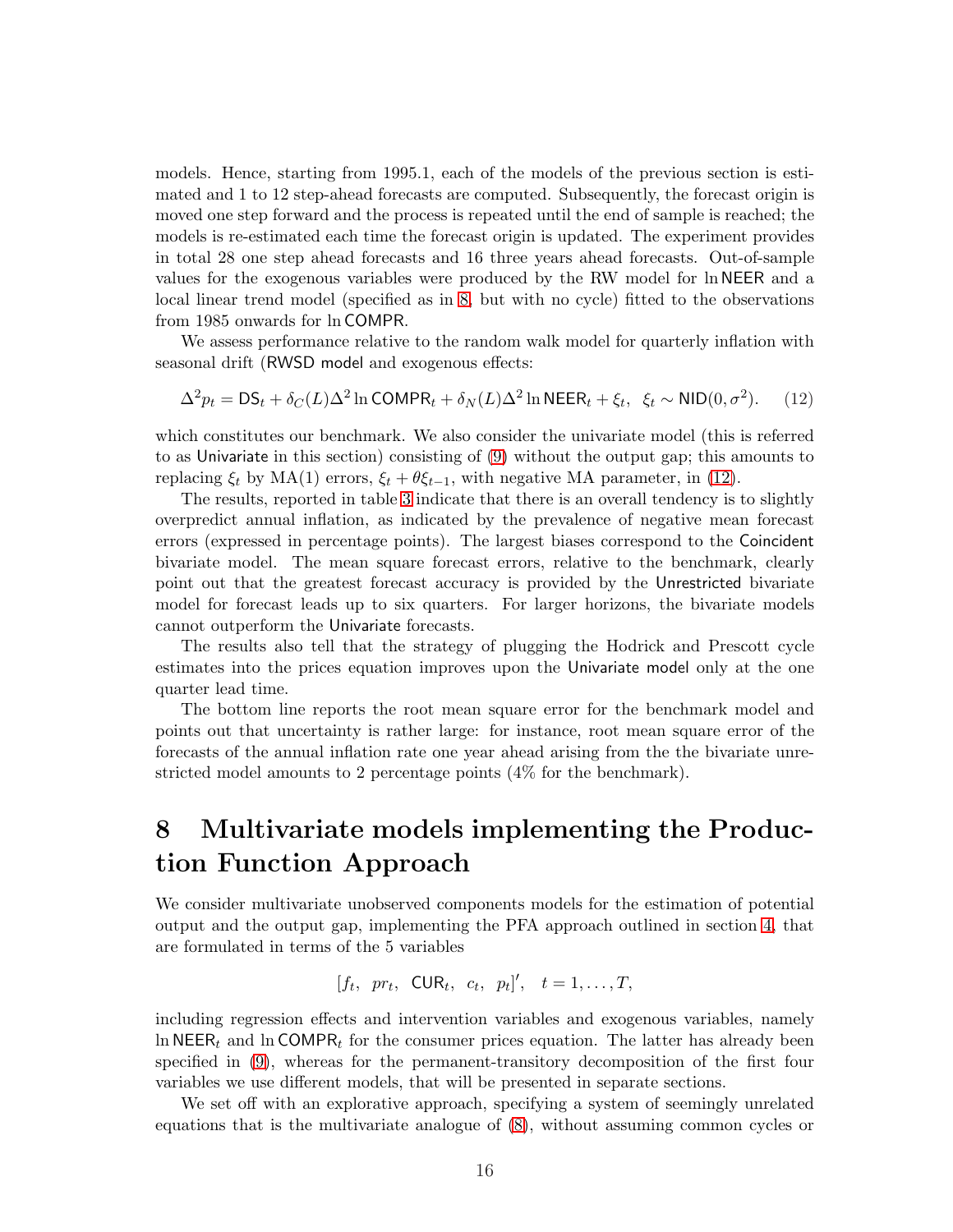models. Hence, starting from 1995.1, each of the models of the previous section is estimated and 1 to 12 step-ahead forecasts are computed. Subsequently, the forecast origin is moved one step forward and the process is repeated until the end of sample is reached; the models is re-estimated each time the forecast origin is updated. The experiment provides in total 28 one step ahead forecasts and 16 three years ahead forecasts. Out-of-sample values for the exogenous variables were produced by the RW model for $\ln \mathsf{NEER}$ and a local linear trend model (specified as in 8, but with no cycle) fitted to the observations from 1985 onwards for $\ln \mathsf{COMPR}$.

We assess performance relative to the random walk model for quarterly inflation with seasonal drift (RWSD model and exogenous effects:

$$\Delta^2 p_t = \mathsf{DS}_t + \delta_C(L)\Delta^2 \ln \mathsf{COMPR}_t + \delta_N(L)\Delta^2 \ln \mathsf{NEER}_t + \xi_t, \;\; \xi_t \sim \mathsf{NID}(0, \sigma^2). \qquad (12)$$

which constitutes our benchmark. We also consider the univariate model (this is referred to as Univariate in this section) consisting of (9) without the output gap; this amounts to replacing $\xi_t$ by MA(1) errors, $\xi_t + \theta\xi_{t-1}$, with negative MA parameter, in (12).

The results, reported in table 3 indicate that there is an overall tendency is to slightly overpredict annual inflation, as indicated by the prevalence of negative mean forecast errors (expressed in percentage points). The largest biases correspond to the Coincident bivariate model. The mean square forecast errors, relative to the benchmark, clearly point out that the greatest forecast accuracy is provided by the Unrestricted bivariate model for forecast leads up to six quarters. For larger horizons, the bivariate models cannot outperform the Univariate forecasts.

The results also tell that the strategy of plugging the Hodrick and Prescott cycle estimates into the prices equation improves upon the Univariate model only at the one quarter lead time.

The bottom line reports the root mean square error for the benchmark model and points out that uncertainty is rather large: for instance, root mean square error of the forecasts of the annual inflation rate one year ahead arising from the the bivariate unrestricted model amounts to 2 percentage points (4% for the benchmark).

# 8 Multivariate models implementing the Production Function Approach

We consider multivariate unobserved components models for the estimation of potential output and the output gap, implementing the PFA approach outlined in section 4, that are formulated in terms of the 5 variables

$$[f_t, \;\; pr_t, \;\; \mathsf{CUR}_t, \;\; c_t, \;\; p_t]', \quad t = 1, \ldots, T,$$

including regression effects and intervention variables and exogenous variables, namely $\ln \mathsf{NEER}_t$ and $\ln \mathsf{COMPR}_t$ for the consumer prices equation. The latter has already been specified in (9), whereas for the permanent-transitory decomposition of the first four variables we use different models, that will be presented in separate sections.

We set off with an explorative approach, specifying a system of seemingly unrelated equations that is the multivariate analogue of (8), without assuming common cycles or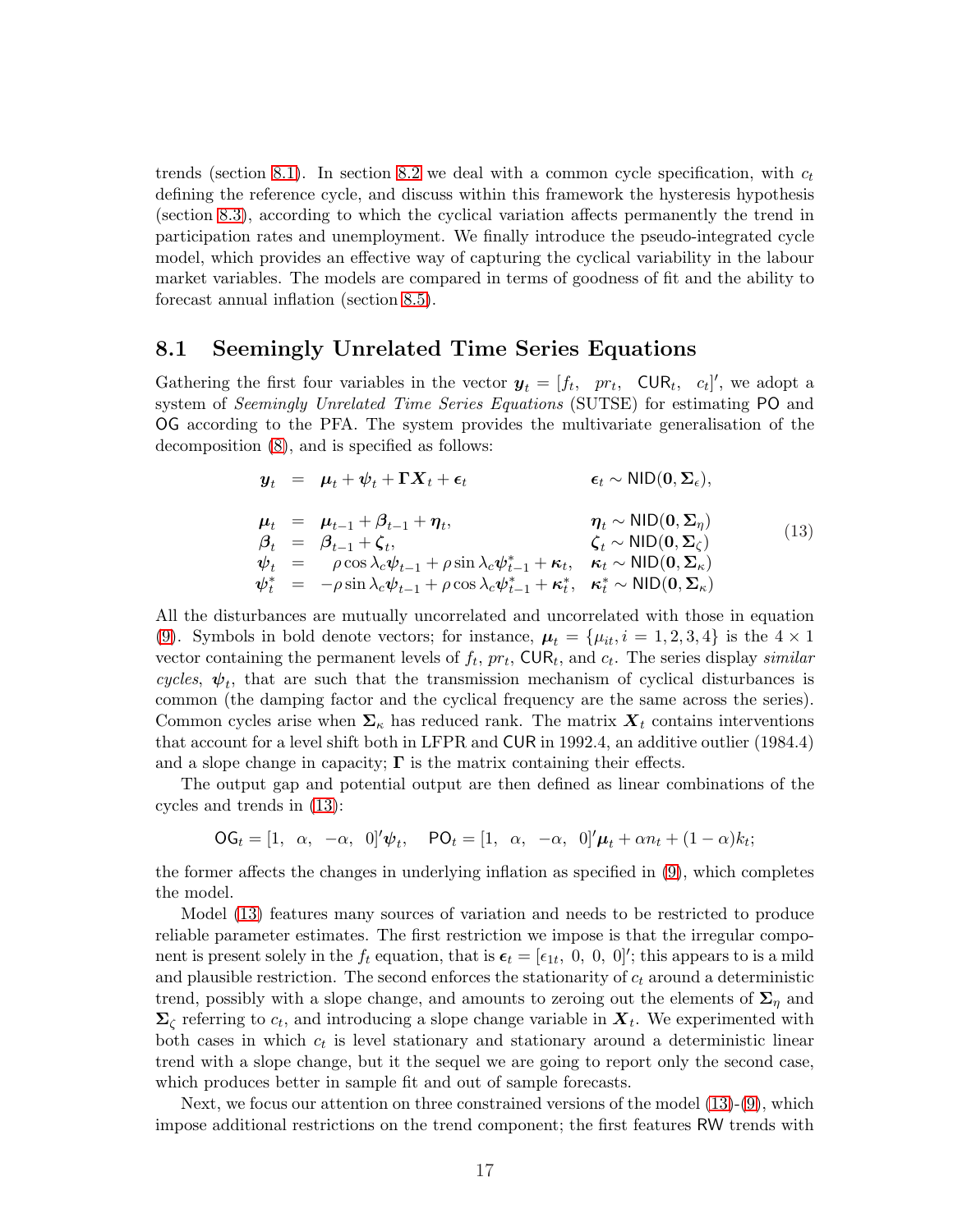trends (section 8.1). In section 8.2 we deal with a common cycle specification, with $c_t$ defining the reference cycle, and discuss within this framework the hysteresis hypothesis (section 8.3), according to which the cyclical variation affects permanently the trend in participation rates and unemployment. We finally introduce the pseudo-integrated cycle model, which provides an effective way of capturing the cyclical variability in the labour market variables. The models are compared in terms of goodness of fit and the ability to forecast annual inflation (section 8.5).

## 8.1 Seemingly Unrelated Time Series Equations

Gathering the first four variables in the vector $\boldsymbol{y}_t = [f_t,\ \ pr_t,\ \ \mathsf{CUR}_t,\ \ c_t]'$, we adopt a system of *Seemingly Unrelated Time Series Equations* (SUTSE) for estimating PO and OG according to the PFA. The system provides the multivariate generalisation of the decomposition (8), and is specified as follows:

$$
\begin{array}{rcll}
\boldsymbol{y}_t & = & \boldsymbol{\mu}_t + \boldsymbol{\psi}_t + \boldsymbol{\Gamma}\boldsymbol{X}_t + \boldsymbol{\epsilon}_t & \boldsymbol{\epsilon}_t \sim \mathsf{NID}(\mathbf{0}, \boldsymbol{\Sigma}_\epsilon), \\
 & & & \\
\boldsymbol{\mu}_t & = & \boldsymbol{\mu}_{t-1} + \boldsymbol{\beta}_{t-1} + \boldsymbol{\eta}_t, & \boldsymbol{\eta}_t \sim \mathsf{NID}(\mathbf{0}, \boldsymbol{\Sigma}_\eta) \\
\boldsymbol{\beta}_t & = & \boldsymbol{\beta}_{t-1} + \boldsymbol{\zeta}_t, & \boldsymbol{\zeta}_t \sim \mathsf{NID}(\mathbf{0}, \boldsymbol{\Sigma}_\zeta) \\
\boldsymbol{\psi}_t & = & \rho\cos\lambda_c\boldsymbol{\psi}_{t-1} + \rho\sin\lambda_c\boldsymbol{\psi}^*_{t-1} + \boldsymbol{\kappa}_t, & \boldsymbol{\kappa}_t \sim \mathsf{NID}(\mathbf{0}, \boldsymbol{\Sigma}_\kappa) \\
\boldsymbol{\psi}^*_t & = & -\rho\sin\lambda_c\boldsymbol{\psi}_{t-1} + \rho\cos\lambda_c\boldsymbol{\psi}^*_{t-1} + \boldsymbol{\kappa}^*_t, & \boldsymbol{\kappa}^*_t \sim \mathsf{NID}(\mathbf{0}, \boldsymbol{\Sigma}_\kappa)
\end{array}
\qquad (13)
$$

All the disturbances are mutually uncorrelated and uncorrelated with those in equation (9). Symbols in bold denote vectors; for instance, $\boldsymbol{\mu}_t = \{\mu_{it}, i = 1, 2, 3, 4\}$ is the $4 \times 1$ vector containing the permanent levels of $f_t$, $pr_t$, $\mathsf{CUR}_t$, and $c_t$. The series display *similar cycles*, $\boldsymbol{\psi}_t$, that are such that the transmission mechanism of cyclical disturbances is common (the damping factor and the cyclical frequency are the same across the series). Common cycles arise when $\boldsymbol{\Sigma}_\kappa$ has reduced rank. The matrix $\boldsymbol{X}_t$ contains interventions that account for a level shift both in LFPR and CUR in 1992.4, an additive outlier (1984.4) and a slope change in capacity; $\boldsymbol{\Gamma}$ is the matrix containing their effects.

The output gap and potential output are then defined as linear combinations of the cycles and trends in (13):

$$
\mathsf{OG}_t = [1,\ \ \alpha,\ \ -\alpha,\ \ 0]'\boldsymbol{\psi}_t, \quad \mathsf{PO}_t = [1,\ \ \alpha,\ \ -\alpha,\ \ 0]'\boldsymbol{\mu}_t + \alpha n_t + (1-\alpha)k_t;
$$

the former affects the changes in underlying inflation as specified in (9), which completes the model.

Model (13) features many sources of variation and needs to be restricted to produce reliable parameter estimates. The first restriction we impose is that the irregular component is present solely in the $f_t$ equation, that is $\boldsymbol{\epsilon}_t = [\epsilon_{1t},\ 0,\ 0,\ 0]'$; this appears to is a mild and plausible restriction. The second enforces the stationarity of $c_t$ around a deterministic trend, possibly with a slope change, and amounts to zeroing out the elements of $\boldsymbol{\Sigma}_\eta$ and $\boldsymbol{\Sigma}_\zeta$ referring to $c_t$, and introducing a slope change variable in $\boldsymbol{X}_t$. We experimented with both cases in which $c_t$ is level stationary and stationary around a deterministic linear trend with a slope change, but it the sequel we are going to report only the second case, which produces better in sample fit and out of sample forecasts.

Next, we focus our attention on three constrained versions of the model (13)-(9), which impose additional restrictions on the trend component; the first features RW trends with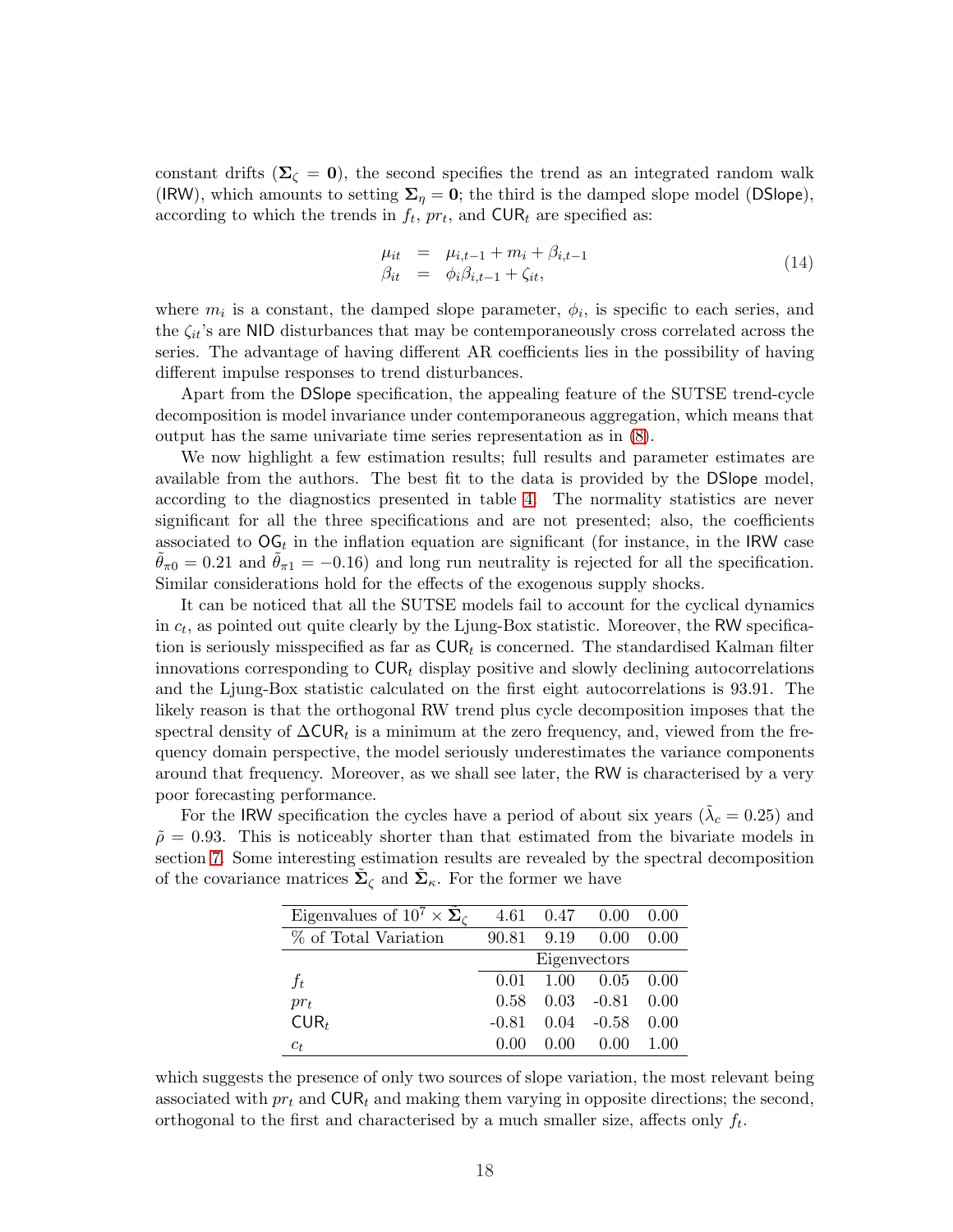constant drifts ($\boldsymbol{\Sigma}_\zeta = \mathbf{0}$), the second specifies the trend as an integrated random walk (IRW), which amounts to setting $\boldsymbol{\Sigma}_\eta = \mathbf{0}$; the third is the damped slope model (DSlope), according to which the trends in $f_t$, $pr_t$, and $\mathsf{CUR}_t$ are specified as:

$$
\begin{array}{rcl}
\mu_{it} & = & \mu_{i,t-1} + m_i + \beta_{i,t-1} \\
\beta_{it} & = & \phi_i \beta_{i,t-1} + \zeta_{it},
\end{array}
\tag{14}
$$

where $m_i$ is a constant, the damped slope parameter, $\phi_i$, is specific to each series, and the $\zeta_{it}$'s are NID disturbances that may be contemporaneously cross correlated across the series. The advantage of having different AR coefficients lies in the possibility of having different impulse responses to trend disturbances.

Apart from the DSlope specification, the appealing feature of the SUTSE trend-cycle decomposition is model invariance under contemporaneous aggregation, which means that output has the same univariate time series representation as in (8).

We now highlight a few estimation results; full results and parameter estimates are available from the authors. The best fit to the data is provided by the DSlope model, according to the diagnostics presented in table 4. The normality statistics are never significant for all the three specifications and are not presented; also, the coefficients associated to $\mathsf{OG}_t$ in the inflation equation are significant (for instance, in the IRW case $\tilde{\theta}_{\pi 0} = 0.21$ and $\tilde{\theta}_{\pi 1} = -0.16$) and long run neutrality is rejected for all the specification. Similar considerations hold for the effects of the exogenous supply shocks.

It can be noticed that all the SUTSE models fail to account for the cyclical dynamics in $c_t$, as pointed out quite clearly by the Ljung-Box statistic. Moreover, the RW specification is seriously misspecified as far as $\mathsf{CUR}_t$ is concerned. The standardised Kalman filter innovations corresponding to $\mathsf{CUR}_t$ display positive and slowly declining autocorrelations and the Ljung-Box statistic calculated on the first eight autocorrelations is 93.91. The likely reason is that the orthogonal RW trend plus cycle decomposition imposes that the spectral density of $\Delta\mathsf{CUR}_t$ is a minimum at the zero frequency, and, viewed from the frequency domain perspective, the model seriously underestimates the variance components around that frequency. Moreover, as we shall see later, the RW is characterised by a very poor forecasting performance.

For the IRW specification the cycles have a period of about six years ($\tilde{\lambda}_c = 0.25$) and $\tilde{\rho} = 0.93$. This is noticeably shorter than that estimated from the bivariate models in section 7. Some interesting estimation results are revealed by the spectral decomposition of the covariance matrices $\tilde{\boldsymbol{\Sigma}}_\zeta$ and $\tilde{\boldsymbol{\Sigma}}_\kappa$. For the former we have

| Eigenvalues of $10^7 \times \tilde{\boldsymbol{\Sigma}}_\zeta$ | 4.61 | 0.47 | 0.00 | 0.00 |
|---|---|---|---|---|
| % of Total Variation | 90.81 | 9.19 | 0.00 | 0.00 |
| | Eigenvectors | | | |
| $f_t$ | 0.01 | 1.00 | 0.05 | 0.00 |
| $pr_t$ | 0.58 | 0.03 | -0.81 | 0.00 |
| $\mathsf{CUR}_t$ | -0.81 | 0.04 | -0.58 | 0.00 |
| $c_t$ | 0.00 | 0.00 | 0.00 | 1.00 |

which suggests the presence of only two sources of slope variation, the most relevant being associated with $pr_t$ and $\mathsf{CUR}_t$ and making them varying in opposite directions; the second, orthogonal to the first and characterised by a much smaller size, affects only $f_t$.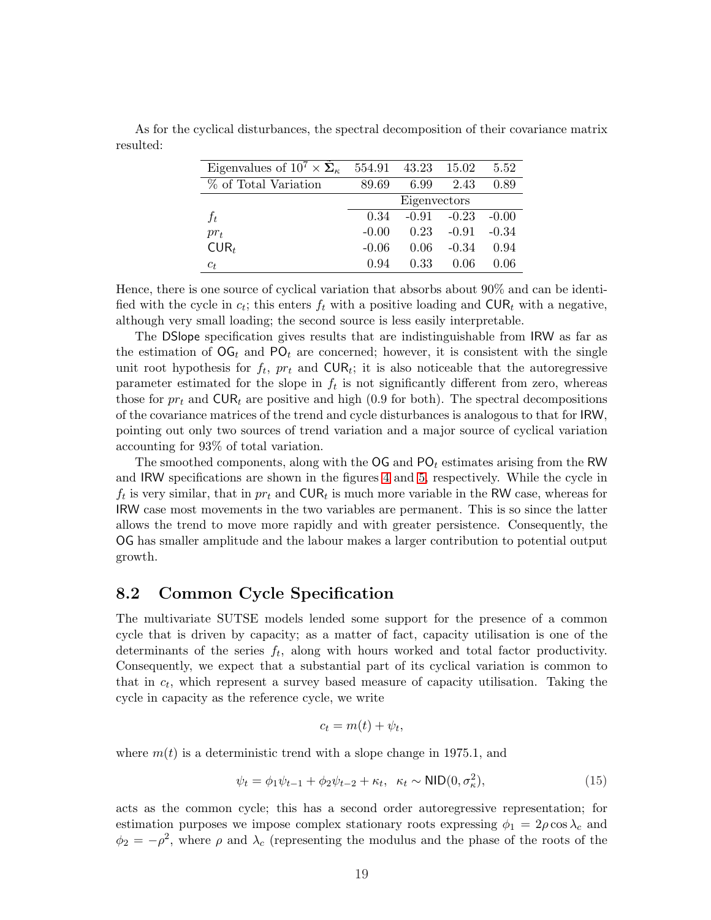As for the cyclical disturbances, the spectral decomposition of their covariance matrix resulted:

| Eigenvalues of $10^7 \times \tilde{\boldsymbol{\Sigma}}_\kappa$ | 554.91 | 43.23 | 15.02 | 5.52 |
|---|---|---|---|---|
| % of Total Variation | 89.69 | 6.99 | 2.43 | 0.89 |
| | Eigenvectors | | | |
| $f_t$ | 0.34 | -0.91 | -0.23 | -0.00 |
| $pr_t$ | -0.00 | 0.23 | -0.91 | -0.34 |
| $\mathsf{CUR}_t$ | -0.06 | 0.06 | -0.34 | 0.94 |
| $c_t$ | 0.94 | 0.33 | 0.06 | 0.06 |

Hence, there is one source of cyclical variation that absorbs about 90% and can be identified with the cycle in $c_t$; this enters $f_t$ with a positive loading and $\mathsf{CUR}_t$ with a negative, although very small loading; the second source is less easily interpretable.

The DSlope specification gives results that are indistinguishable from IRW as far as the estimation of $\mathsf{OG}_t$ and $\mathsf{PO}_t$ are concerned; however, it is consistent with the single unit root hypothesis for $f_t$, $pr_t$ and $\mathsf{CUR}_t$; it is also noticeable that the autoregressive parameter estimated for the slope in $f_t$ is not significantly different from zero, whereas those for $pr_t$ and $\mathsf{CUR}_t$ are positive and high (0.9 for both). The spectral decompositions of the covariance matrices of the trend and cycle disturbances is analogous to that for IRW, pointing out only two sources of trend variation and a major source of cyclical variation accounting for 93% of total variation.

The smoothed components, along with the OG and $\mathsf{PO}_t$ estimates arising from the RW and IRW specifications are shown in the figures 4 and 5, respectively. While the cycle in $f_t$ is very similar, that in $pr_t$ and $\mathsf{CUR}_t$ is much more variable in the RW case, whereas for IRW case most movements in the two variables are permanent. This is so since the latter allows the trend to move more rapidly and with greater persistence. Consequently, the OG has smaller amplitude and the labour makes a larger contribution to potential output growth.

## 8.2 Common Cycle Specification

The multivariate SUTSE models lended some support for the presence of a common cycle that is driven by capacity; as a matter of fact, capacity utilisation is one of the determinants of the series $f_t$, along with hours worked and total factor productivity. Consequently, we expect that a substantial part of its cyclical variation is common to that in $c_t$, which represent a survey based measure of capacity utilisation. Taking the cycle in capacity as the reference cycle, we write

$$c_t = m(t) + \psi_t,$$

where $m(t)$ is a deterministic trend with a slope change in 1975.1, and

$$\psi_t = \phi_1 \psi_{t-1} + \phi_2 \psi_{t-2} + \kappa_t, \;\; \kappa_t \sim \mathsf{NID}(0, \sigma_\kappa^2), \tag{15}$$

acts as the common cycle; this has a second order autoregressive representation; for estimation purposes we impose complex stationary roots expressing $\phi_1 = 2\rho \cos \lambda_c$ and $\phi_2 = -\rho^2$, where $\rho$ and $\lambda_c$ (representing the modulus and the phase of the roots of the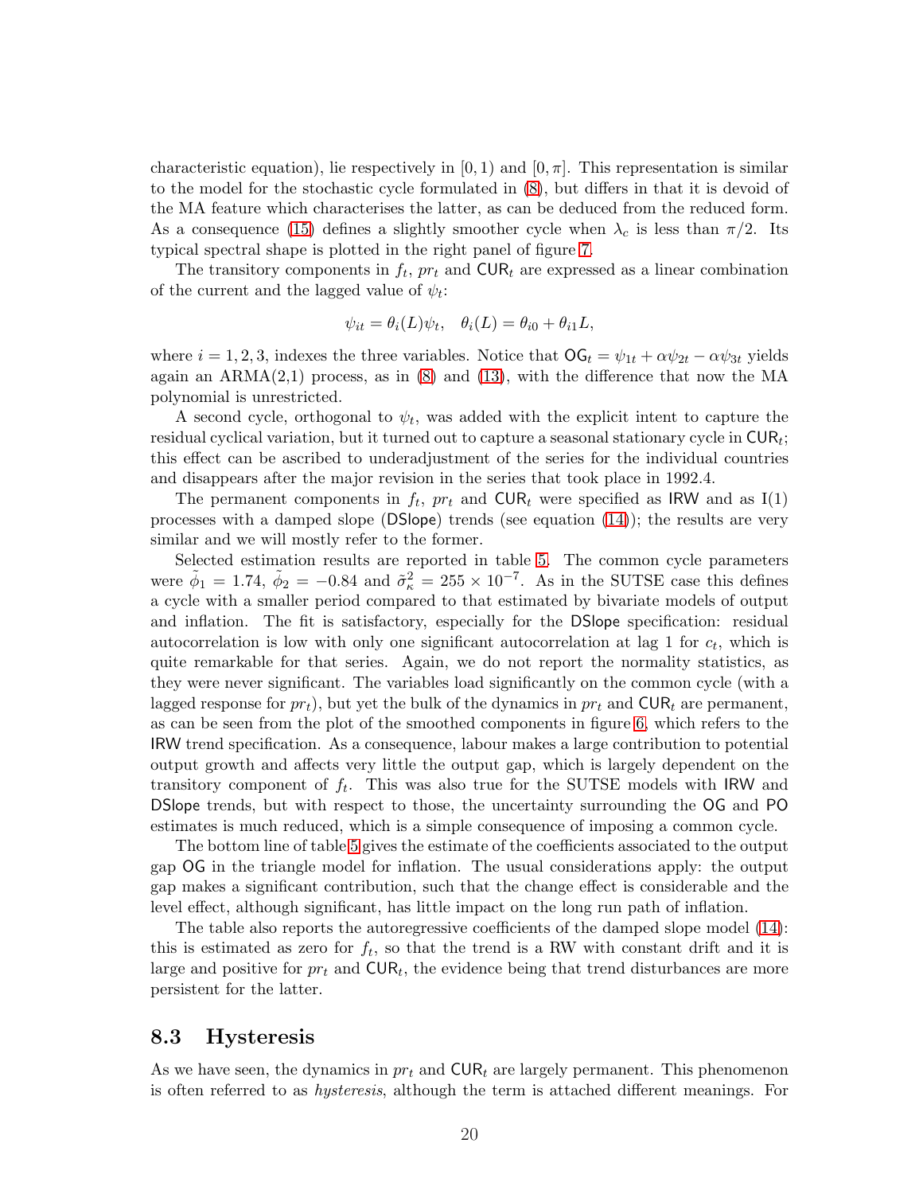characteristic equation), lie respectively in $[0, 1)$ and $[0, \pi]$. This representation is similar to the model for the stochastic cycle formulated in (8), but differs in that it is devoid of the MA feature which characterises the latter, as can be deduced from the reduced form. As a consequence (15) defines a slightly smoother cycle when $\lambda_c$ is less than $\pi/2$. Its typical spectral shape is plotted in the right panel of figure 7.

The transitory components in $f_t$, $pr_t$ and $\mathsf{CUR}_t$ are expressed as a linear combination of the current and the lagged value of $\psi_t$:

$$\psi_{it} = \theta_i(L)\psi_t, \quad \theta_i(L) = \theta_{i0} + \theta_{i1}L,$$

where $i = 1, 2, 3$, indexes the three variables. Notice that $\mathsf{OG}_t = \psi_{1t} + \alpha\psi_{2t} - \alpha\psi_{3t}$ yields again an ARMA(2,1) process, as in (8) and (13), with the difference that now the MA polynomial is unrestricted.

A second cycle, orthogonal to $\psi_t$, was added with the explicit intent to capture the residual cyclical variation, but it turned out to capture a seasonal stationary cycle in $\mathsf{CUR}_t$; this effect can be ascribed to underadjustment of the series for the individual countries and disappears after the major revision in the series that took place in 1992.4.

The permanent components in $f_t$, $pr_t$ and $\mathsf{CUR}_t$ were specified as IRW and as I(1) processes with a damped slope (DSlope) trends (see equation (14)); the results are very similar and we will mostly refer to the former.

Selected estimation results are reported in table 5. The common cycle parameters were $\tilde{\phi}_1 = 1.74$, $\tilde{\phi}_2 = -0.84$ and $\tilde{\sigma}^2_\kappa = 255 \times 10^{-7}$. As in the SUTSE case this defines a cycle with a smaller period compared to that estimated by bivariate models of output and inflation. The fit is satisfactory, especially for the DSlope specification: residual autocorrelation is low with only one significant autocorrelation at lag 1 for $c_t$, which is quite remarkable for that series. Again, we do not report the normality statistics, as they were never significant. The variables load significantly on the common cycle (with a lagged response for $pr_t$), but yet the bulk of the dynamics in $pr_t$ and $\mathsf{CUR}_t$ are permanent, as can be seen from the plot of the smoothed components in figure 6, which refers to the IRW trend specification. As a consequence, labour makes a large contribution to potential output growth and affects very little the output gap, which is largely dependent on the transitory component of $f_t$. This was also true for the SUTSE models with IRW and DSlope trends, but with respect to those, the uncertainty surrounding the OG and PO estimates is much reduced, which is a simple consequence of imposing a common cycle.

The bottom line of table 5 gives the estimate of the coefficients associated to the output gap OG in the triangle model for inflation. The usual considerations apply: the output gap makes a significant contribution, such that the change effect is considerable and the level effect, although significant, has little impact on the long run path of inflation.

The table also reports the autoregressive coefficients of the damped slope model (14): this is estimated as zero for $f_t$, so that the trend is a RW with constant drift and it is large and positive for $pr_t$ and $\mathsf{CUR}_t$, the evidence being that trend disturbances are more persistent for the latter.

## 8.3 Hysteresis

As we have seen, the dynamics in $pr_t$ and $\mathsf{CUR}_t$ are largely permanent. This phenomenon is often referred to as *hysteresis*, although the term is attached different meanings. For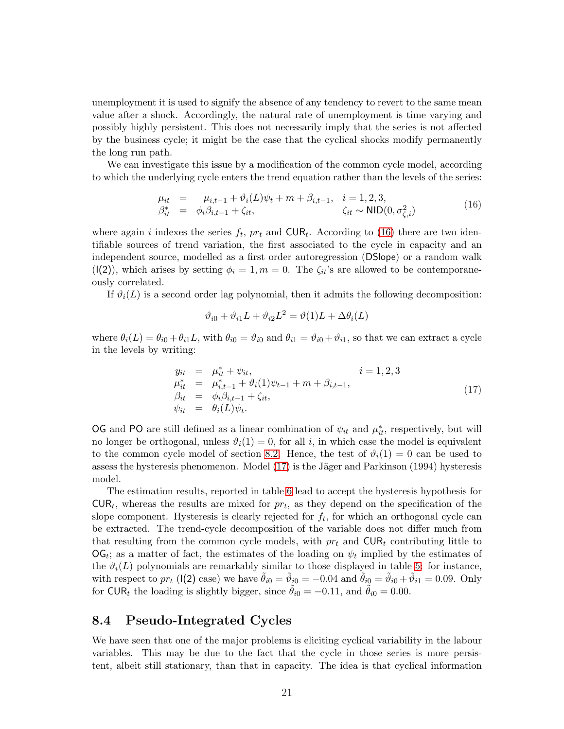unemployment it is used to signify the absence of any tendency to revert to the same mean value after a shock. Accordingly, the natural rate of unemployment is time varying and possibly highly persistent. This does not necessarily imply that the series is not affected by the business cycle; it might be the case that the cyclical shocks modify permanently the long run path.

We can investigate this issue by a modification of the common cycle model, according to which the underlying cycle enters the trend equation rather than the levels of the series:

$$
\begin{array}{rcll}
\mu_{it} & = & \mu_{i,t-1} + \vartheta_i(L)\psi_t + m + \beta_{i,t-1}, & i = 1, 2, 3, \\
\beta^*_{it} & = & \phi_i \beta_{i,t-1} + \zeta_{it}, & \zeta_{it} \sim \mathsf{NID}(0, \sigma^2_{\zeta,i})
\end{array}
\tag{16}
$$

where again $i$ indexes the series $f_t$, $pr_t$ and $\mathsf{CUR}_t$. According to (16) there are two identifiable sources of trend variation, the first associated to the cycle in capacity and an independent source, modelled as a first order autoregression ($\mathsf{DSlope}$) or a random walk ($\mathsf{I(2)}$), which arises by setting $\phi_i = 1, m = 0$. The $\zeta_{it}$'s are allowed to be contemporaneously correlated.

If $\vartheta_i(L)$ is a second order lag polynomial, then it admits the following decomposition:

$$
\vartheta_{i0} + \vartheta_{i1}L + \vartheta_{i2}L^2 = \vartheta(1)L + \Delta\theta_i(L)
$$

where $\theta_i(L) = \theta_{i0} + \theta_{i1}L$, with $\theta_{i0} = \vartheta_{i0}$ and $\theta_{i1} = \vartheta_{i0} + \vartheta_{i1}$, so that we can extract a cycle in the levels by writing:

$$
\begin{array}{rcll}
y_{it} & = & \mu^*_{it} + \psi_{it}, & i = 1, 2, 3 \\
\mu^*_{it} & = & \mu^*_{i,t-1} + \vartheta_i(1)\psi_{t-1} + m + \beta_{i,t-1}, & \\
\beta_{it} & = & \phi_i \beta_{i,t-1} + \zeta_{it}, & \\
\psi_{it} & = & \theta_i(L)\psi_t. &
\end{array}
\tag{17}
$$

$\mathsf{OG}$ and $\mathsf{PO}$ are still defined as a linear combination of $\psi_{it}$ and $\mu^*_{it}$, respectively, but will no longer be orthogonal, unless $\vartheta_i(1) = 0$, for all $i$, in which case the model is equivalent to the common cycle model of section 8.2. Hence, the test of $\vartheta_i(1) = 0$ can be used to assess the hysteresis phenomenon. Model (17) is the Jäger and Parkinson (1994) hysteresis model.

The estimation results, reported in table 6 lead to accept the hysteresis hypothesis for $\mathsf{CUR}_t$, whereas the results are mixed for $pr_t$, as they depend on the specification of the slope component. Hysteresis is clearly rejected for $f_t$, for which an orthogonal cycle can be extracted. The trend-cycle decomposition of the variable does not differ much from that resulting from the common cycle models, with $pr_t$ and $\mathsf{CUR}_t$ contributing little to $\mathsf{OG}_t$; as a matter of fact, the estimates of the loading on $\psi_t$ implied by the estimates of the $\vartheta_i(L)$ polynomials are remarkably similar to those displayed in table 5: for instance, with respect to $pr_t$ ($\mathsf{I(2)}$ case) we have $\tilde{\theta}_{i0} = \tilde{\vartheta}_{i0} = -0.04$ and $\tilde{\theta}_{i0} = \tilde{\vartheta}_{i0} + \tilde{\vartheta}_{i1} = 0.09$. Only for $\mathsf{CUR}_t$ the loading is slightly bigger, since $\tilde{\theta}_{i0} = -0.11$, and $\tilde{\theta}_{i0} = 0.00$.

## 8.4 Pseudo-Integrated Cycles

We have seen that one of the major problems is eliciting cyclical variability in the labour variables. This may be due to the fact that the cycle in those series is more persistent, albeit still stationary, than that in capacity. The idea is that cyclical information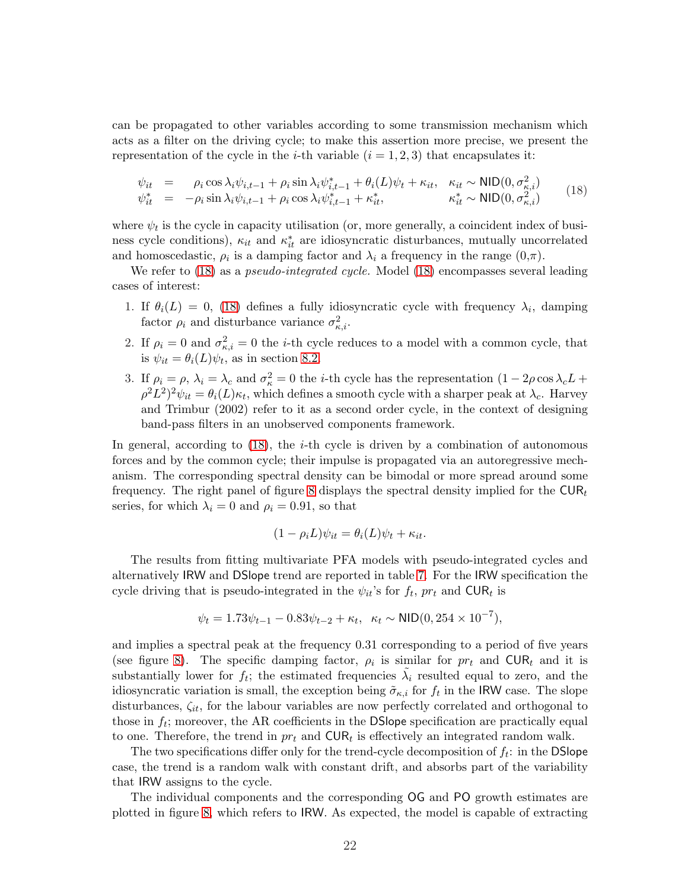can be propagated to other variables according to some transmission mechanism which acts as a filter on the driving cycle; to make this assertion more precise, we present the representation of the cycle in the $i$-th variable ($i = 1, 2, 3$) that encapsulates it:

$$
\begin{array}{rcll}
\psi_{it} & = & \rho_i \cos \lambda_i \psi_{i,t-1} + \rho_i \sin \lambda_i \psi^*_{i,t-1} + \theta_i(L)\psi_t + \kappa_{it}, & \kappa_{it} \sim \mathsf{NID}(0, \sigma^2_{\kappa,i}) \\
\psi^*_{it} & = & -\rho_i \sin \lambda_i \psi_{i,t-1} + \rho_i \cos \lambda_i \psi^*_{i,t-1} + \kappa^*_{it}, & \kappa^*_{it} \sim \mathsf{NID}(0, \sigma^2_{\kappa,i})
\end{array} \quad (18)
$$

where $\psi_t$ is the cycle in capacity utilisation (or, more generally, a coincident index of business cycle conditions), $\kappa_{it}$ and $\kappa^*_{it}$ are idiosyncratic disturbances, mutually uncorrelated and homoscedastic, $\rho_i$ is a damping factor and $\lambda_i$ a frequency in the range $(0,\pi)$.

We refer to (18) as a *pseudo-integrated cycle.* Model (18) encompasses several leading cases of interest:

1. If $\theta_i(L) = 0$, (18) defines a fully idiosyncratic cycle with frequency $\lambda_i$, damping factor $\rho_i$ and disturbance variance $\sigma^2_{\kappa,i}$.
2. If $\rho_i = 0$ and $\sigma^2_{\kappa,i} = 0$ the $i$-th cycle reduces to a model with a common cycle, that is $\psi_{it} = \theta_i(L)\psi_t$, as in section 8.2.
3. If $\rho_i = \rho$, $\lambda_i = \lambda_c$ and $\sigma^2_\kappa = 0$ the $i$-th cycle has the representation $(1 - 2\rho \cos \lambda_c L + \rho^2 L^2)^2 \psi_{it} = \theta_i(L)\kappa_t$, which defines a smooth cycle with a sharper peak at $\lambda_c$. Harvey and Trimbur (2002) refer to it as a second order cycle, in the context of designing band-pass filters in an unobserved components framework.

In general, according to (18), the $i$-th cycle is driven by a combination of autonomous forces and by the common cycle; their impulse is propagated via an autoregressive mechanism. The corresponding spectral density can be bimodal or more spread around some frequency. The right panel of figure 8 displays the spectral density implied for the $\mathsf{CUR}_t$ series, for which $\lambda_i = 0$ and $\rho_i = 0.91$, so that

$$
(1 - \rho_i L)\psi_{it} = \theta_i(L)\psi_t + \kappa_{it}.
$$

The results from fitting multivariate PFA models with pseudo-integrated cycles and alternatively IRW and DSlope trend are reported in table 7. For the IRW specification the cycle driving that is pseudo-integrated in the $\psi_{it}$'s for $f_t$, $pr_t$ and $\mathsf{CUR}_t$ is

$$
\psi_t = 1.73\psi_{t-1} - 0.83\psi_{t-2} + \kappa_t, \;\; \kappa_t \sim \mathsf{NID}(0, 254 \times 10^{-7}),
$$

and implies a spectral peak at the frequency 0.31 corresponding to a period of five years (see figure 8). The specific damping factor, $\rho_i$ is similar for $pr_t$ and $\mathsf{CUR}_t$ and it is substantially lower for $f_t$; the estimated frequencies $\tilde{\lambda}_i$ resulted equal to zero, and the idiosyncratic variation is small, the exception being $\tilde{\sigma}_{\kappa,i}$ for $f_t$ in the IRW case. The slope disturbances, $\zeta_{it}$, for the labour variables are now perfectly correlated and orthogonal to those in $f_t$; moreover, the AR coefficients in the DSlope specification are practically equal to one. Therefore, the trend in $pr_t$ and $\mathsf{CUR}_t$ is effectively an integrated random walk.

The two specifications differ only for the trend-cycle decomposition of $f_t$: in the DSlope case, the trend is a random walk with constant drift, and absorbs part of the variability that IRW assigns to the cycle.

The individual components and the corresponding OG and PO growth estimates are plotted in figure 8, which refers to IRW. As expected, the model is capable of extracting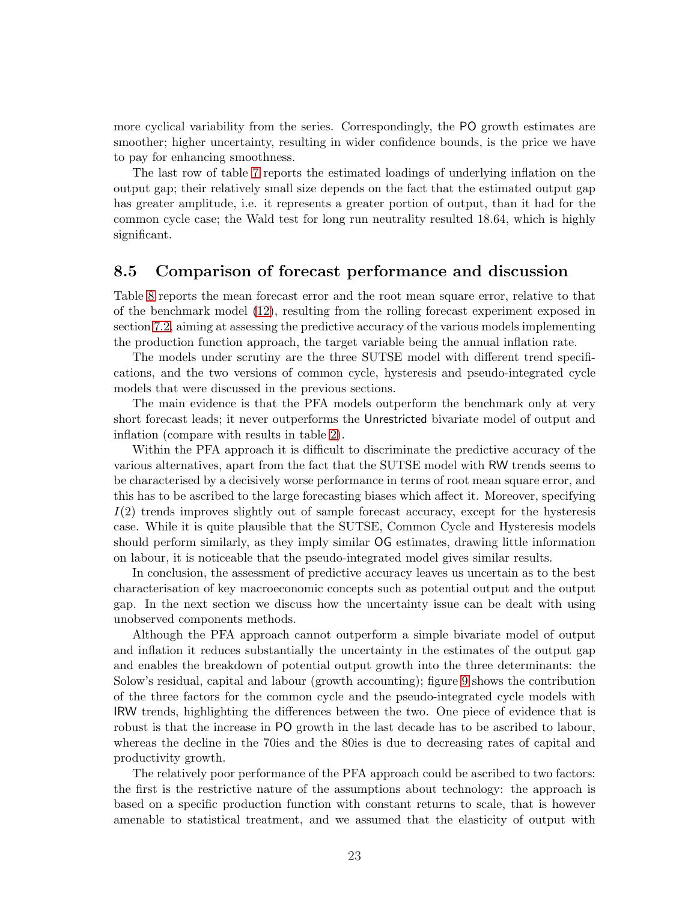more cyclical variability from the series. Correspondingly, the PO growth estimates are smoother; higher uncertainty, resulting in wider confidence bounds, is the price we have to pay for enhancing smoothness.

The last row of table 7 reports the estimated loadings of underlying inflation on the output gap; their relatively small size depends on the fact that the estimated output gap has greater amplitude, i.e. it represents a greater portion of output, than it had for the common cycle case; the Wald test for long run neutrality resulted 18.64, which is highly significant.

## 8.5 Comparison of forecast performance and discussion

Table 8 reports the mean forecast error and the root mean square error, relative to that of the benchmark model (12), resulting from the rolling forecast experiment exposed in section 7.2, aiming at assessing the predictive accuracy of the various models implementing the production function approach, the target variable being the annual inflation rate.

The models under scrutiny are the three SUTSE model with different trend specifications, and the two versions of common cycle, hysteresis and pseudo-integrated cycle models that were discussed in the previous sections.

The main evidence is that the PFA models outperform the benchmark only at very short forecast leads; it never outperforms the Unrestricted bivariate model of output and inflation (compare with results in table 2).

Within the PFA approach it is difficult to discriminate the predictive accuracy of the various alternatives, apart from the fact that the SUTSE model with RW trends seems to be characterised by a decisively worse performance in terms of root mean square error, and this has to be ascribed to the large forecasting biases which affect it. Moreover, specifying $I(2)$ trends improves slightly out of sample forecast accuracy, except for the hysteresis case. While it is quite plausible that the SUTSE, Common Cycle and Hysteresis models should perform similarly, as they imply similar OG estimates, drawing little information on labour, it is noticeable that the pseudo-integrated model gives similar results.

In conclusion, the assessment of predictive accuracy leaves us uncertain as to the best characterisation of key macroeconomic concepts such as potential output and the output gap. In the next section we discuss how the uncertainty issue can be dealt with using unobserved components methods.

Although the PFA approach cannot outperform a simple bivariate model of output and inflation it reduces substantially the uncertainty in the estimates of the output gap and enables the breakdown of potential output growth into the three determinants: the Solow's residual, capital and labour (growth accounting); figure 9 shows the contribution of the three factors for the common cycle and the pseudo-integrated cycle models with IRW trends, highlighting the differences between the two. One piece of evidence that is robust is that the increase in PO growth in the last decade has to be ascribed to labour, whereas the decline in the 70ies and the 80ies is due to decreasing rates of capital and productivity growth.

The relatively poor performance of the PFA approach could be ascribed to two factors: the first is the restrictive nature of the assumptions about technology: the approach is based on a specific production function with constant returns to scale, that is however amenable to statistical treatment, and we assumed that the elasticity of output with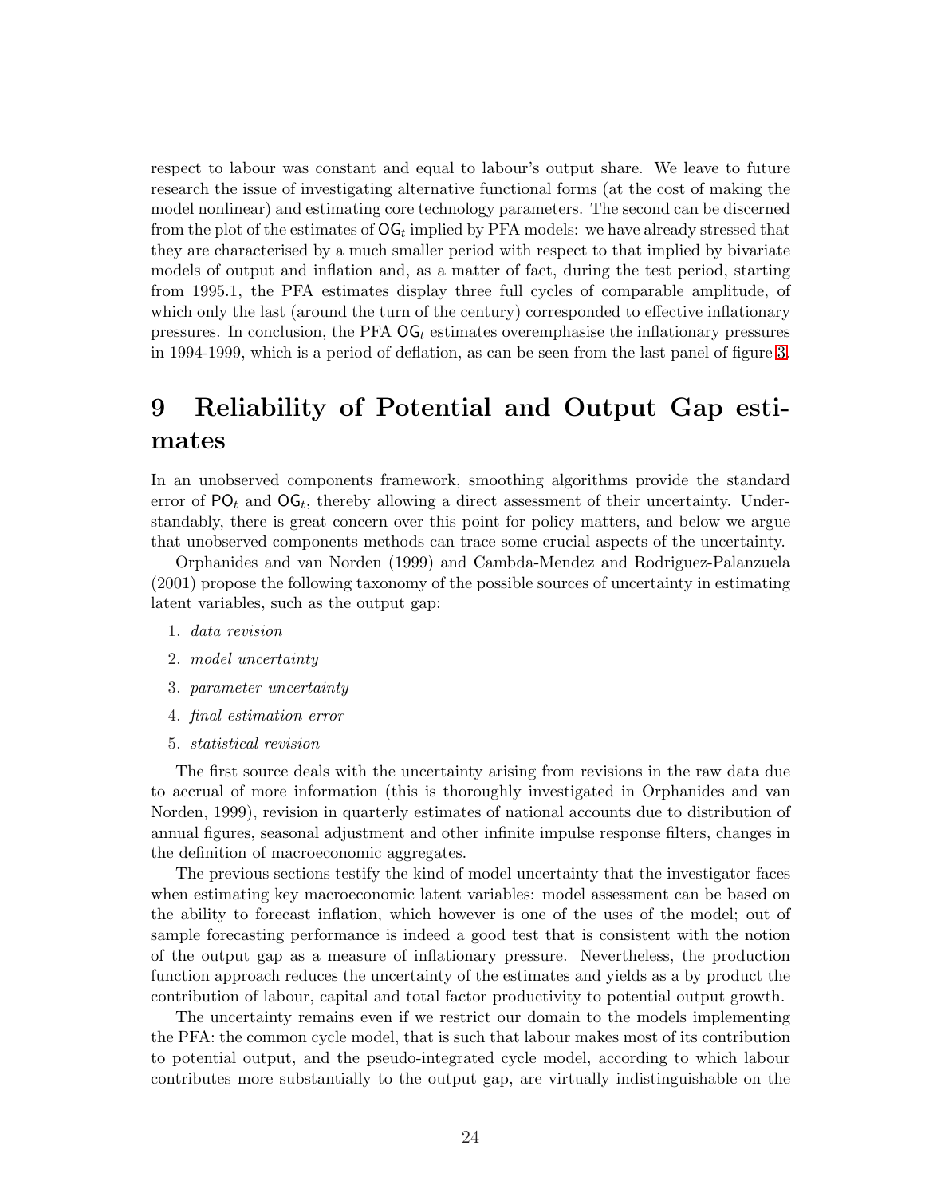respect to labour was constant and equal to labour's output share. We leave to future research the issue of investigating alternative functional forms (at the cost of making the model nonlinear) and estimating core technology parameters. The second can be discerned from the plot of the estimates of $\mathsf{OG}_t$ implied by PFA models: we have already stressed that they are characterised by a much smaller period with respect to that implied by bivariate models of output and inflation and, as a matter of fact, during the test period, starting from 1995.1, the PFA estimates display three full cycles of comparable amplitude, of which only the last (around the turn of the century) corresponded to effective inflationary pressures. In conclusion, the PFA $\mathsf{OG}_t$ estimates overemphasise the inflationary pressures in 1994-1999, which is a period of deflation, as can be seen from the last panel of figure 3.

# 9 Reliability of Potential and Output Gap estimates

In an unobserved components framework, smoothing algorithms provide the standard error of $\mathsf{PO}_t$ and $\mathsf{OG}_t$, thereby allowing a direct assessment of their uncertainty. Understandably, there is great concern over this point for policy matters, and below we argue that unobserved components methods can trace some crucial aspects of the uncertainty.

Orphanides and van Norden (1999) and Cambda-Mendez and Rodriguez-Palanzuela (2001) propose the following taxonomy of the possible sources of uncertainty in estimating latent variables, such as the output gap:

1. *data revision*
2. *model uncertainty*
3. *parameter uncertainty*
4. *final estimation error*
5. *statistical revision*

The first source deals with the uncertainty arising from revisions in the raw data due to accrual of more information (this is thoroughly investigated in Orphanides and van Norden, 1999), revision in quarterly estimates of national accounts due to distribution of annual figures, seasonal adjustment and other infinite impulse response filters, changes in the definition of macroeconomic aggregates.

The previous sections testify the kind of model uncertainty that the investigator faces when estimating key macroeconomic latent variables: model assessment can be based on the ability to forecast inflation, which however is one of the uses of the model; out of sample forecasting performance is indeed a good test that is consistent with the notion of the output gap as a measure of inflationary pressure. Nevertheless, the production function approach reduces the uncertainty of the estimates and yields as a by product the contribution of labour, capital and total factor productivity to potential output growth.

The uncertainty remains even if we restrict our domain to the models implementing the PFA: the common cycle model, that is such that labour makes most of its contribution to potential output, and the pseudo-integrated cycle model, according to which labour contributes more substantially to the output gap, are virtually indistinguishable on the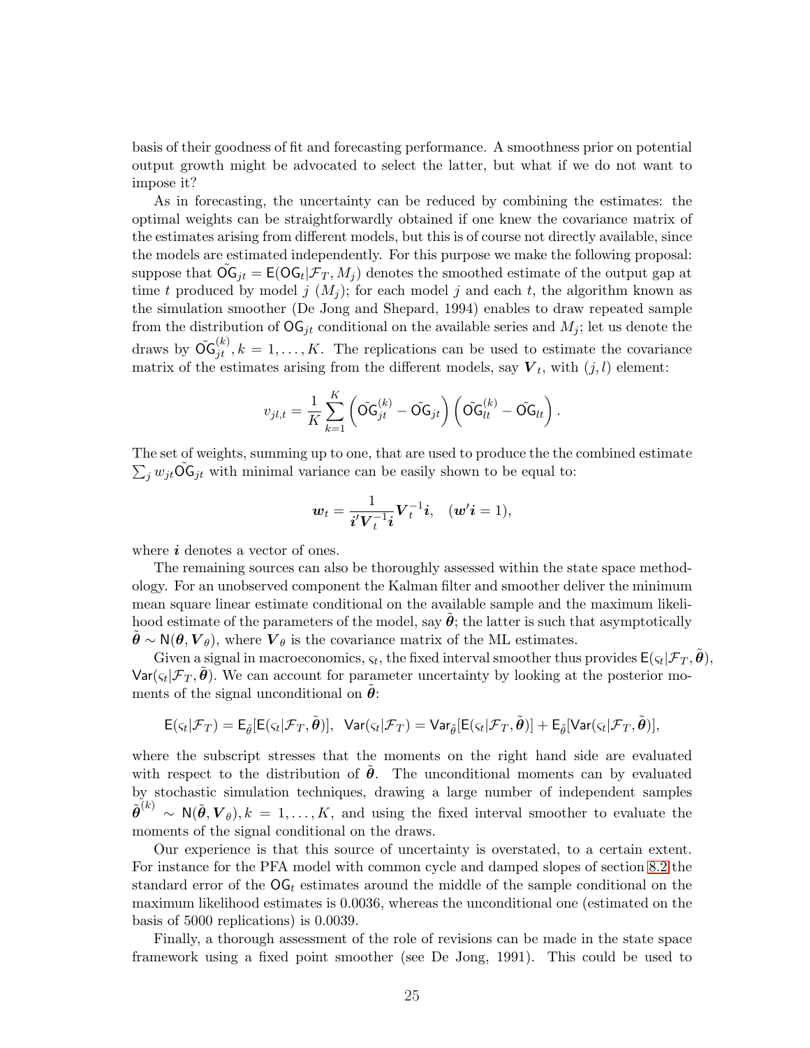basis of their goodness of fit and forecasting performance. A smoothness prior on potential output growth might be advocated to select the latter, but what if we do not want to impose it?

As in forecasting, the uncertainty can be reduced by combining the estimates: the optimal weights can be straightforwardly obtained if one knew the covariance matrix of the estimates arising from different models, but this is of course not directly available, since the models are estimated independently. For this purpose we make the following proposal: suppose that $\tilde{\mathsf{OG}}_{jt} = \mathsf{E}(\mathsf{OG}_t|\mathcal{F}_T, M_j)$ denotes the smoothed estimate of the output gap at time $t$ produced by model $j$ ($M_j$); for each model $j$ and each $t$, the algorithm known as the simulation smoother (De Jong and Shepard, 1994) enables to draw repeated sample from the distribution of $\mathsf{OG}_{jt}$ conditional on the available series and $M_j$; let us denote the draws by $\tilde{\mathsf{OG}}_{jt}^{(k)}, k = 1, \ldots, K$. The replications can be used to estimate the covariance matrix of the estimates arising from the different models, say $\boldsymbol{V}_t$, with $(j, l)$ element:

$$v_{jl,t} = \frac{1}{K} \sum_{k=1}^{K} \left( \tilde{\mathsf{OG}}_{jt}^{(k)} - \tilde{\mathsf{OG}}_{jt} \right) \left( \tilde{\mathsf{OG}}_{lt}^{(k)} - \tilde{\mathsf{OG}}_{lt} \right).$$

The set of weights, summing up to one, that are used to produce the the combined estimate $\sum_j w_{jt} \tilde{\mathsf{OG}}_{jt}$ with minimal variance can be easily shown to be equal to:

$$\boldsymbol{w}_t = \frac{1}{\boldsymbol{i}' \boldsymbol{V}_t^{-1} \boldsymbol{i}} \boldsymbol{V}_t^{-1} \boldsymbol{i}, \quad (\boldsymbol{w}' \boldsymbol{i} = 1),$$

where $\boldsymbol{i}$ denotes a vector of ones.

The remaining sources can also be thoroughly assessed within the state space methodology. For an unobserved component the Kalman filter and smoother deliver the minimum mean square linear estimate conditional on the available sample and the maximum likelihood estimate of the parameters of the model, say $\tilde{\boldsymbol{\theta}}$; the latter is such that asymptotically $\tilde{\boldsymbol{\theta}} \sim \mathsf{N}(\boldsymbol{\theta}, \boldsymbol{V}_\theta)$, where $\boldsymbol{V}_\theta$ is the covariance matrix of the ML estimates.

Given a signal in macroeconomics, $\varsigma_t$, the fixed interval smoother thus provides $\mathsf{E}(\varsigma_t|\mathcal{F}_T, \tilde{\boldsymbol{\theta}})$, $\mathsf{Var}(\varsigma_t|\mathcal{F}_T, \tilde{\boldsymbol{\theta}})$. We can account for parameter uncertainty by looking at the posterior moments of the signal unconditional on $\tilde{\boldsymbol{\theta}}$:

$$\mathsf{E}(\varsigma_t|\mathcal{F}_T) = \mathsf{E}_{\tilde{\theta}}[\mathsf{E}(\varsigma_t|\mathcal{F}_T, \tilde{\boldsymbol{\theta}})], \;\; \mathsf{Var}(\varsigma_t|\mathcal{F}_T) = \mathsf{Var}_{\tilde{\theta}}[\mathsf{E}(\varsigma_t|\mathcal{F}_T, \tilde{\boldsymbol{\theta}})] + \mathsf{E}_{\tilde{\theta}}[\mathsf{Var}(\varsigma_t|\mathcal{F}_T, \tilde{\boldsymbol{\theta}})],$$

where the subscript stresses that the moments on the right hand side are evaluated with respect to the distribution of $\tilde{\boldsymbol{\theta}}$. The unconditional moments can by evaluated by stochastic simulation techniques, drawing a large number of independent samples $\tilde{\boldsymbol{\theta}}^{(k)} \sim \mathsf{N}(\tilde{\boldsymbol{\theta}}, \boldsymbol{V}_\theta), k = 1, \ldots, K$, and using the fixed interval smoother to evaluate the moments of the signal conditional on the draws.

Our experience is that this source of uncertainty is overstated, to a certain extent. For instance for the PFA model with common cycle and damped slopes of section 8.2 the standard error of the $\mathsf{OG}_t$ estimates around the middle of the sample conditional on the maximum likelihood estimates is 0.0036, whereas the unconditional one (estimated on the basis of 5000 replications) is 0.0039.

Finally, a thorough assessment of the role of revisions can be made in the state space framework using a fixed point smoother (see De Jong, 1991). This could be used to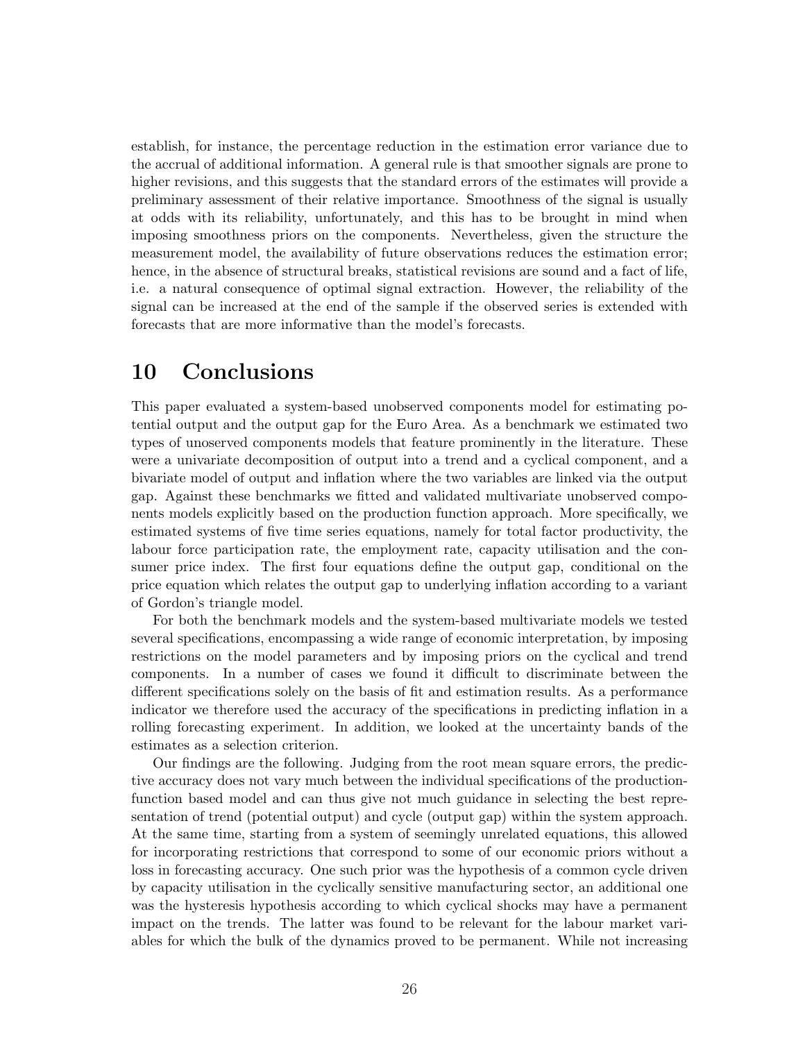establish, for instance, the percentage reduction in the estimation error variance due to the accrual of additional information. A general rule is that smoother signals are prone to higher revisions, and this suggests that the standard errors of the estimates will provide a preliminary assessment of their relative importance. Smoothness of the signal is usually at odds with its reliability, unfortunately, and this has to be brought in mind when imposing smoothness priors on the components. Nevertheless, given the structure the measurement model, the availability of future observations reduces the estimation error; hence, in the absence of structural breaks, statistical revisions are sound and a fact of life, i.e. a natural consequence of optimal signal extraction. However, the reliability of the signal can be increased at the end of the sample if the observed series is extended with forecasts that are more informative than the model's forecasts.

# 10 Conclusions

This paper evaluated a system-based unobserved components model for estimating potential output and the output gap for the Euro Area. As a benchmark we estimated two types of unoserved components models that feature prominently in the literature. These were a univariate decomposition of output into a trend and a cyclical component, and a bivariate model of output and inflation where the two variables are linked via the output gap. Against these benchmarks we fitted and validated multivariate unobserved components models explicitly based on the production function approach. More specifically, we estimated systems of five time series equations, namely for total factor productivity, the labour force participation rate, the employment rate, capacity utilisation and the consumer price index. The first four equations define the output gap, conditional on the price equation which relates the output gap to underlying inflation according to a variant of Gordon's triangle model.

For both the benchmark models and the system-based multivariate models we tested several specifications, encompassing a wide range of economic interpretation, by imposing restrictions on the model parameters and by imposing priors on the cyclical and trend components. In a number of cases we found it difficult to discriminate between the different specifications solely on the basis of fit and estimation results. As a performance indicator we therefore used the accuracy of the specifications in predicting inflation in a rolling forecasting experiment. In addition, we looked at the uncertainty bands of the estimates as a selection criterion.

Our findings are the following. Judging from the root mean square errors, the predictive accuracy does not vary much between the individual specifications of the production-function based model and can thus give not much guidance in selecting the best representation of trend (potential output) and cycle (output gap) within the system approach. At the same time, starting from a system of seemingly unrelated equations, this allowed for incorporating restrictions that correspond to some of our economic priors without a loss in forecasting accuracy. One such prior was the hypothesis of a common cycle driven by capacity utilisation in the cyclically sensitive manufacturing sector, an additional one was the hysteresis hypothesis according to which cyclical shocks may have a permanent impact on the trends. The latter was found to be relevant for the labour market variables for which the bulk of the dynamics proved to be permanent. While not increasing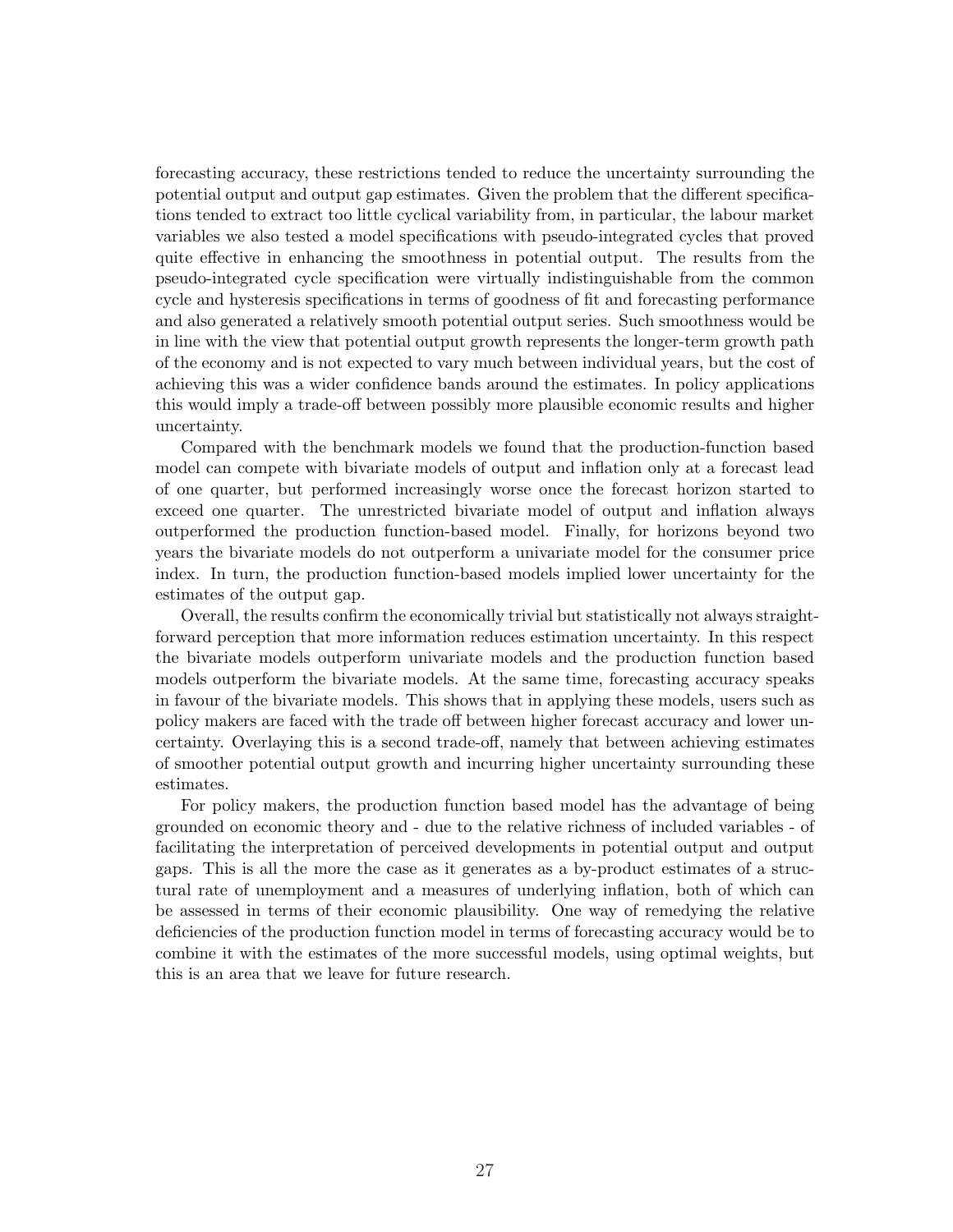forecasting accuracy, these restrictions tended to reduce the uncertainty surrounding the potential output and output gap estimates. Given the problem that the different specifications tended to extract too little cyclical variability from, in particular, the labour market variables we also tested a model specifications with pseudo-integrated cycles that proved quite effective in enhancing the smoothness in potential output. The results from the pseudo-integrated cycle specification were virtually indistinguishable from the common cycle and hysteresis specifications in terms of goodness of fit and forecasting performance and also generated a relatively smooth potential output series. Such smoothness would be in line with the view that potential output growth represents the longer-term growth path of the economy and is not expected to vary much between individual years, but the cost of achieving this was a wider confidence bands around the estimates. In policy applications this would imply a trade-off between possibly more plausible economic results and higher uncertainty.

Compared with the benchmark models we found that the production-function based model can compete with bivariate models of output and inflation only at a forecast lead of one quarter, but performed increasingly worse once the forecast horizon started to exceed one quarter. The unrestricted bivariate model of output and inflation always outperformed the production function-based model. Finally, for horizons beyond two years the bivariate models do not outperform a univariate model for the consumer price index. In turn, the production function-based models implied lower uncertainty for the estimates of the output gap.

Overall, the results confirm the economically trivial but statistically not always straightforward perception that more information reduces estimation uncertainty. In this respect the bivariate models outperform univariate models and the production function based models outperform the bivariate models. At the same time, forecasting accuracy speaks in favour of the bivariate models. This shows that in applying these models, users such as policy makers are faced with the trade off between higher forecast accuracy and lower uncertainty. Overlaying this is a second trade-off, namely that between achieving estimates of smoother potential output growth and incurring higher uncertainty surrounding these estimates.

For policy makers, the production function based model has the advantage of being grounded on economic theory and - due to the relative richness of included variables - of facilitating the interpretation of perceived developments in potential output and output gaps. This is all the more the case as it generates as a by-product estimates of a structural rate of unemployment and a measures of underlying inflation, both of which can be assessed in terms of their economic plausibility. One way of remedying the relative deficiencies of the production function model in terms of forecasting accuracy would be to combine it with the estimates of the more successful models, using optimal weights, but this is an area that we leave for future research.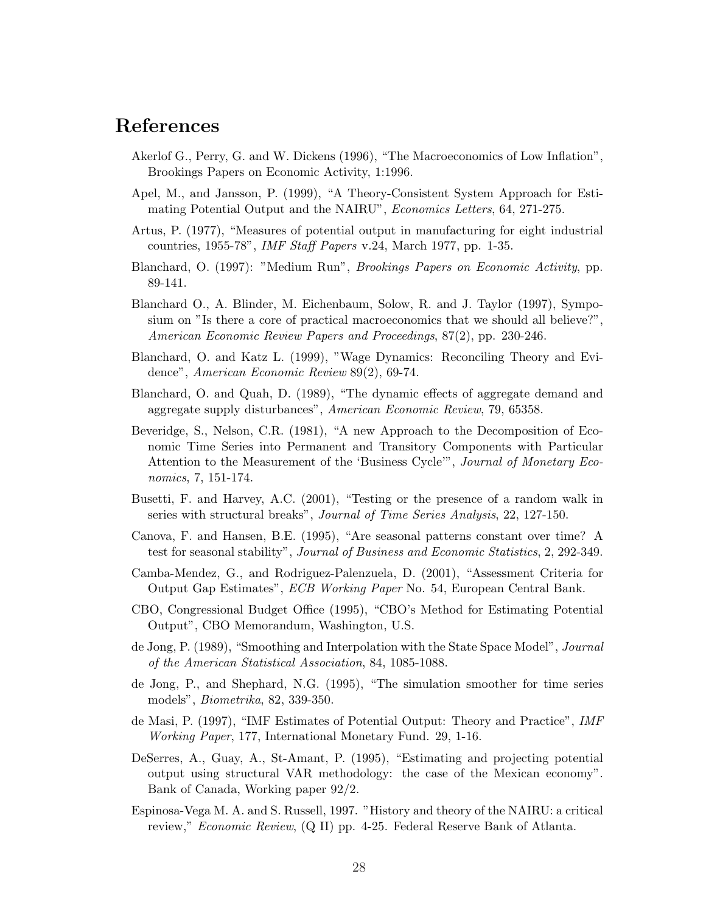# References

Akerlof G., Perry, G. and W. Dickens (1996), "The Macroeconomics of Low Inflation", Brookings Papers on Economic Activity, 1:1996.

Apel, M., and Jansson, P. (1999), "A Theory-Consistent System Approach for Estimating Potential Output and the NAIRU", *Economics Letters*, 64, 271-275.

Artus, P. (1977), "Measures of potential output in manufacturing for eight industrial countries, 1955-78", *IMF Staff Papers* v.24, March 1977, pp. 1-35.

Blanchard, O. (1997): "Medium Run", *Brookings Papers on Economic Activity*, pp. 89-141.

Blanchard O., A. Blinder, M. Eichenbaum, Solow, R. and J. Taylor (1997), Symposium on "Is there a core of practical macroeconomics that we should all believe?", *American Economic Review Papers and Proceedings*, 87(2), pp. 230-246.

Blanchard, O. and Katz L. (1999), "Wage Dynamics: Reconciling Theory and Evidence", *American Economic Review* 89(2), 69-74.

Blanchard, O. and Quah, D. (1989), "The dynamic effects of aggregate demand and aggregate supply disturbances", *American Economic Review*, 79, 65358.

Beveridge, S., Nelson, C.R. (1981), "A new Approach to the Decomposition of Economic Time Series into Permanent and Transitory Components with Particular Attention to the Measurement of the 'Business Cycle'", *Journal of Monetary Economics*, 7, 151-174.

Busetti, F. and Harvey, A.C. (2001), "Testing or the presence of a random walk in series with structural breaks", *Journal of Time Series Analysis*, 22, 127-150.

Canova, F. and Hansen, B.E. (1995), "Are seasonal patterns constant over time? A test for seasonal stability", *Journal of Business and Economic Statistics*, 2, 292-349.

Camba-Mendez, G., and Rodriguez-Palenzuela, D. (2001), "Assessment Criteria for Output Gap Estimates", *ECB Working Paper* No. 54, European Central Bank.

CBO, Congressional Budget Office (1995), "CBO's Method for Estimating Potential Output", CBO Memorandum, Washington, U.S.

de Jong, P. (1989), "Smoothing and Interpolation with the State Space Model", *Journal of the American Statistical Association*, 84, 1085-1088.

de Jong, P., and Shephard, N.G. (1995), "The simulation smoother for time series models", *Biometrika*, 82, 339-350.

de Masi, P. (1997), "IMF Estimates of Potential Output: Theory and Practice", *IMF Working Paper*, 177, International Monetary Fund. 29, 1-16.

DeSerres, A., Guay, A., St-Amant, P. (1995), "Estimating and projecting potential output using structural VAR methodology: the case of the Mexican economy". Bank of Canada, Working paper 92/2.

Espinosa-Vega M. A. and S. Russell, 1997. "History and theory of the NAIRU: a critical review," *Economic Review*, (Q II) pp. 4-25. Federal Reserve Bank of Atlanta.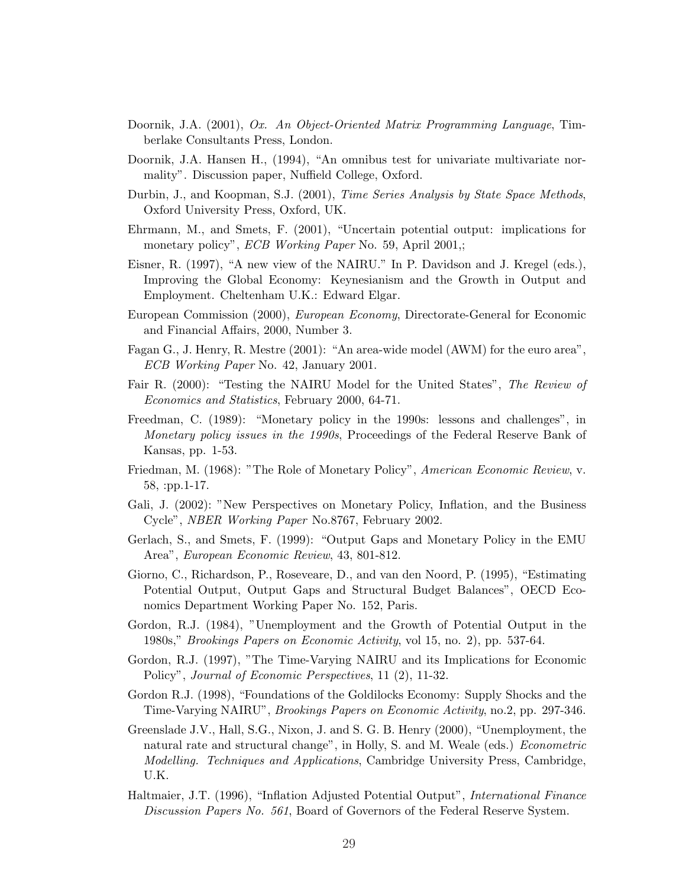Doornik, J.A. (2001), *Ox. An Object-Oriented Matrix Programming Language*, Timberlake Consultants Press, London.

Doornik, J.A. Hansen H., (1994), "An omnibus test for univariate multivariate normality". Discussion paper, Nuffield College, Oxford.

Durbin, J., and Koopman, S.J. (2001), *Time Series Analysis by State Space Methods*, Oxford University Press, Oxford, UK.

Ehrmann, M., and Smets, F. (2001), "Uncertain potential output: implications for monetary policy", *ECB Working Paper* No. 59, April 2001,;

Eisner, R. (1997), "A new view of the NAIRU." In P. Davidson and J. Kregel (eds.), Improving the Global Economy: Keynesianism and the Growth in Output and Employment. Cheltenham U.K.: Edward Elgar.

European Commission (2000), *European Economy*, Directorate-General for Economic and Financial Affairs, 2000, Number 3.

Fagan G., J. Henry, R. Mestre (2001): "An area-wide model (AWM) for the euro area", *ECB Working Paper* No. 42, January 2001.

Fair R. (2000): "Testing the NAIRU Model for the United States", *The Review of Economics and Statistics*, February 2000, 64-71.

Freedman, C. (1989): "Monetary policy in the 1990s: lessons and challenges", in *Monetary policy issues in the 1990s*, Proceedings of the Federal Reserve Bank of Kansas, pp. 1-53.

Friedman, M. (1968): "The Role of Monetary Policy", *American Economic Review*, v. 58, :pp.1-17.

Gali, J. (2002): "New Perspectives on Monetary Policy, Inflation, and the Business Cycle", *NBER Working Paper* No.8767, February 2002.

Gerlach, S., and Smets, F. (1999): "Output Gaps and Monetary Policy in the EMU Area", *European Economic Review*, 43, 801-812.

Giorno, C., Richardson, P., Roseveare, D., and van den Noord, P. (1995), "Estimating Potential Output, Output Gaps and Structural Budget Balances", OECD Economics Department Working Paper No. 152, Paris.

Gordon, R.J. (1984), "Unemployment and the Growth of Potential Output in the 1980s," *Brookings Papers on Economic Activity*, vol 15, no. 2), pp. 537-64.

Gordon, R.J. (1997), "The Time-Varying NAIRU and its Implications for Economic Policy", *Journal of Economic Perspectives*, 11 (2), 11-32.

Gordon R.J. (1998), "Foundations of the Goldilocks Economy: Supply Shocks and the Time-Varying NAIRU", *Brookings Papers on Economic Activity*, no.2, pp. 297-346.

Greenslade J.V., Hall, S.G., Nixon, J. and S. G. B. Henry (2000), "Unemployment, the natural rate and structural change", in Holly, S. and M. Weale (eds.) *Econometric Modelling. Techniques and Applications*, Cambridge University Press, Cambridge, U.K.

Haltmaier, J.T. (1996), "Inflation Adjusted Potential Output", *International Finance Discussion Papers No. 561*, Board of Governors of the Federal Reserve System.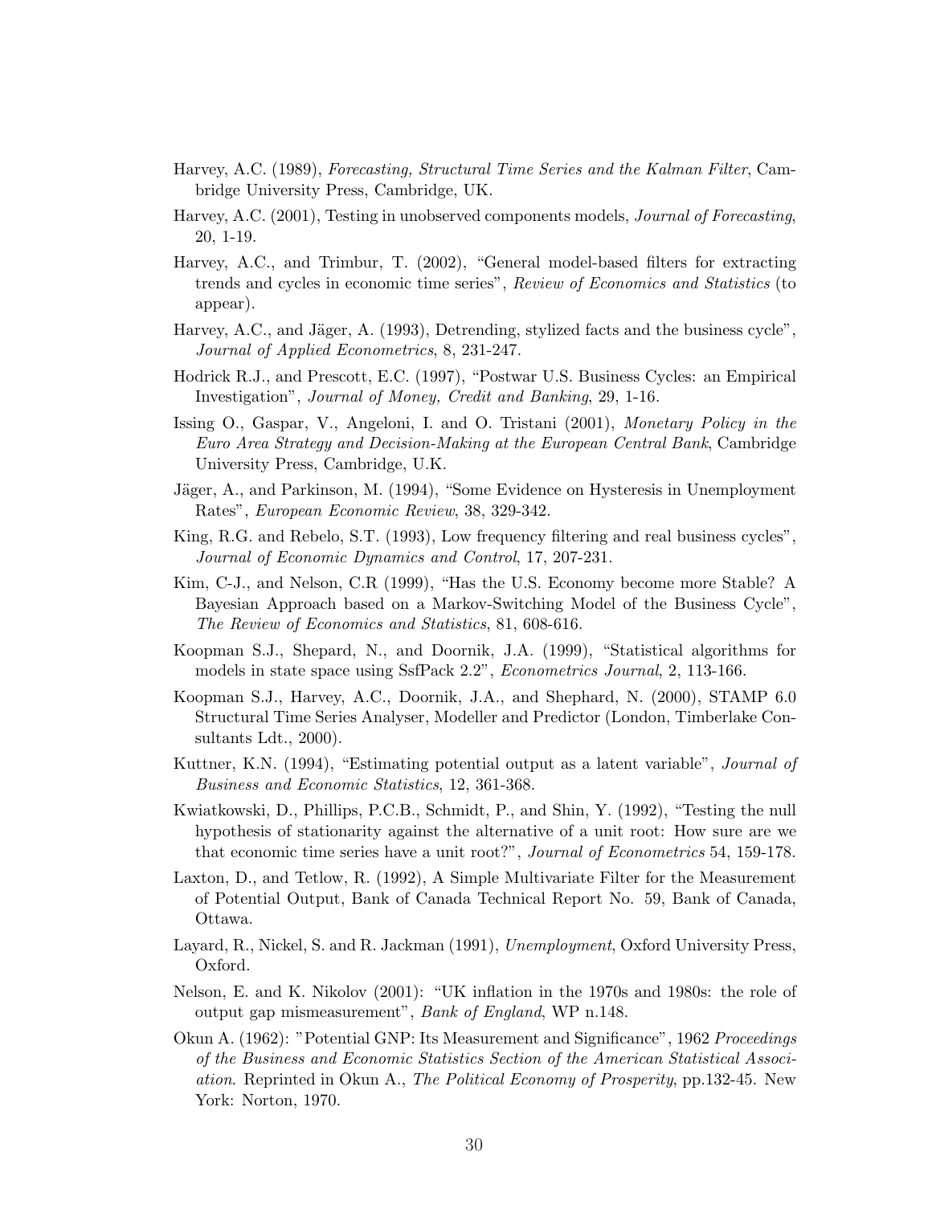Harvey, A.C. (1989), *Forecasting, Structural Time Series and the Kalman Filter*, Cambridge University Press, Cambridge, UK.

Harvey, A.C. (2001), Testing in unobserved components models, *Journal of Forecasting*, 20, 1-19.

Harvey, A.C., and Trimbur, T. (2002), "General model-based filters for extracting trends and cycles in economic time series", *Review of Economics and Statistics* (to appear).

Harvey, A.C., and Jäger, A. (1993), Detrending, stylized facts and the business cycle", *Journal of Applied Econometrics*, 8, 231-247.

Hodrick R.J., and Prescott, E.C. (1997), "Postwar U.S. Business Cycles: an Empirical Investigation", *Journal of Money, Credit and Banking*, 29, 1-16.

Issing O., Gaspar, V., Angeloni, I. and O. Tristani (2001), *Monetary Policy in the Euro Area Strategy and Decision-Making at the European Central Bank*, Cambridge University Press, Cambridge, U.K.

Jäger, A., and Parkinson, M. (1994), "Some Evidence on Hysteresis in Unemployment Rates", *European Economic Review*, 38, 329-342.

King, R.G. and Rebelo, S.T. (1993), Low frequency filtering and real business cycles", *Journal of Economic Dynamics and Control*, 17, 207-231.

Kim, C-J., and Nelson, C.R (1999), "Has the U.S. Economy become more Stable? A Bayesian Approach based on a Markov-Switching Model of the Business Cycle", *The Review of Economics and Statistics*, 81, 608-616.

Koopman S.J., Shepard, N., and Doornik, J.A. (1999), "Statistical algorithms for models in state space using SsfPack 2.2", *Econometrics Journal*, 2, 113-166.

Koopman S.J., Harvey, A.C., Doornik, J.A., and Shephard, N. (2000), STAMP 6.0 Structural Time Series Analyser, Modeller and Predictor (London, Timberlake Consultants Ldt., 2000).

Kuttner, K.N. (1994), "Estimating potential output as a latent variable", *Journal of Business and Economic Statistics*, 12, 361-368.

Kwiatkowski, D., Phillips, P.C.B., Schmidt, P., and Shin, Y. (1992), "Testing the null hypothesis of stationarity against the alternative of a unit root: How sure are we that economic time series have a unit root?", *Journal of Econometrics* 54, 159-178.

Laxton, D., and Tetlow, R. (1992), A Simple Multivariate Filter for the Measurement of Potential Output, Bank of Canada Technical Report No. 59, Bank of Canada, Ottawa.

Layard, R., Nickel, S. and R. Jackman (1991), *Unemployment*, Oxford University Press, Oxford.

Nelson, E. and K. Nikolov (2001): "UK inflation in the 1970s and 1980s: the role of output gap mismeasurement", *Bank of England*, WP n.148.

Okun A. (1962): "Potential GNP: Its Measurement and Significance", 1962 *Proceedings of the Business and Economic Statistics Section of the American Statistical Association*. Reprinted in Okun A., *The Political Economy of Prosperity*, pp.132-45. New York: Norton, 1970.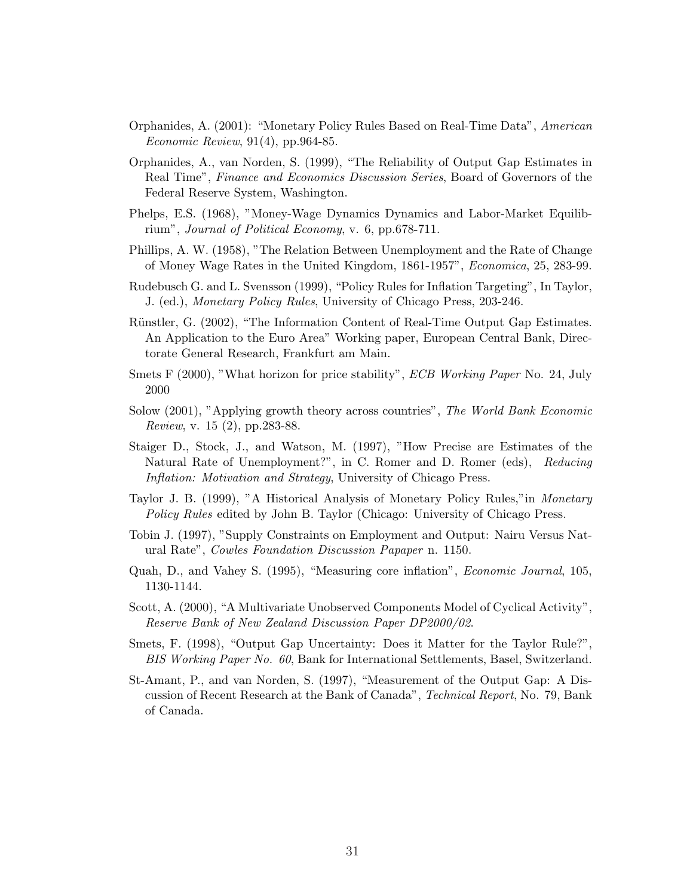Orphanides, A. (2001): "Monetary Policy Rules Based on Real-Time Data", *American Economic Review*, 91(4), pp.964-85.

Orphanides, A., van Norden, S. (1999), "The Reliability of Output Gap Estimates in Real Time", *Finance and Economics Discussion Series*, Board of Governors of the Federal Reserve System, Washington.

Phelps, E.S. (1968), "Money-Wage Dynamics Dynamics and Labor-Market Equilibrium", *Journal of Political Economy*, v. 6, pp.678-711.

Phillips, A. W. (1958), "The Relation Between Unemployment and the Rate of Change of Money Wage Rates in the United Kingdom, 1861-1957", *Economica*, 25, 283-99.

Rudebusch G. and L. Svensson (1999), "Policy Rules for Inflation Targeting", In Taylor, J. (ed.), *Monetary Policy Rules*, University of Chicago Press, 203-246.

Rünstler, G. (2002), "The Information Content of Real-Time Output Gap Estimates. An Application to the Euro Area" Working paper, European Central Bank, Directorate General Research, Frankfurt am Main.

Smets F (2000), "What horizon for price stability", *ECB Working Paper* No. 24, July 2000

Solow (2001), "Applying growth theory across countries", *The World Bank Economic Review*, v. 15 (2), pp.283-88.

Staiger D., Stock, J., and Watson, M. (1997), "How Precise are Estimates of the Natural Rate of Unemployment?", in C. Romer and D. Romer (eds), *Reducing Inflation: Motivation and Strategy*, University of Chicago Press.

Taylor J. B. (1999), "A Historical Analysis of Monetary Policy Rules,"in *Monetary Policy Rules* edited by John B. Taylor (Chicago: University of Chicago Press.

Tobin J. (1997), "Supply Constraints on Employment and Output: Nairu Versus Natural Rate", *Cowles Foundation Discussion Papaper* n. 1150.

Quah, D., and Vahey S. (1995), "Measuring core inflation", *Economic Journal*, 105, 1130-1144.

Scott, A. (2000), "A Multivariate Unobserved Components Model of Cyclical Activity", *Reserve Bank of New Zealand Discussion Paper DP2000/02*.

Smets, F. (1998), "Output Gap Uncertainty: Does it Matter for the Taylor Rule?", *BIS Working Paper No. 60*, Bank for International Settlements, Basel, Switzerland.

St-Amant, P., and van Norden, S. (1997), "Measurement of the Output Gap: A Discussion of Recent Research at the Bank of Canada", *Technical Report*, No. 79, Bank of Canada.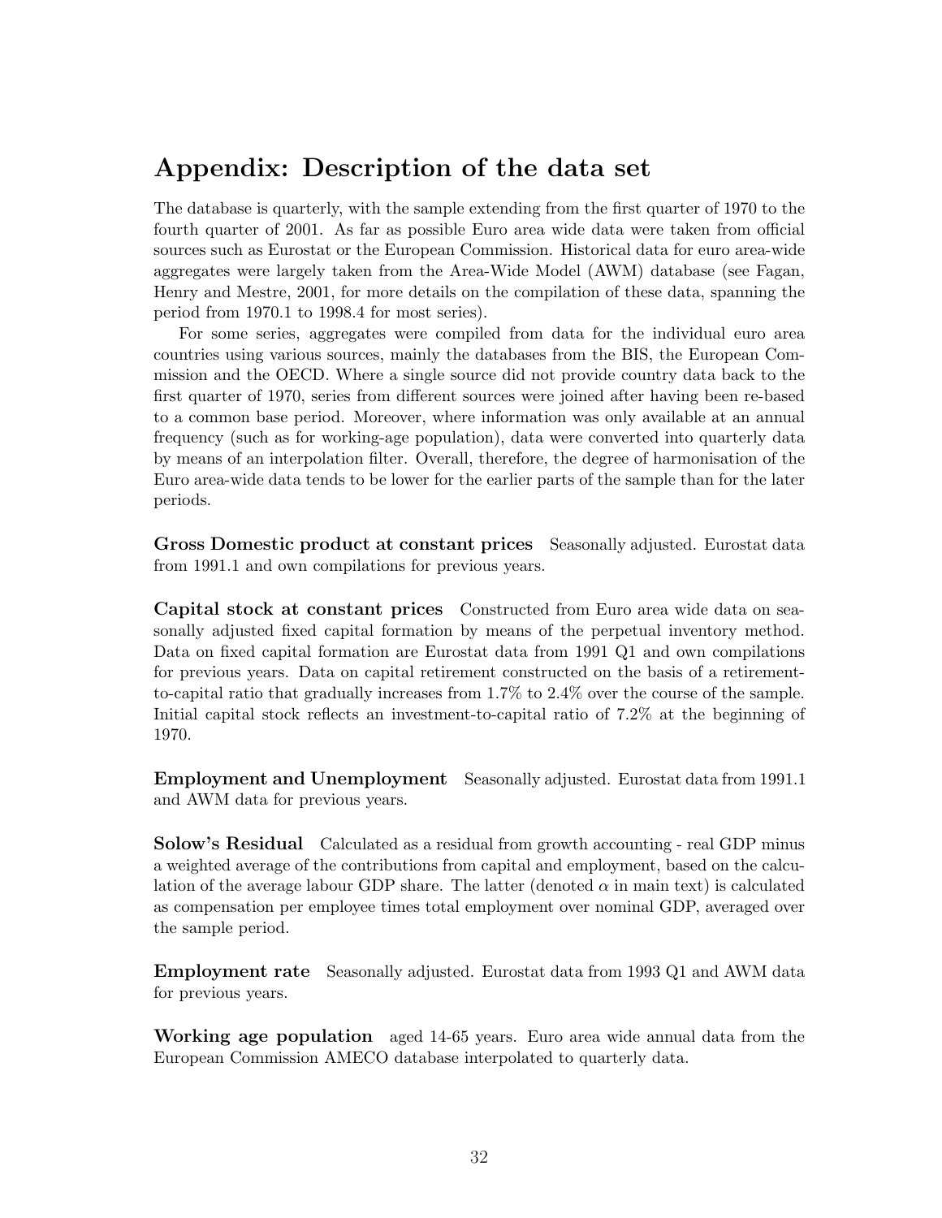## Appendix: Description of the data set

The database is quarterly, with the sample extending from the first quarter of 1970 to the fourth quarter of 2001. As far as possible Euro area wide data were taken from official sources such as Eurostat or the European Commission. Historical data for euro area-wide aggregates were largely taken from the Area-Wide Model (AWM) database (see Fagan, Henry and Mestre, 2001, for more details on the compilation of these data, spanning the period from 1970.1 to 1998.4 for most series).

For some series, aggregates were compiled from data for the individual euro area countries using various sources, mainly the databases from the BIS, the European Commission and the OECD. Where a single source did not provide country data back to the first quarter of 1970, series from different sources were joined after having been re-based to a common base period. Moreover, where information was only available at an annual frequency (such as for working-age population), data were converted into quarterly data by means of an interpolation filter. Overall, therefore, the degree of harmonisation of the Euro area-wide data tends to be lower for the earlier parts of the sample than for the later periods.

**Gross Domestic product at constant prices** Seasonally adjusted. Eurostat data from 1991.1 and own compilations for previous years.

**Capital stock at constant prices** Constructed from Euro area wide data on seasonally adjusted fixed capital formation by means of the perpetual inventory method. Data on fixed capital formation are Eurostat data from 1991 Q1 and own compilations for previous years. Data on capital retirement constructed on the basis of a retirement-to-capital ratio that gradually increases from 1.7% to 2.4% over the course of the sample. Initial capital stock reflects an investment-to-capital ratio of 7.2% at the beginning of 1970.

**Employment and Unemployment** Seasonally adjusted. Eurostat data from 1991.1 and AWM data for previous years.

**Solow's Residual** Calculated as a residual from growth accounting - real GDP minus a weighted average of the contributions from capital and employment, based on the calculation of the average labour GDP share. The latter (denoted $\alpha$ in main text) is calculated as compensation per employee times total employment over nominal GDP, averaged over the sample period.

**Employment rate** Seasonally adjusted. Eurostat data from 1993 Q1 and AWM data for previous years.

**Working age population** aged 14-65 years. Euro area wide annual data from the European Commission AMECO database interpolated to quarterly data.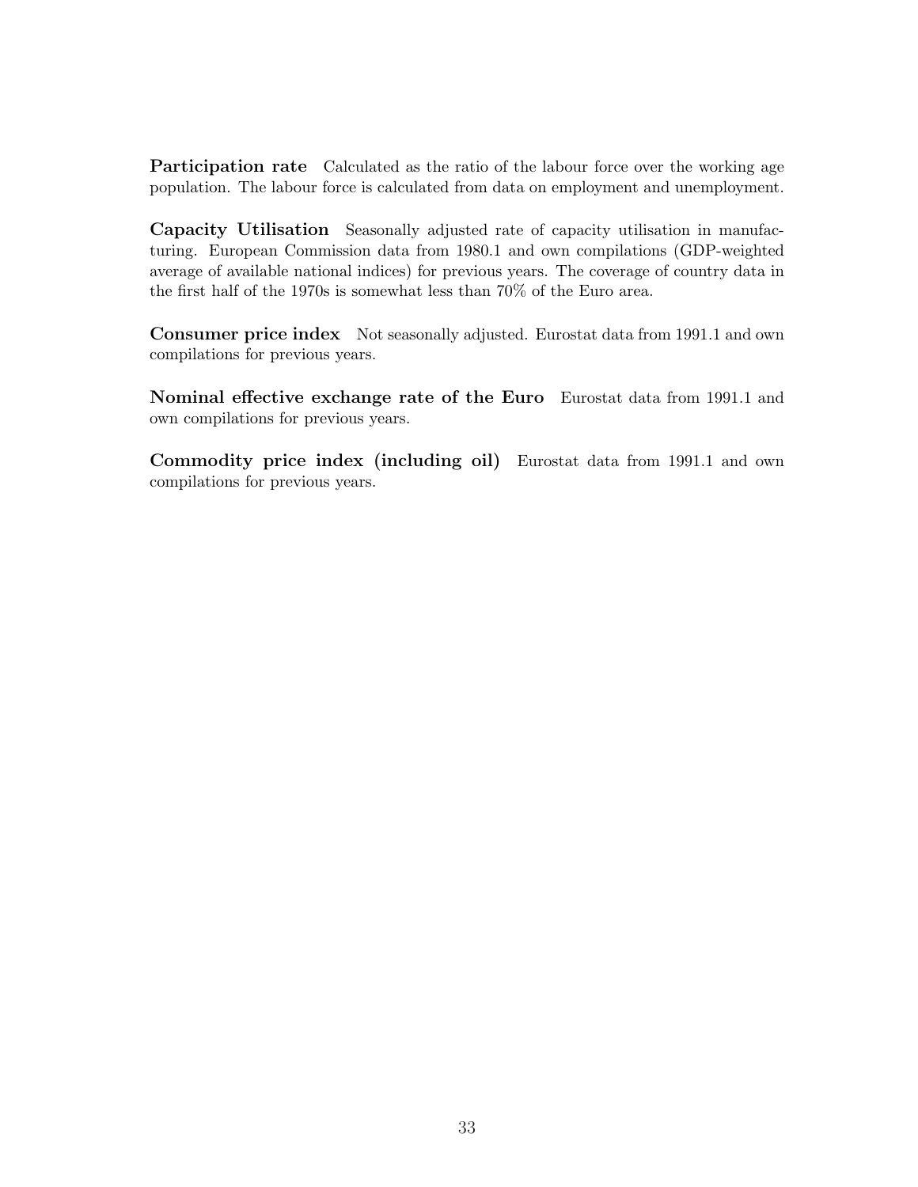**Participation rate** Calculated as the ratio of the labour force over the working age population. The labour force is calculated from data on employment and unemployment.

**Capacity Utilisation** Seasonally adjusted rate of capacity utilisation in manufacturing. European Commission data from 1980.1 and own compilations (GDP-weighted average of available national indices) for previous years. The coverage of country data in the first half of the 1970s is somewhat less than 70% of the Euro area.

**Consumer price index** Not seasonally adjusted. Eurostat data from 1991.1 and own compilations for previous years.

**Nominal effective exchange rate of the Euro** Eurostat data from 1991.1 and own compilations for previous years.

**Commodity price index (including oil)** Eurostat data from 1991.1 and own compilations for previous years.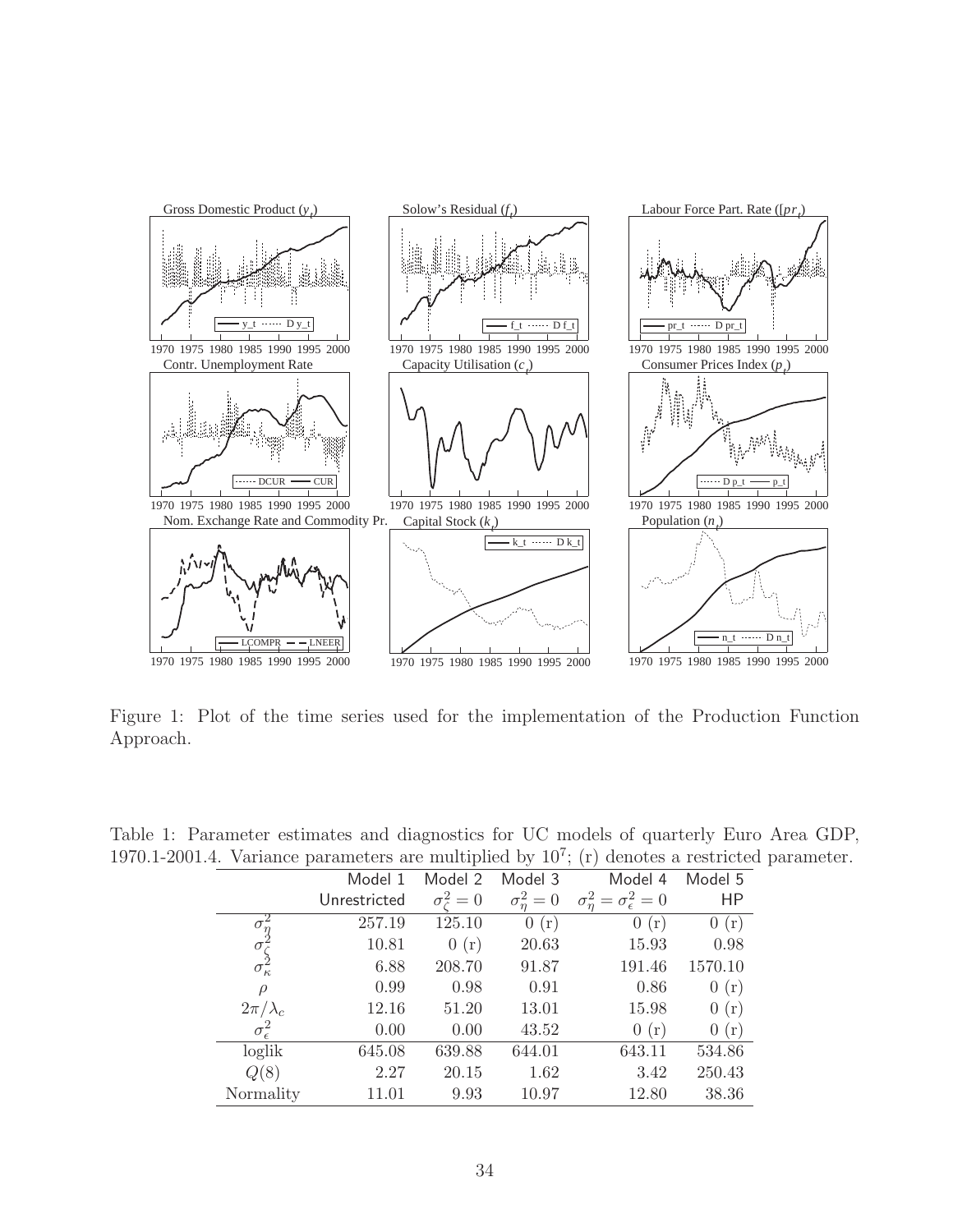Figure 1: Plot of the time series used for the implementation of the Production Function Approach.

Table 1: Parameter estimates and diagnostics for UC models of quarterly Euro Area GDP, 1970.1-2001.4. Variance parameters are multiplied by $10^7$; (r) denotes a restricted parameter.

| | Model 1 | Model 2 | Model 3 | Model 4 | Model 5 |
|---|---|---|---|---|---|
| | Unrestricted | $\sigma^2_\zeta = 0$ | $\sigma^2_\eta = 0$ | $\sigma^2_\eta = \sigma^2_\epsilon = 0$ | HP |
| $\sigma^2_\eta$ | 257.19 | 125.10 | 0 (r) | 0 (r) | 0 (r) |
| $\sigma^2_\zeta$ | 10.81 | 0 (r) | 20.63 | 15.93 | 0.98 |
| $\sigma^2_\kappa$ | 6.88 | 208.70 | 91.87 | 191.46 | 1570.10 |
| $\rho$ | 0.99 | 0.98 | 0.91 | 0.86 | 0 (r) |
| $2\pi/\lambda_c$ | 12.16 | 51.20 | 13.01 | 15.98 | 0 (r) |
| $\sigma^2_\epsilon$ | 0.00 | 0.00 | 43.52 | 0 (r) | 0 (r) |
| loglik | 645.08 | 639.88 | 644.01 | 643.11 | 534.86 |
| $Q(8)$ | 2.27 | 20.15 | 1.62 | 3.42 | 250.43 |
| Normality | 11.01 | 9.93 | 10.97 | 12.80 | 38.36 |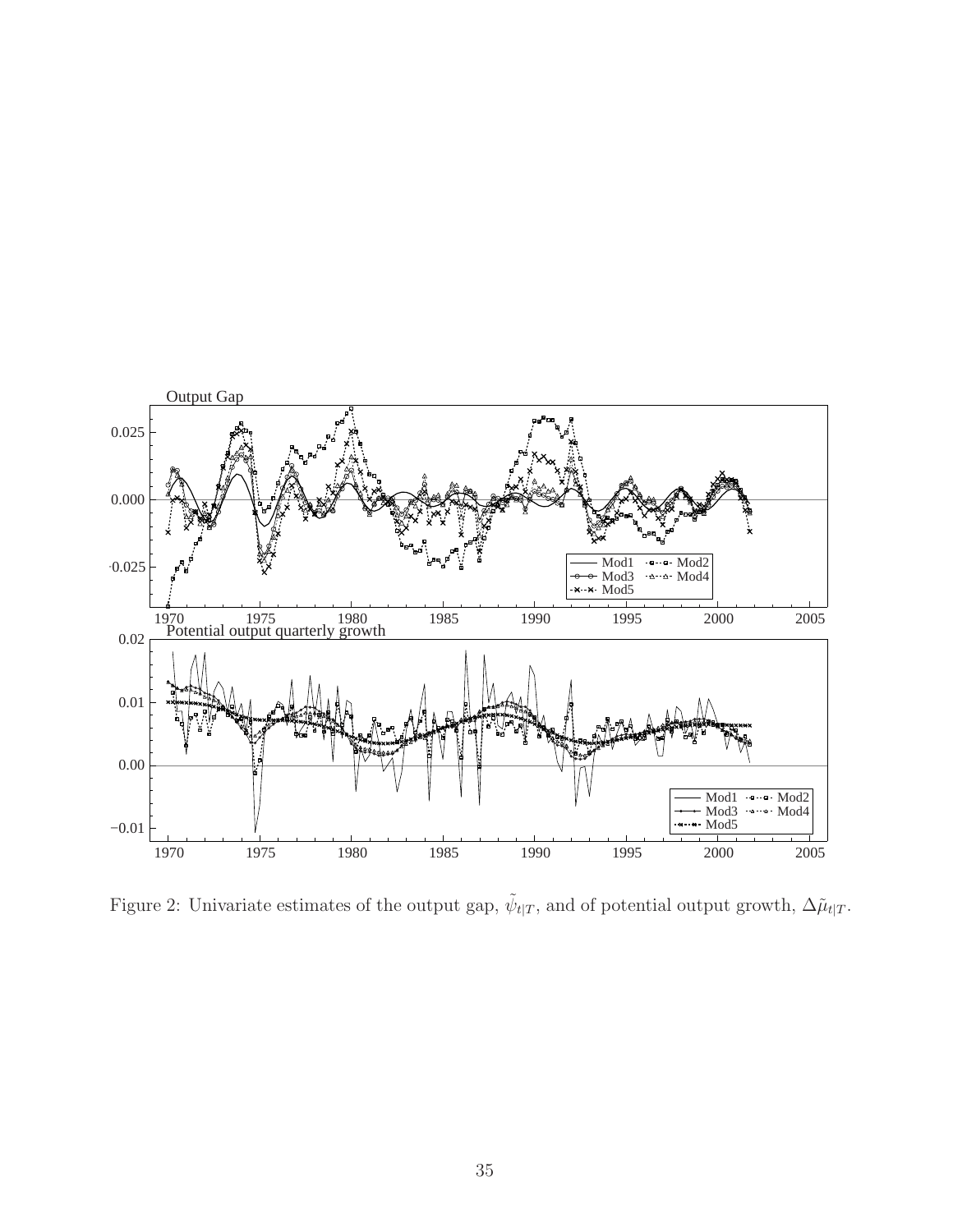Figure 2: Univariate estimates of the output gap, $\tilde{\psi}_{t|T}$, and of potential output growth, $\Delta\tilde{\mu}_{t|T}$.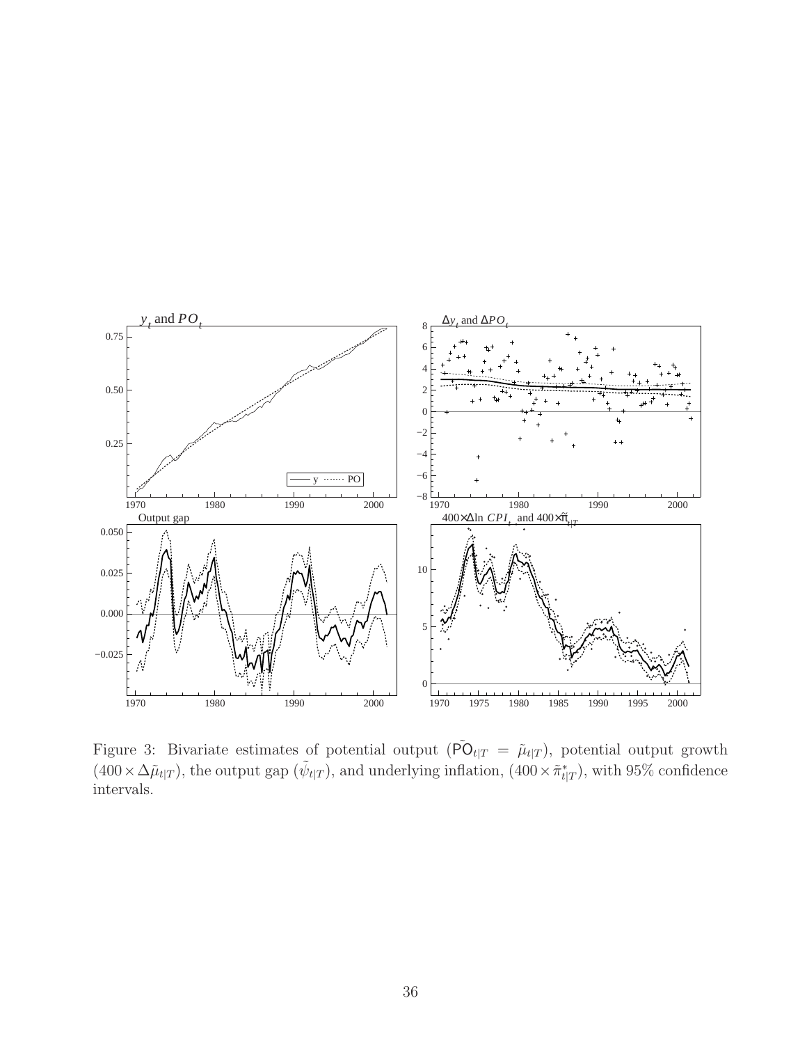Figure 3: Bivariate estimates of potential output ($\tilde{\mathsf{PO}}_{t|T} = \tilde{\mu}_{t|T}$), potential output growth ($400 \times \Delta\tilde{\mu}_{t|T}$), the output gap ($\tilde{\psi}_{t|T}$), and underlying inflation, ($400 \times \tilde{\pi}^*_{t|T}$), with 95% confidence intervals.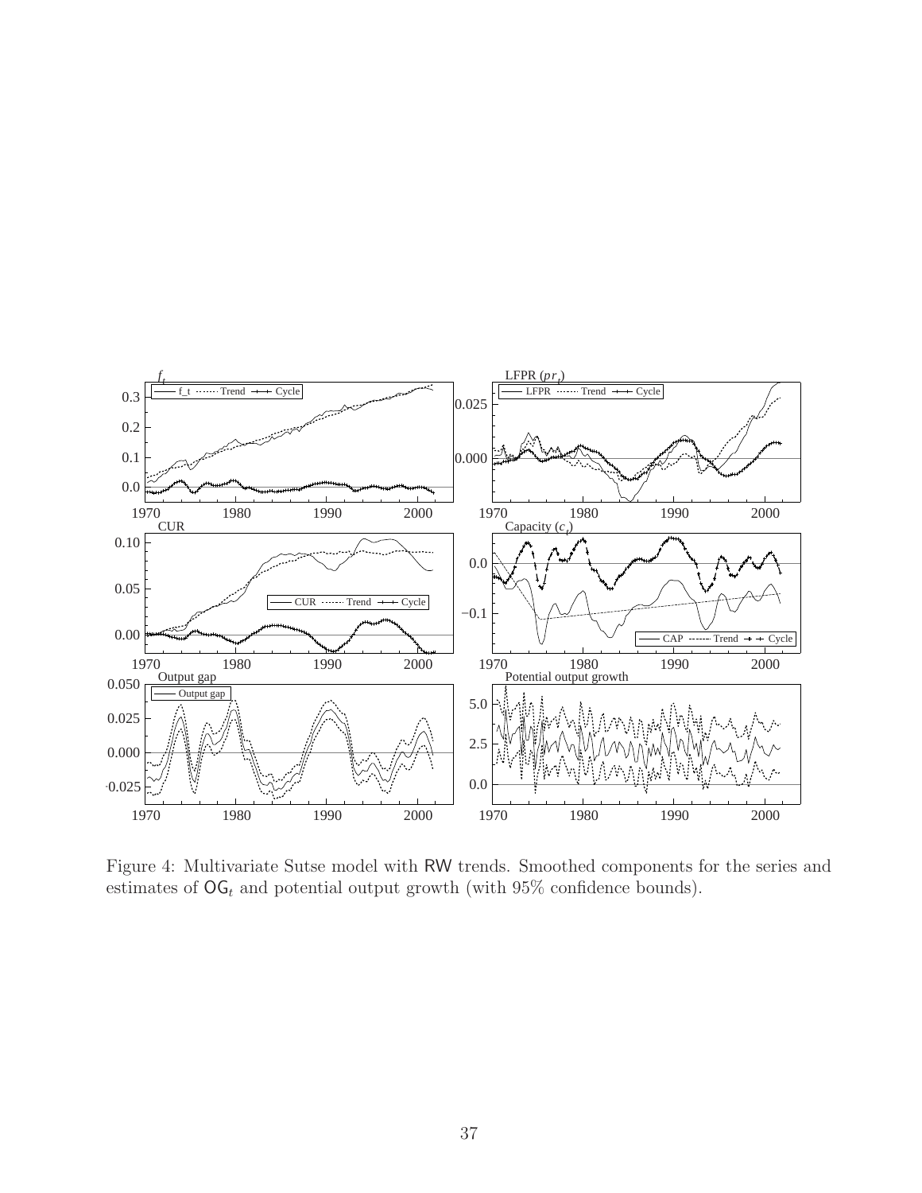Figure 4: Multivariate Sutse model with RW trends. Smoothed components for the series and estimates of $\mathsf{OG}_t$ and potential output growth (with 95% confidence bounds).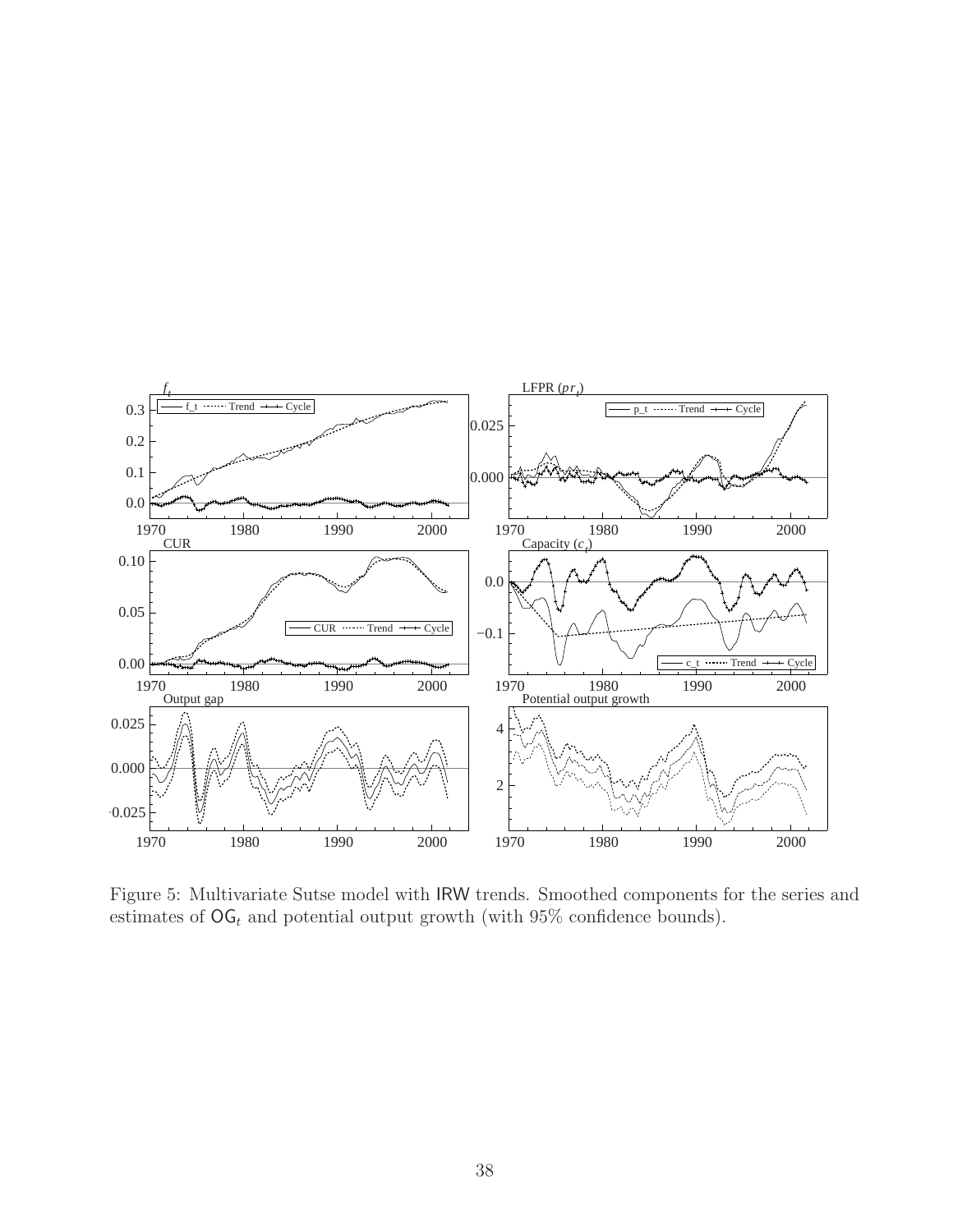Figure 5: Multivariate Sutse model with IRW trends. Smoothed components for the series and estimates of $\mathsf{OG}_t$ and potential output growth (with 95% confidence bounds).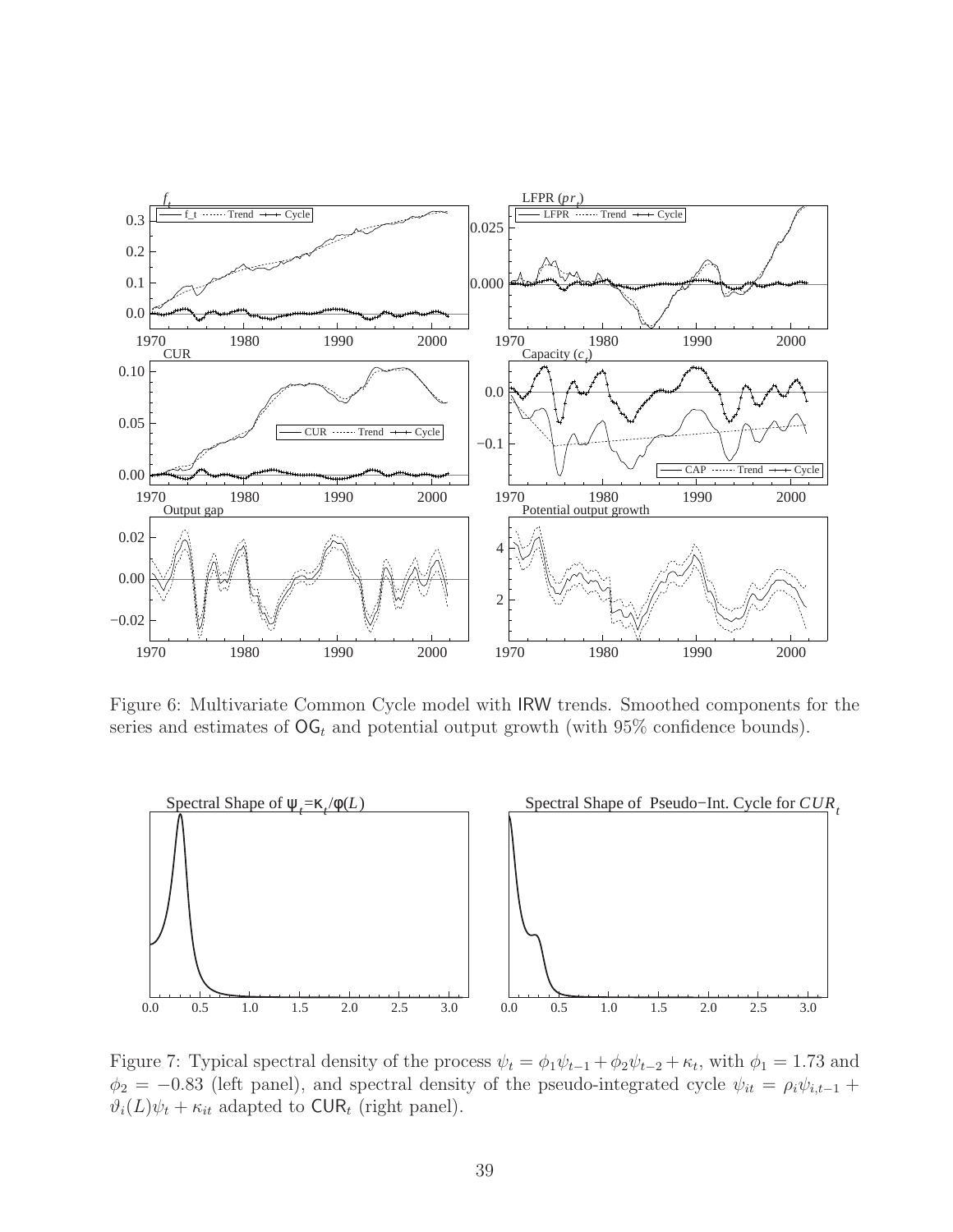Figure 6: Multivariate Common Cycle model with IRW trends. Smoothed components for the series and estimates of $\mathsf{OG}_t$ and potential output growth (with 95% confidence bounds).

Figure 7: Typical spectral density of the process $\psi_t = \phi_1\psi_{t-1} + \phi_2\psi_{t-2} + \kappa_t$, with $\phi_1 = 1.73$ and $\phi_2 = -0.83$ (left panel), and spectral density of the pseudo-integrated cycle $\psi_{it} = \rho_i\psi_{i,t-1} + \vartheta_i(L)\psi_t + \kappa_{it}$ adapted to $\mathsf{CUR}_t$ (right panel).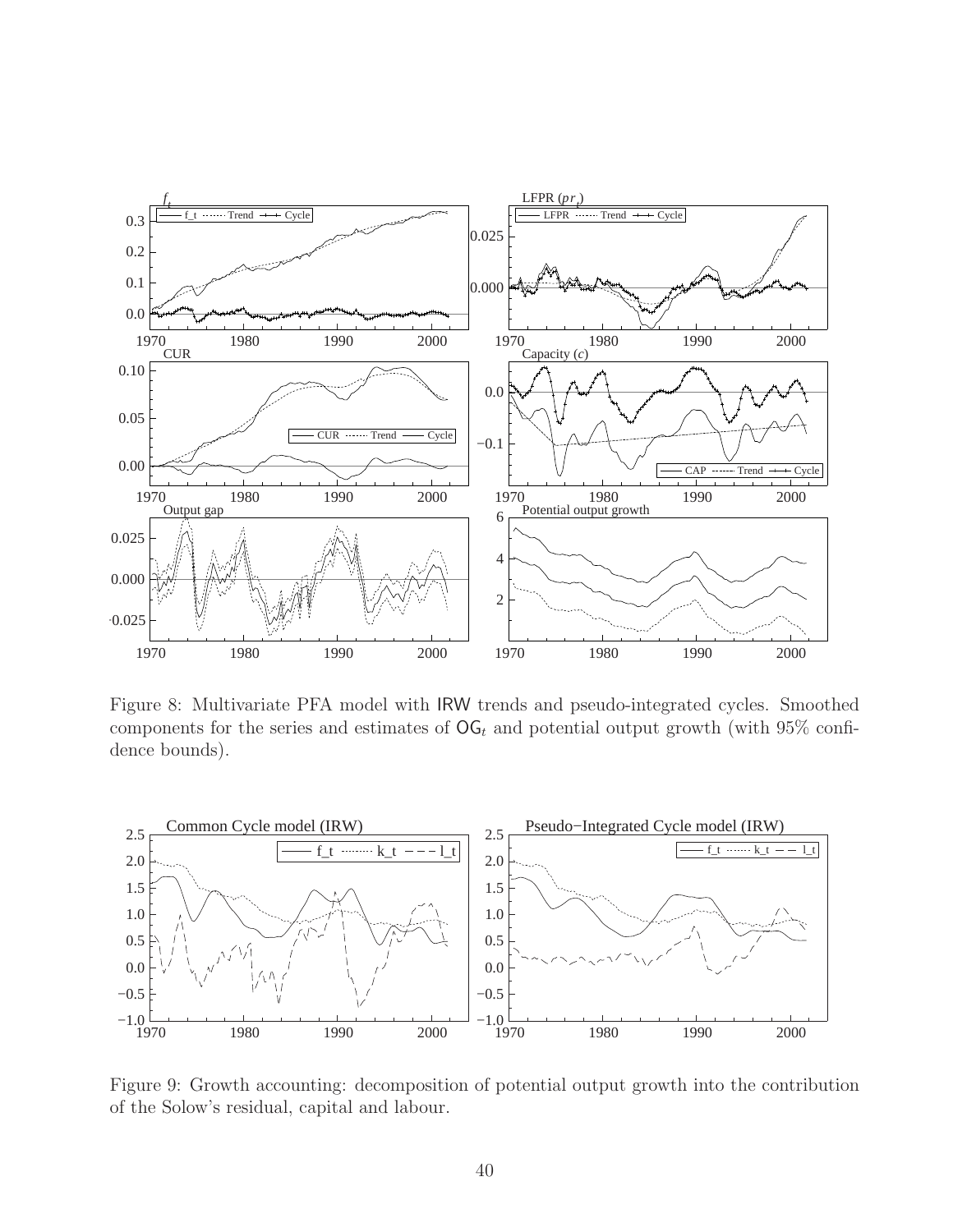Figure 8: Multivariate PFA model with IRW trends and pseudo-integrated cycles. Smoothed components for the series and estimates of $\mathsf{OG}_t$ and potential output growth (with 95% confidence bounds).

Figure 9: Growth accounting: decomposition of potential output growth into the contribution of the Solow's residual, capital and labour.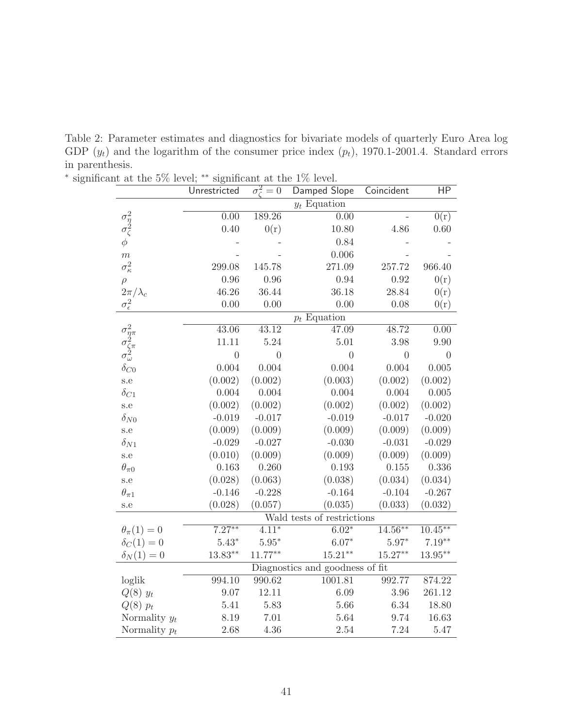Table 2: Parameter estimates and diagnostics for bivariate models of quarterly Euro Area log GDP ($y_t$) and the logarithm of the consumer price index ($p_t$), 1970.1-2001.4. Standard errors in parenthesis.

$^*$ significant at the 5% level; $^{**}$ significant at the 1% level.

| | Unrestricted | $\sigma_\zeta^2 = 0$ | Damped Slope | Coincident | HP |
|---|---|---|---|---|---|
| | | | $y_t$ Equation | | |
| $\sigma_\eta^2$ | 0.00 | 189.26 | 0.00 | - | 0(r) |
| $\sigma_\zeta^2$ | 0.40 | 0(r) | 10.80 | 4.86 | 0.60 |
| $\phi$ | - | - | 0.84 | - | - |
| $m$ | - | - | 0.006 | - | - |
| $\sigma_\kappa^2$ | 299.08 | 145.78 | 271.09 | 257.72 | 966.40 |
| $\rho$ | 0.96 | 0.96 | 0.94 | 0.92 | 0(r) |
| $2\pi/\lambda_c$ | 46.26 | 36.44 | 36.18 | 28.84 | 0(r) |
| $\sigma_\epsilon^2$ | 0.00 | 0.00 | 0.00 | 0.08 | 0(r) |
| | | | $p_t$ Equation | | |
| $\sigma_{\eta\pi}^2$ | 43.06 | 43.12 | 47.09 | 48.72 | 0.00 |
| $\sigma_{\zeta\pi}^2$ | 11.11 | 5.24 | 5.01 | 3.98 | 9.90 |
| $\sigma_\omega^2$ | 0 | 0 | 0 | 0 | 0 |
| $\delta_{C0}$ | 0.004 | 0.004 | 0.004 | 0.004 | 0.005 |
| s.e | (0.002) | (0.002) | (0.003) | (0.002) | (0.002) |
| $\delta_{C1}$ | 0.004 | 0.004 | 0.004 | 0.004 | 0.005 |
| s.e | (0.002) | (0.002) | (0.002) | (0.002) | (0.002) |
| $\delta_{N0}$ | -0.019 | -0.017 | -0.019 | -0.017 | -0.020 |
| s.e | (0.009) | (0.009) | (0.009) | (0.009) | (0.009) |
| $\delta_{N1}$ | -0.029 | -0.027 | -0.030 | -0.031 | -0.029 |
| s.e | (0.010) | (0.009) | (0.009) | (0.009) | (0.009) |
| $\theta_{\pi 0}$ | 0.163 | 0.260 | 0.193 | 0.155 | 0.336 |
| s.e | (0.028) | (0.063) | (0.038) | (0.034) | (0.034) |
| $\theta_{\pi 1}$ | -0.146 | -0.228 | -0.164 | -0.104 | -0.267 |
| s.e | (0.028) | (0.057) | (0.035) | (0.033) | (0.032) |
| | | | Wald tests of restrictions | | |
| $\theta_\pi(1) = 0$ | 7.27$^{**}$ | 4.11$^*$ | 6.02$^*$ | 14.56$^{**}$ | 10.45$^{**}$ |
| $\delta_C(1) = 0$ | 5.43$^*$ | 5.95$^*$ | 6.07$^*$ | 5.97$^*$ | 7.19$^{**}$ |
| $\delta_N(1) = 0$ | 13.83$^{**}$ | 11.77$^{**}$ | 15.21$^{**}$ | 15.27$^{**}$ | 13.95$^{**}$ |
| | | | Diagnostics and goodness of fit | | |
| loglik | 994.10 | 990.62 | 1001.81 | 992.77 | 874.22 |
| $Q(8)$ $y_t$ | 9.07 | 12.11 | 6.09 | 3.96 | 261.12 |
| $Q(8)$ $p_t$ | 5.41 | 5.83 | 5.66 | 6.34 | 18.80 |
| Normality $y_t$ | 8.19 | 7.01 | 5.64 | 9.74 | 16.63 |
| Normality $p_t$ | 2.68 | 4.36 | 2.54 | 7.24 | 5.47 |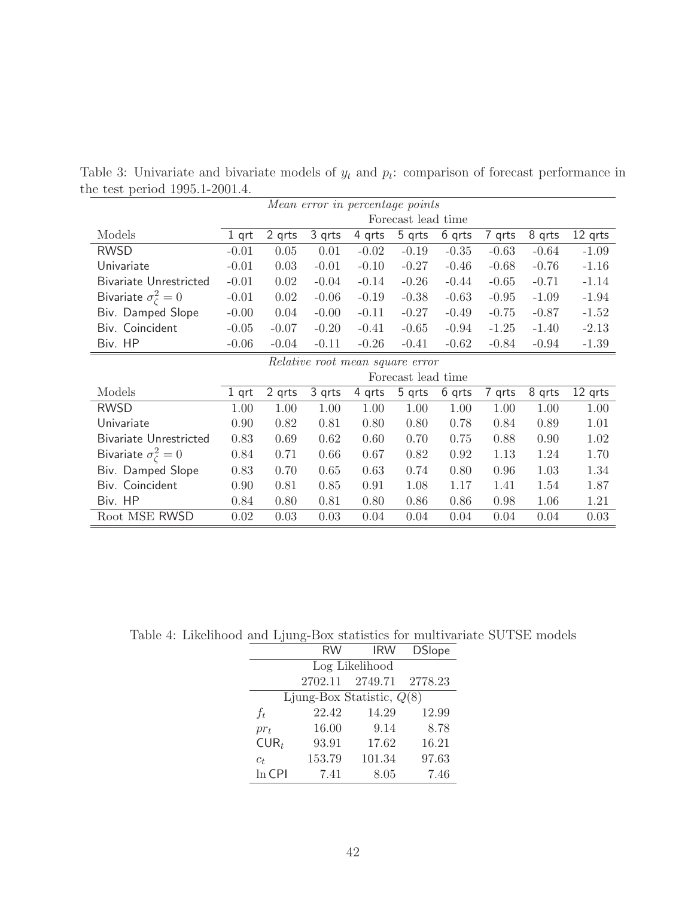Table 3: Univariate and bivariate models of $y_t$ and $p_t$: comparison of forecast performance in the test period 1995.1-2001.4.

| *Mean error in percentage points* | | | | | | | | | |
|---|---|---|---|---|---|---|---|---|---|
| | Forecast lead time | | | | | | | | |
| Models | 1 qrt | 2 qrts | 3 qrts | 4 qrts | 5 qrts | 6 qrts | 7 qrts | 8 qrts | 12 qrts |
| RWSD | -0.01 | 0.05 | 0.01 | -0.02 | -0.19 | -0.35 | -0.63 | -0.64 | -1.09 |
| Univariate | -0.01 | 0.03 | -0.01 | -0.10 | -0.27 | -0.46 | -0.68 | -0.76 | -1.16 |
| Bivariate Unrestricted | -0.01 | 0.02 | -0.04 | -0.14 | -0.26 | -0.44 | -0.65 | -0.71 | -1.14 |
| Bivariate $\sigma^2_\zeta = 0$ | -0.01 | 0.02 | -0.06 | -0.19 | -0.38 | -0.63 | -0.95 | -1.09 | -1.94 |
| Biv. Damped Slope | -0.00 | 0.04 | -0.00 | -0.11 | -0.27 | -0.49 | -0.75 | -0.87 | -1.52 |
| Biv. Coincident | -0.05 | -0.07 | -0.20 | -0.41 | -0.65 | -0.94 | -1.25 | -1.40 | -2.13 |
| Biv. HP | -0.06 | -0.04 | -0.11 | -0.26 | -0.41 | -0.62 | -0.84 | -0.94 | -1.39 |

| *Relative root mean square error* | | | | | | | | | |
|---|---|---|---|---|---|---|---|---|---|
| | Forecast lead time | | | | | | | | |
| Models | 1 qrt | 2 qrts | 3 qrts | 4 qrts | 5 qrts | 6 qrts | 7 qrts | 8 qrts | 12 qrts |
| RWSD | 1.00 | 1.00 | 1.00 | 1.00 | 1.00 | 1.00 | 1.00 | 1.00 | 1.00 |
| Univariate | 0.90 | 0.82 | 0.81 | 0.80 | 0.80 | 0.78 | 0.84 | 0.89 | 1.01 |
| Bivariate Unrestricted | 0.83 | 0.69 | 0.62 | 0.60 | 0.70 | 0.75 | 0.88 | 0.90 | 1.02 |
| Bivariate $\sigma^2_\zeta = 0$ | 0.84 | 0.71 | 0.66 | 0.67 | 0.82 | 0.92 | 1.13 | 1.24 | 1.70 |
| Biv. Damped Slope | 0.83 | 0.70 | 0.65 | 0.63 | 0.74 | 0.80 | 0.96 | 1.03 | 1.34 |
| Biv. Coincident | 0.90 | 0.81 | 0.85 | 0.91 | 1.08 | 1.17 | 1.41 | 1.54 | 1.87 |
| Biv. HP | 0.84 | 0.80 | 0.81 | 0.80 | 0.86 | 0.86 | 0.98 | 1.06 | 1.21 |
| Root MSE RWSD | 0.02 | 0.03 | 0.03 | 0.04 | 0.04 | 0.04 | 0.04 | 0.04 | 0.03 |

Table 4: Likelihood and Ljung-Box statistics for multivariate SUTSE models

| | RW | IRW | DSlope |
|---|---|---|---|
| | Log Likelihood | | |
| | 2702.11 | 2749.71 | 2778.23 |
| | Ljung-Box Statistic, $Q(8)$ | | |
| $f_t$ | 22.42 | 14.29 | 12.99 |
| $pr_t$ | 16.00 | 9.14 | 8.78 |
| $\mathsf{CUR}_t$ | 93.91 | 17.62 | 16.21 |
| $c_t$ | 153.79 | 101.34 | 97.63 |
| $\ln \mathsf{CPI}$ | 7.41 | 8.05 | 7.46 |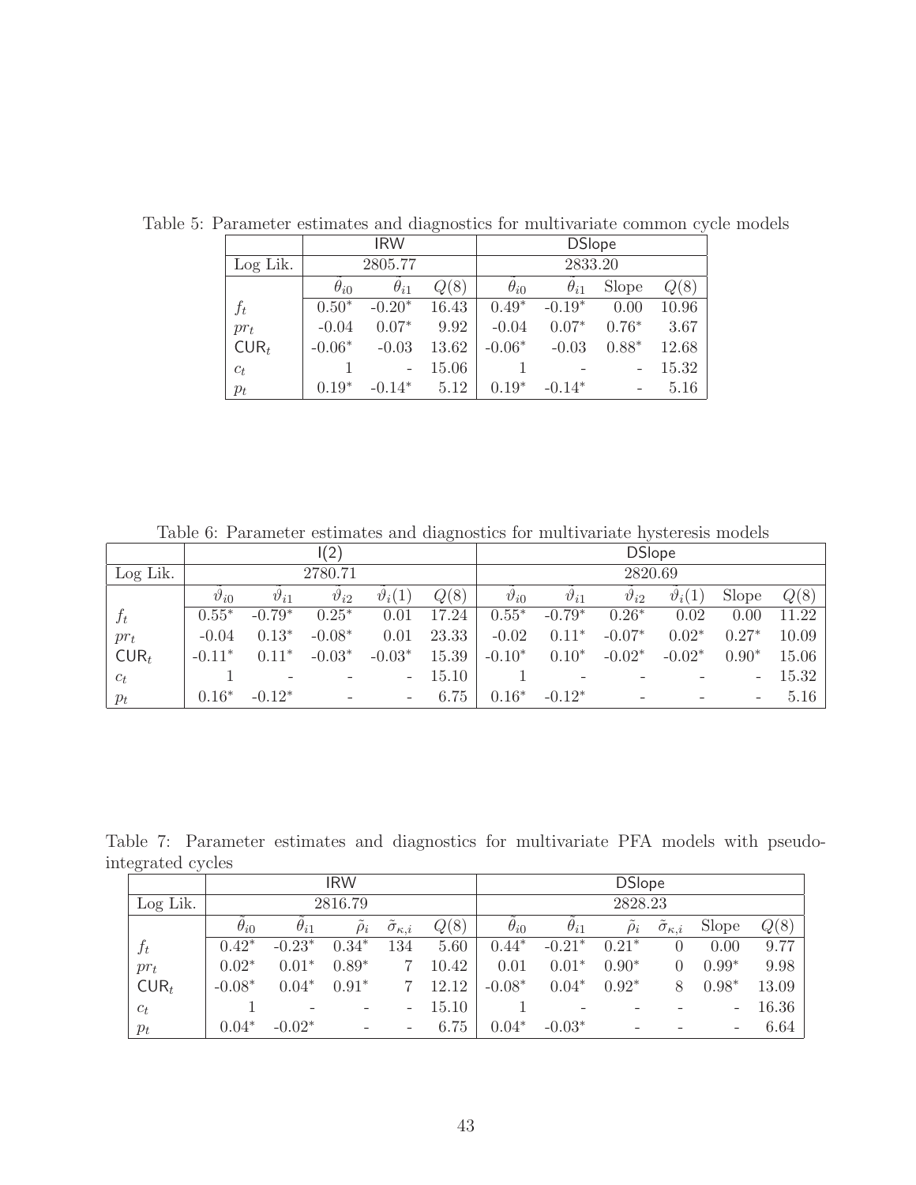Table 5: Parameter estimates and diagnostics for multivariate common cycle models

| | IRW | | | DSlope | | | |
|---|---|---|---|---|---|---|---|
| Log Lik. | 2805.77 | | | 2833.20 | | | |
| | $\tilde{\theta}_{i0}$ | $\tilde{\theta}_{i1}$ | $Q(8)$ | $\tilde{\theta}_{i0}$ | $\tilde{\theta}_{i1}$ | Slope | $Q(8)$ |
| $f_t$ | $0.50^*$ | $-0.20^*$ | 16.43 | $0.49^*$ | $-0.19^*$ | 0.00 | 10.96 |
| $pr_t$ | -0.04 | $0.07^*$ | 9.92 | -0.04 | $0.07^*$ | $0.76^*$ | 3.67 |
| $\mathsf{CUR}_t$ | $-0.06^*$ | -0.03 | 13.62 | $-0.06^*$ | -0.03 | $0.88^*$ | 12.68 |
| $c_t$ | 1 | - | 15.06 | 1 | - | - | 15.32 |
| $p_t$ | $0.19^*$ | $-0.14^*$ | 5.12 | $0.19^*$ | $-0.14^*$ | - | 5.16 |

Table 6: Parameter estimates and diagnostics for multivariate hysteresis models

| | I(2) | | | | | DSlope | | | | | |
|---|---|---|---|---|---|---|---|---|---|---|---|
| Log Lik. | 2780.71 | | | | | 2820.69 | | | | | |
| | $\tilde{\vartheta}_{i0}$ | $\tilde{\vartheta}_{i1}$ | $\tilde{\vartheta}_{i2}$ | $\tilde{\vartheta}_i(1)$ | $Q(8)$ | $\tilde{\vartheta}_{i0}$ | $\tilde{\vartheta}_{i1}$ | $\tilde{\vartheta}_{i2}$ | $\tilde{\vartheta}_i(1)$ | Slope | $Q(8)$ |
| $f_t$ | $0.55^*$ | $-0.79^*$ | $0.25^*$ | 0.01 | 17.24 | $0.55^*$ | $-0.79^*$ | $0.26^*$ | 0.02 | 0.00 | 11.22 |
| $pr_t$ | -0.04 | $0.13^*$ | $-0.08^*$ | 0.01 | 23.33 | -0.02 | $0.11^*$ | $-0.07^*$ | $0.02^*$ | $0.27^*$ | 10.09 |
| $\mathsf{CUR}_t$ | $-0.11^*$ | $0.11^*$ | $-0.03^*$ | $-0.03^*$ | 15.39 | $-0.10^*$ | $0.10^*$ | $-0.02^*$ | $-0.02^*$ | $0.90^*$ | 15.06 |
| $c_t$ | 1 | - | - | - | 15.10 | 1 | - | - | - | - | 15.32 |
| $p_t$ | $0.16^*$ | $-0.12^*$ | - | - | 6.75 | $0.16^*$ | $-0.12^*$ | - | - | - | 5.16 |

Table 7: Parameter estimates and diagnostics for multivariate PFA models with pseudo-integrated cycles

| | IRW | | | | | DSlope | | | | | |
|---|---|---|---|---|---|---|---|---|---|---|---|
| Log Lik. | 2816.79 | | | | | 2828.23 | | | | | |
| | $\tilde{\theta}_{i0}$ | $\tilde{\theta}_{i1}$ | $\tilde{\rho}_i$ | $\tilde{\sigma}_{\kappa,i}$ | $Q(8)$ | $\tilde{\theta}_{i0}$ | $\tilde{\theta}_{i1}$ | $\tilde{\rho}_i$ | $\tilde{\sigma}_{\kappa,i}$ | Slope | $Q(8)$ |
| $f_t$ | $0.42^*$ | $-0.23^*$ | $0.34^*$ | 134 | 5.60 | $0.44^*$ | $-0.21^*$ | $0.21^*$ | 0 | 0.00 | 9.77 |
| $pr_t$ | $0.02^*$ | $0.01^*$ | $0.89^*$ | 7 | 10.42 | 0.01 | $0.01^*$ | $0.90^*$ | 0 | $0.99^*$ | 9.98 |
| $\mathsf{CUR}_t$ | $-0.08^*$ | $0.04^*$ | $0.91^*$ | 7 | 12.12 | $-0.08^*$ | $0.04^*$ | $0.92^*$ | 8 | $0.98^*$ | 13.09 |
| $c_t$ | 1 | - | - | - | 15.10 | 1 | - | - | - | - | 16.36 |
| $p_t$ | $0.04^*$ | $-0.02^*$ | - | - | 6.75 | $0.04^*$ | $-0.03^*$ | - | - | - | 6.64 |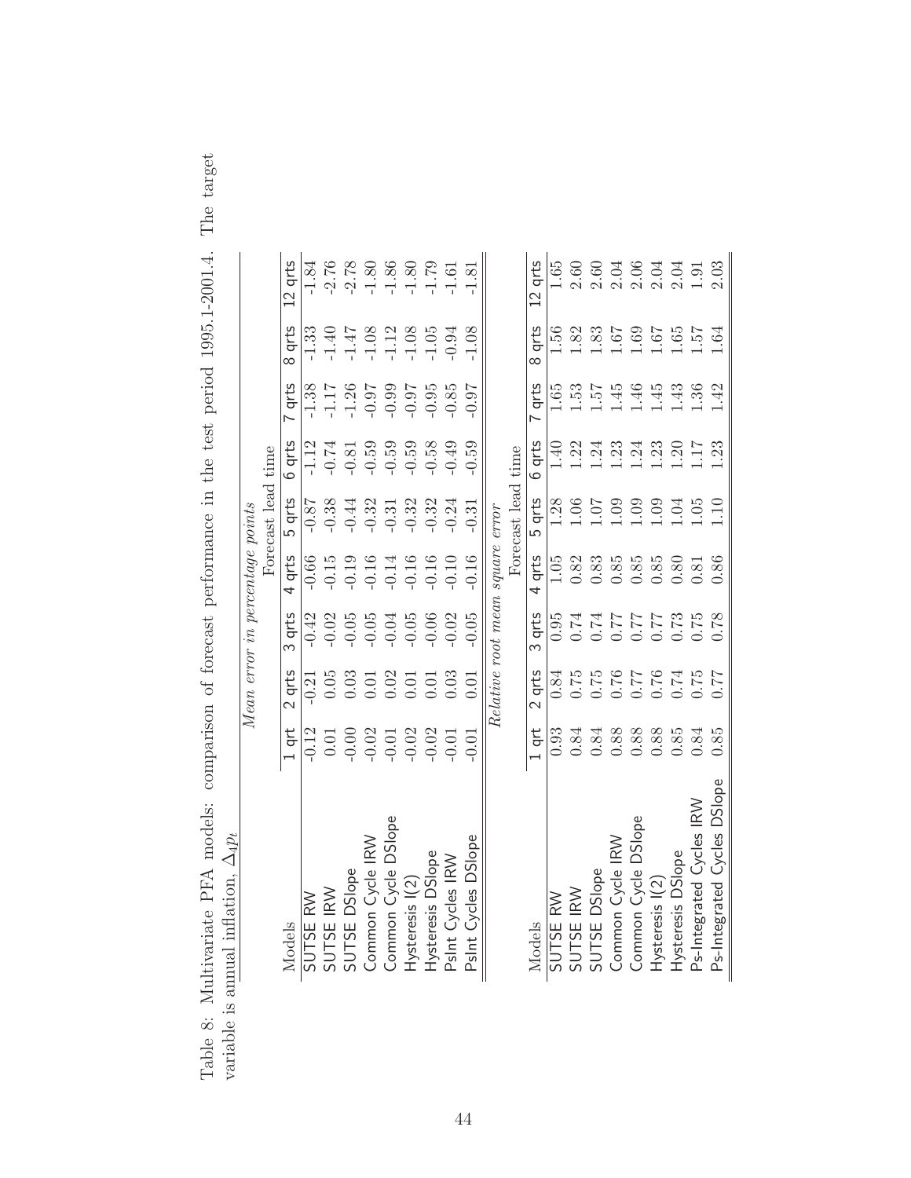Table 8: Multivariate PFA models: comparison of forecast performance in the test period 1995.1-2001.4. The target variable is annual inflation, $\Delta_4 p_t$

| | *Mean error in percentage points* | | | | | | | | |
|---|---|---|---|---|---|---|---|---|---|
| | Forecast lead time | | | | | | | | |
| Models | 1 qrt | 2 qrts | 3 qrts | 4 qrts | 5 qrts | 6 qrts | 7 qrts | 8 qrts | 12 qrts |
| SUTSE RW | -0.12 | -0.21 | -0.42 | -0.66 | -0.87 | -1.12 | -1.38 | -1.33 | -1.84 |
| SUTSE IRW | 0.01 | 0.05 | -0.02 | -0.15 | -0.38 | -0.74 | -1.17 | -1.40 | -2.76 |
| SUTSE DSlope | -0.00 | 0.03 | -0.05 | -0.19 | -0.44 | -0.81 | -1.26 | -1.47 | -2.78 |
| Common Cycle IRW | -0.02 | 0.01 | -0.05 | -0.16 | -0.32 | -0.59 | -0.97 | -1.08 | -1.80 |
| Common Cycle DSlope | -0.01 | 0.02 | -0.04 | -0.14 | -0.31 | -0.59 | -0.99 | -1.12 | -1.86 |
| Hysteresis I(2) | -0.02 | 0.01 | -0.05 | -0.16 | -0.32 | -0.59 | -0.97 | -1.08 | -1.80 |
| Hysteresis DSlope | -0.02 | 0.01 | -0.06 | -0.16 | -0.32 | -0.58 | -0.95 | -1.05 | -1.79 |
| PsInt Cycles IRW | -0.01 | 0.03 | -0.02 | -0.10 | -0.24 | -0.49 | -0.85 | -0.94 | -1.61 |
| PsInt Cycles DSlope | -0.01 | 0.01 | -0.05 | -0.16 | -0.31 | -0.59 | -0.97 | -1.08 | -1.81 |
| | *Relative root mean square error* | | | | | | | | |
| | Forecast lead time | | | | | | | | |
| Models | 1 qrt | 2 qrts | 3 qrts | 4 qrts | 5 qrts | 6 qrts | 7 qrts | 8 qrts | 12 qrts |
| SUTSE RW | 0.93 | 0.84 | 0.95 | 1.05 | 1.28 | 1.40 | 1.65 | 1.56 | 1.65 |
| SUTSE IRW | 0.84 | 0.75 | 0.74 | 0.82 | 1.06 | 1.22 | 1.53 | 1.82 | 2.60 |
| SUTSE DSlope | 0.84 | 0.75 | 0.74 | 0.83 | 1.07 | 1.24 | 1.57 | 1.83 | 2.60 |
| Common Cycle IRW | 0.88 | 0.76 | 0.77 | 0.85 | 1.09 | 1.23 | 1.45 | 1.67 | 2.04 |
| Common Cycle DSlope | 0.88 | 0.77 | 0.77 | 0.85 | 1.09 | 1.24 | 1.46 | 1.69 | 2.06 |
| Hysteresis I(2) | 0.88 | 0.76 | 0.77 | 0.85 | 1.09 | 1.23 | 1.45 | 1.67 | 2.04 |
| Hysteresis DSlope | 0.85 | 0.74 | 0.73 | 0.80 | 1.04 | 1.20 | 1.43 | 1.65 | 2.04 |
| Ps-Integrated Cycles IRW | 0.84 | 0.75 | 0.75 | 0.81 | 1.05 | 1.17 | 1.36 | 1.57 | 1.91 |
| Ps-Integrated Cycles DSlope | 0.85 | 0.77 | 0.78 | 0.86 | 1.10 | 1.23 | 1.42 | 1.64 | 2.03 |